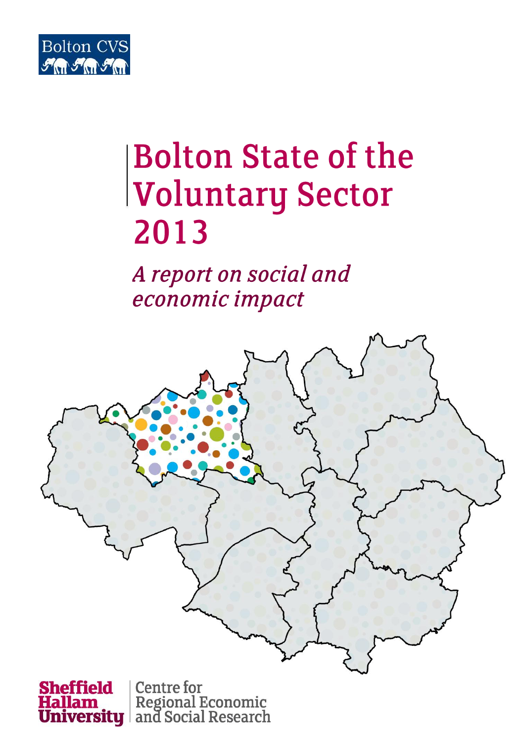Bolton CVS

# Bolton State of the Voluntary Sector 2013

*A report on social and economic impact*

Sheffield Hallam University | Centre for Regional Economic and Social Research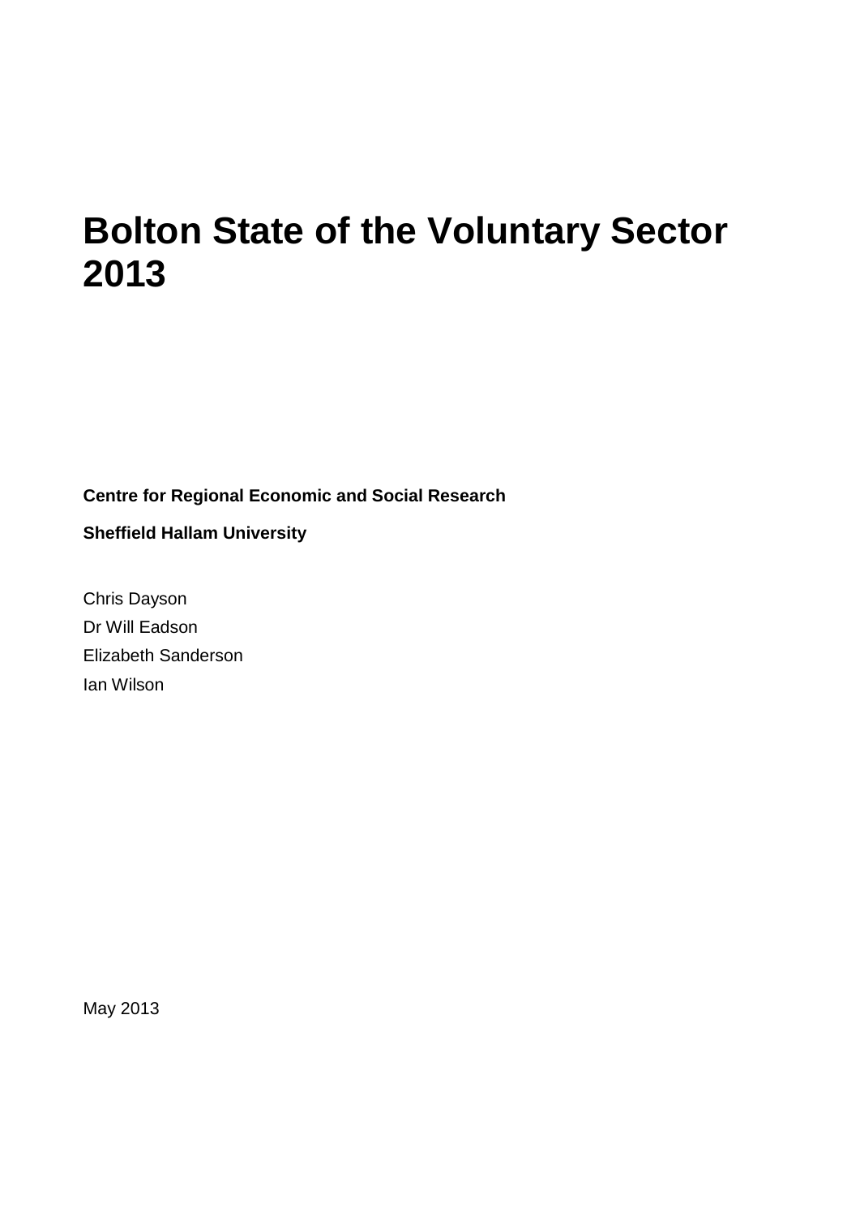# Bolton State of the Voluntary Sector 2013

**Centre for Regional Economic and Social Research**

**Sheffield Hallam University**

Chris Dayson

Dr Will Eadson

Elizabeth Sanderson

Ian Wilson

May 2013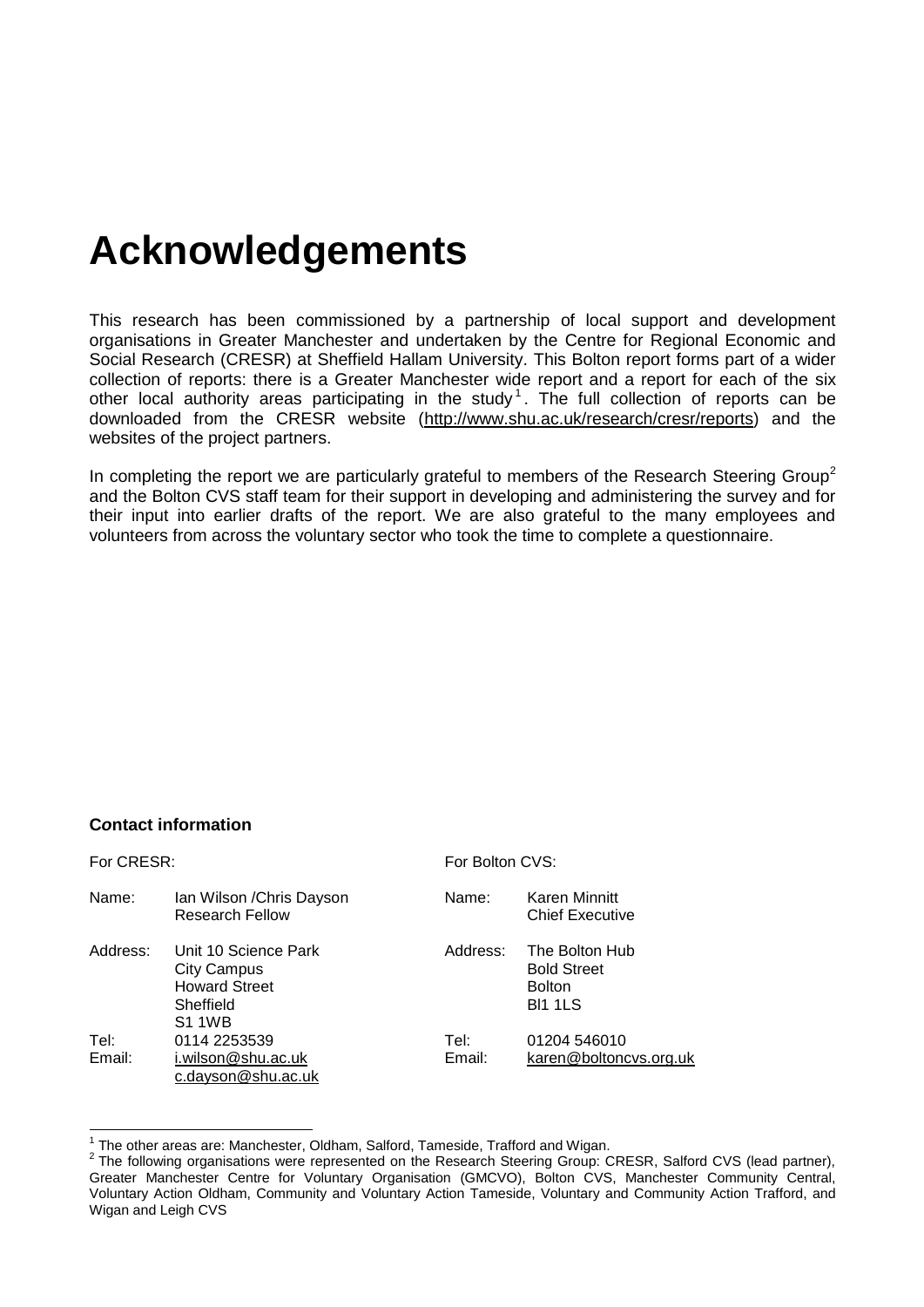# Acknowledgements

This research has been commissioned by a partnership of local support and development organisations in Greater Manchester and undertaken by the Centre for Regional Economic and Social Research (CRESR) at Sheffield Hallam University. This Bolton report forms part of a wider collection of reports: there is a Greater Manchester wide report and a report for each of the six other local authority areas participating in the study[1]. The full collection of reports can be downloaded from the CRESR website (http://www.shu.ac.uk/research/cresr/reports) and the websites of the project partners.

In completing the report we are particularly grateful to members of the Research Steering Group[2] and the Bolton CVS staff team for their support in developing and administering the survey and for their input into earlier drafts of the report. We are also grateful to the many employees and volunteers from across the voluntary sector who took the time to complete a questionnaire.

**Contact information**

| For CRESR: | | For Bolton CVS: | |
|---|---|---|---|
| Name: | Ian Wilson /Chris Dayson<br>Research Fellow | Name: | Karen Minnitt<br>Chief Executive |
| Address: | Unit 10 Science Park<br>City Campus<br>Howard Street<br>Sheffield<br>S1 1WB | Address: | The Bolton Hub<br>Bold Street<br>Bolton<br>Bl1 1LS |
| Tel: | 0114 2253539 | Tel: | 01204 546010 |
| Email: | i.wilson@shu.ac.uk<br>c.dayson@shu.ac.uk | Email: | karen@boltoncvs.org.uk |

[1] The other areas are: Manchester, Oldham, Salford, Tameside, Trafford and Wigan.

[2] The following organisations were represented on the Research Steering Group: CRESR, Salford CVS (lead partner), Greater Manchester Centre for Voluntary Organisation (GMCVO), Bolton CVS, Manchester Community Central, Voluntary Action Oldham, Community and Voluntary Action Tameside, Voluntary and Community Action Trafford, and Wigan and Leigh CVS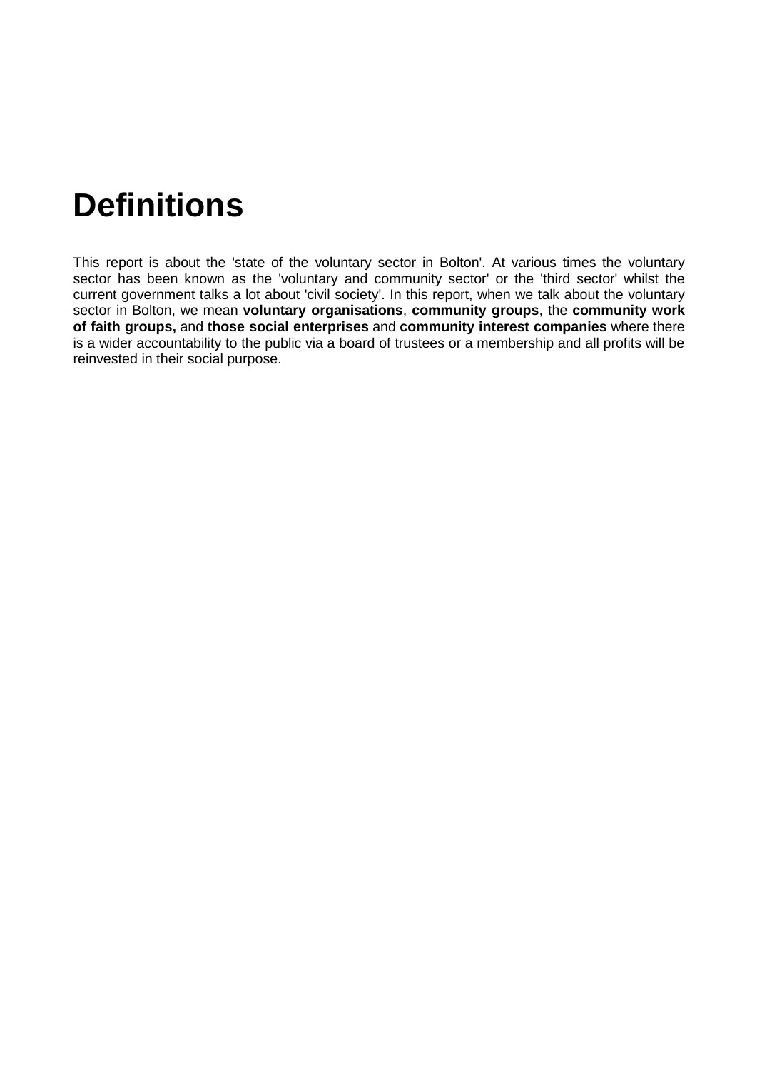# Definitions

This report is about the 'state of the voluntary sector in Bolton'. At various times the voluntary sector has been known as the 'voluntary and community sector' or the 'third sector' whilst the current government talks a lot about 'civil society'. In this report, when we talk about the voluntary sector in Bolton, we mean **voluntary organisations**, **community groups**, the **community work of faith groups,** and **those social enterprises** and **community interest companies** where there is a wider accountability to the public via a board of trustees or a membership and all profits will be reinvested in their social purpose.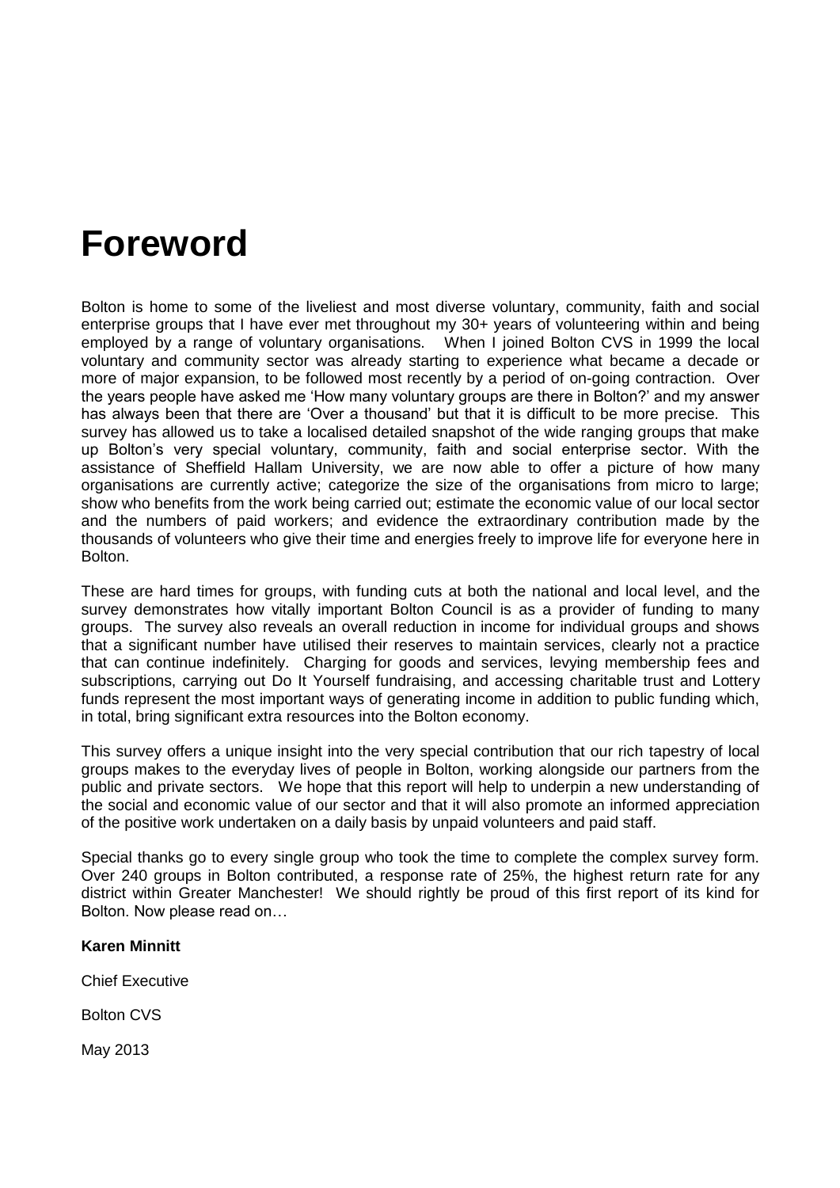# Foreword

Bolton is home to some of the liveliest and most diverse voluntary, community, faith and social enterprise groups that I have ever met throughout my 30+ years of volunteering within and being employed by a range of voluntary organisations. When I joined Bolton CVS in 1999 the local voluntary and community sector was already starting to experience what became a decade or more of major expansion, to be followed most recently by a period of on-going contraction. Over the years people have asked me 'How many voluntary groups are there in Bolton?' and my answer has always been that there are 'Over a thousand' but that it is difficult to be more precise. This survey has allowed us to take a localised detailed snapshot of the wide ranging groups that make up Bolton's very special voluntary, community, faith and social enterprise sector. With the assistance of Sheffield Hallam University, we are now able to offer a picture of how many organisations are currently active; categorize the size of the organisations from micro to large; show who benefits from the work being carried out; estimate the economic value of our local sector and the numbers of paid workers; and evidence the extraordinary contribution made by the thousands of volunteers who give their time and energies freely to improve life for everyone here in Bolton.

These are hard times for groups, with funding cuts at both the national and local level, and the survey demonstrates how vitally important Bolton Council is as a provider of funding to many groups. The survey also reveals an overall reduction in income for individual groups and shows that a significant number have utilised their reserves to maintain services, clearly not a practice that can continue indefinitely. Charging for goods and services, levying membership fees and subscriptions, carrying out Do It Yourself fundraising, and accessing charitable trust and Lottery funds represent the most important ways of generating income in addition to public funding which, in total, bring significant extra resources into the Bolton economy.

This survey offers a unique insight into the very special contribution that our rich tapestry of local groups makes to the everyday lives of people in Bolton, working alongside our partners from the public and private sectors. We hope that this report will help to underpin a new understanding of the social and economic value of our sector and that it will also promote an informed appreciation of the positive work undertaken on a daily basis by unpaid volunteers and paid staff.

Special thanks go to every single group who took the time to complete the complex survey form. Over 240 groups in Bolton contributed, a response rate of 25%, the highest return rate for any district within Greater Manchester! We should rightly be proud of this first report of its kind for Bolton. Now please read on…

**Karen Minnitt**

Chief Executive

Bolton CVS

May 2013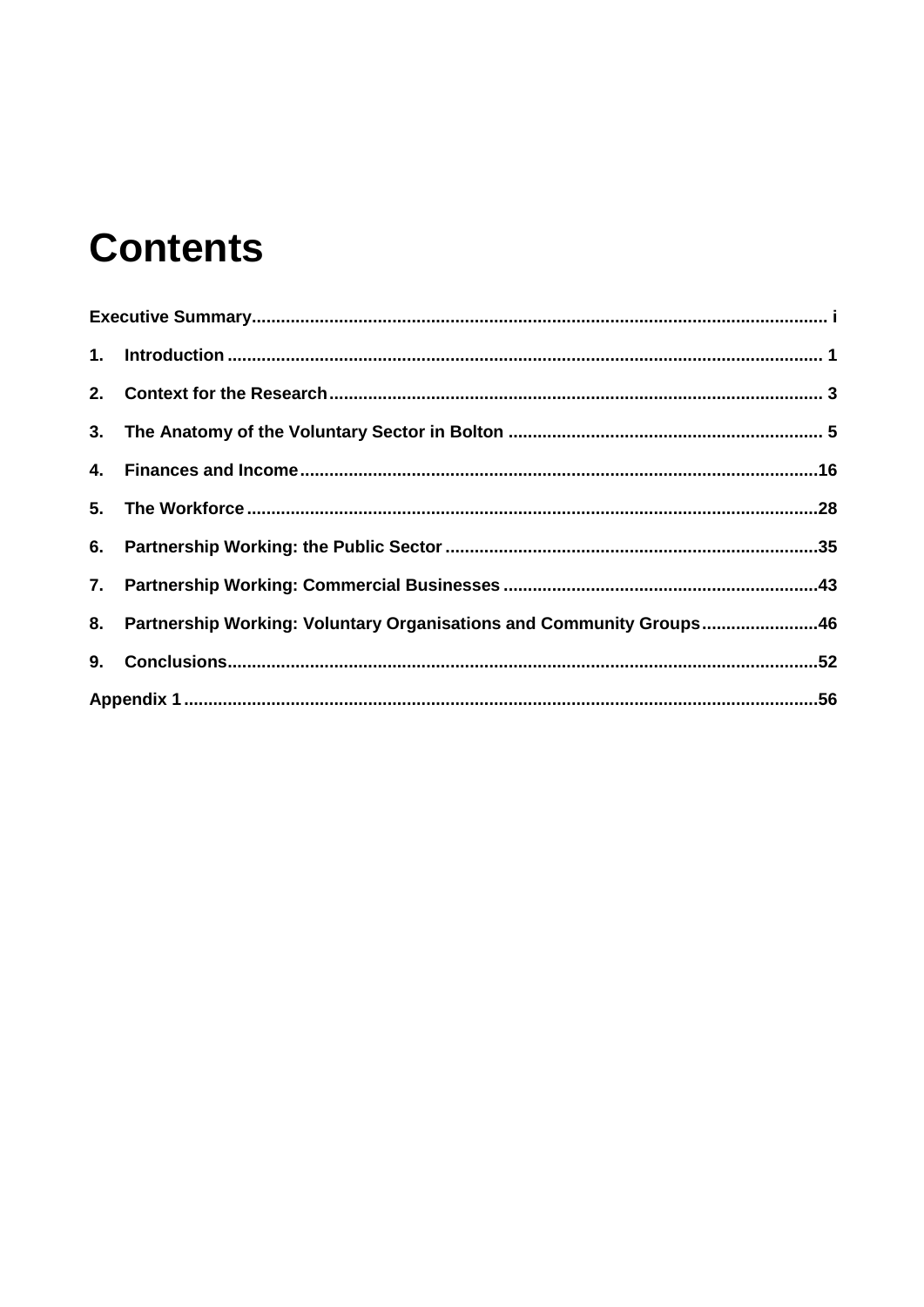# Contents

Executive Summary ..... i

1. Introduction ..... 1
2. Context for the Research ..... 3
3. The Anatomy of the Voluntary Sector in Bolton ..... 5
4. Finances and Income ..... 16
5. The Workforce ..... 28
6. Partnership Working: the Public Sector ..... 35
7. Partnership Working: Commercial Businesses ..... 43
8. Partnership Working: Voluntary Organisations and Community Groups ..... 46
9. Conclusions ..... 52

Appendix 1 ..... 56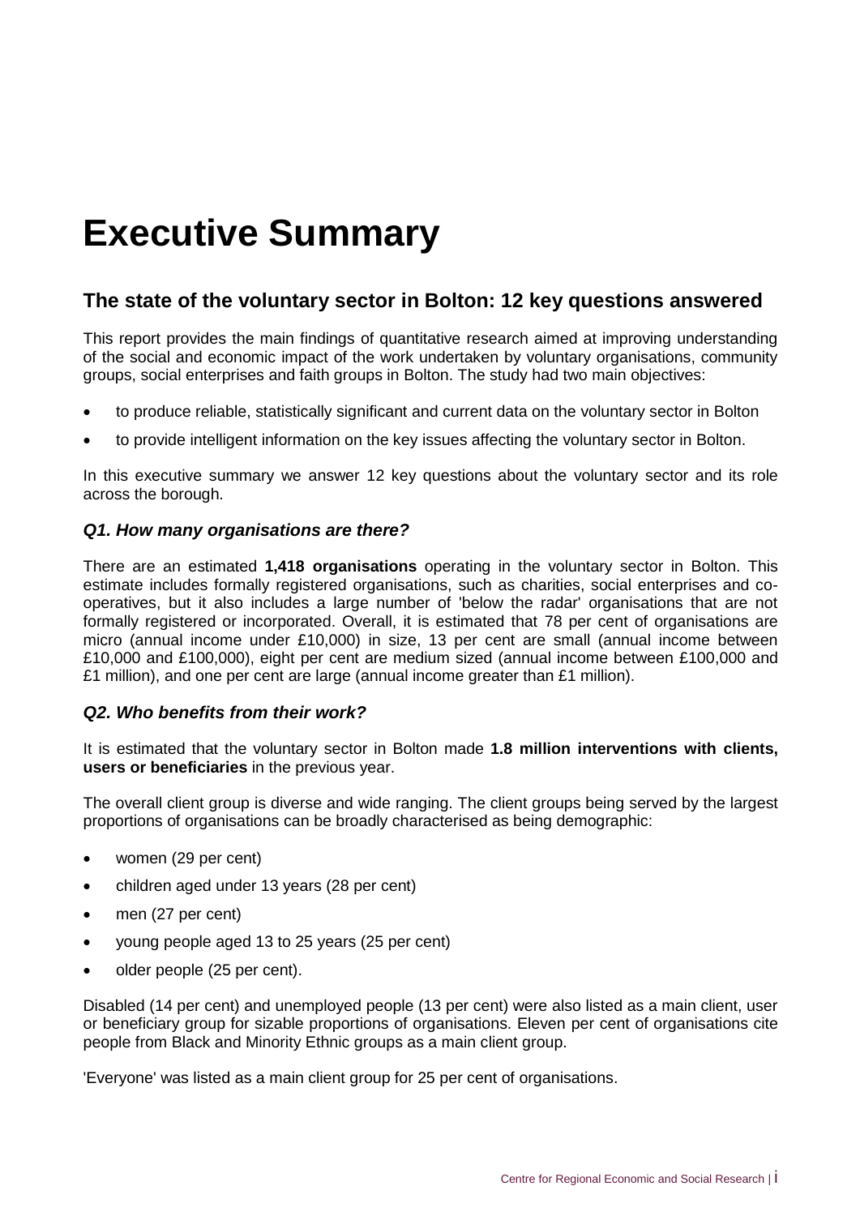# Executive Summary

## The state of the voluntary sector in Bolton: 12 key questions answered

This report provides the main findings of quantitative research aimed at improving understanding of the social and economic impact of the work undertaken by voluntary organisations, community groups, social enterprises and faith groups in Bolton. The study had two main objectives:

- to produce reliable, statistically significant and current data on the voluntary sector in Bolton
- to provide intelligent information on the key issues affecting the voluntary sector in Bolton.

In this executive summary we answer 12 key questions about the voluntary sector and its role across the borough.

### *Q1. How many organisations are there?*

There are an estimated **1,418 organisations** operating in the voluntary sector in Bolton. This estimate includes formally registered organisations, such as charities, social enterprises and co-operatives, but it also includes a large number of 'below the radar' organisations that are not formally registered or incorporated. Overall, it is estimated that 78 per cent of organisations are micro (annual income under £10,000) in size, 13 per cent are small (annual income between £10,000 and £100,000), eight per cent are medium sized (annual income between £100,000 and £1 million), and one per cent are large (annual income greater than £1 million).

### *Q2. Who benefits from their work?*

It is estimated that the voluntary sector in Bolton made **1.8 million interventions with clients, users or beneficiaries** in the previous year.

The overall client group is diverse and wide ranging. The client groups being served by the largest proportions of organisations can be broadly characterised as being demographic:

- women (29 per cent)
- children aged under 13 years (28 per cent)
- men (27 per cent)
- young people aged 13 to 25 years (25 per cent)
- older people (25 per cent).

Disabled (14 per cent) and unemployed people (13 per cent) were also listed as a main client, user or beneficiary group for sizable proportions of organisations. Eleven per cent of organisations cite people from Black and Minority Ethnic groups as a main client group.

'Everyone' was listed as a main client group for 25 per cent of organisations.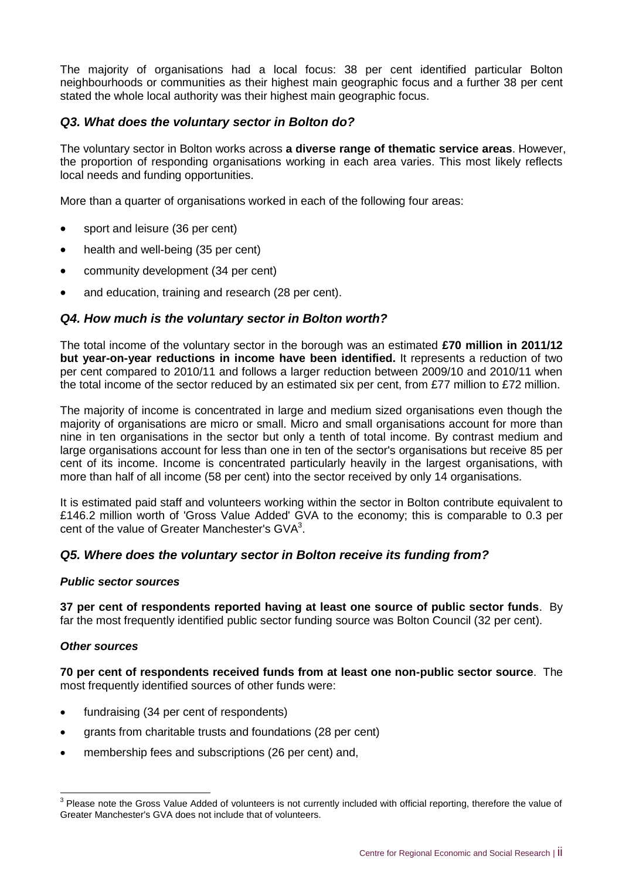The majority of organisations had a local focus: 38 per cent identified particular Bolton neighbourhoods or communities as their highest main geographic focus and a further 38 per cent stated the whole local authority was their highest main geographic focus.

### *Q3. What does the voluntary sector in Bolton do?*

The voluntary sector in Bolton works across **a diverse range of thematic service areas**. However, the proportion of responding organisations working in each area varies. This most likely reflects local needs and funding opportunities.

More than a quarter of organisations worked in each of the following four areas:

- sport and leisure (36 per cent)
- health and well-being (35 per cent)
- community development (34 per cent)
- and education, training and research (28 per cent).

### *Q4. How much is the voluntary sector in Bolton worth?*

The total income of the voluntary sector in the borough was an estimated **£70 million in 2011/12 but year-on-year reductions in income have been identified.** It represents a reduction of two per cent compared to 2010/11 and follows a larger reduction between 2009/10 and 2010/11 when the total income of the sector reduced by an estimated six per cent, from £77 million to £72 million.

The majority of income is concentrated in large and medium sized organisations even though the majority of organisations are micro or small. Micro and small organisations account for more than nine in ten organisations in the sector but only a tenth of total income. By contrast medium and large organisations account for less than one in ten of the sector's organisations but receive 85 per cent of its income. Income is concentrated particularly heavily in the largest organisations, with more than half of all income (58 per cent) into the sector received by only 14 organisations.

It is estimated paid staff and volunteers working within the sector in Bolton contribute equivalent to £146.2 million worth of 'Gross Value Added' GVA to the economy; this is comparable to 0.3 per cent of the value of Greater Manchester's GVA[3].

### *Q5. Where does the voluntary sector in Bolton receive its funding from?*

#### *Public sector sources*

**37 per cent of respondents reported having at least one source of public sector funds**. By far the most frequently identified public sector funding source was Bolton Council (32 per cent).

#### *Other sources*

**70 per cent of respondents received funds from at least one non-public sector source**. The most frequently identified sources of other funds were:

- fundraising (34 per cent of respondents)
- grants from charitable trusts and foundations (28 per cent)
- membership fees and subscriptions (26 per cent) and,

---

[3] Please note the Gross Value Added of volunteers is not currently included with official reporting, therefore the value of Greater Manchester's GVA does not include that of volunteers.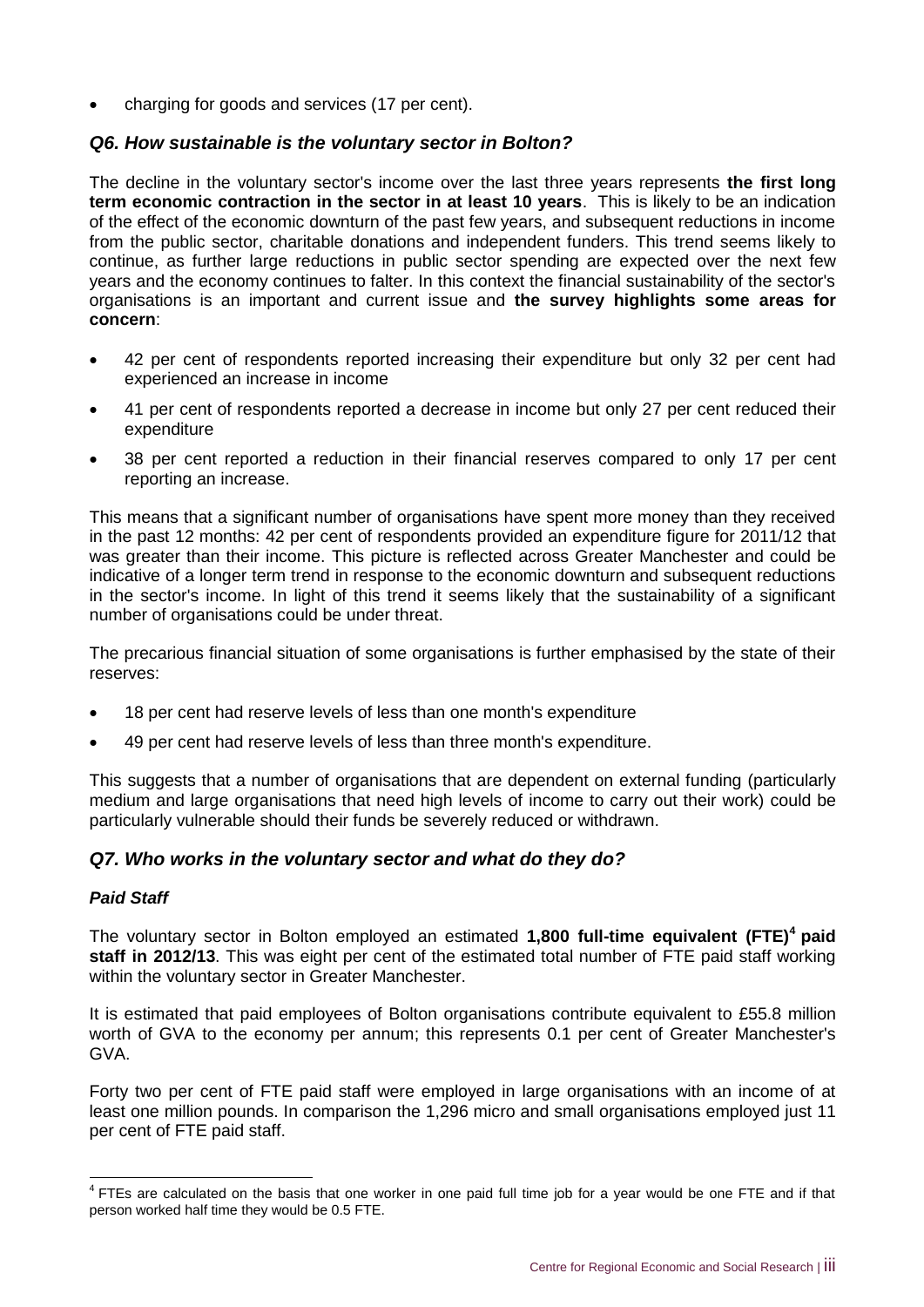- charging for goods and services (17 per cent).

### *Q6. How sustainable is the voluntary sector in Bolton?*

The decline in the voluntary sector's income over the last three years represents **the first long term economic contraction in the sector in at least 10 years**. This is likely to be an indication of the effect of the economic downturn of the past few years, and subsequent reductions in income from the public sector, charitable donations and independent funders. This trend seems likely to continue, as further large reductions in public sector spending are expected over the next few years and the economy continues to falter. In this context the financial sustainability of the sector's organisations is an important and current issue and **the survey highlights some areas for concern**:

- 42 per cent of respondents reported increasing their expenditure but only 32 per cent had experienced an increase in income
- 41 per cent of respondents reported a decrease in income but only 27 per cent reduced their expenditure
- 38 per cent reported a reduction in their financial reserves compared to only 17 per cent reporting an increase.

This means that a significant number of organisations have spent more money than they received in the past 12 months: 42 per cent of respondents provided an expenditure figure for 2011/12 that was greater than their income. This picture is reflected across Greater Manchester and could be indicative of a longer term trend in response to the economic downturn and subsequent reductions in the sector's income. In light of this trend it seems likely that the sustainability of a significant number of organisations could be under threat.

The precarious financial situation of some organisations is further emphasised by the state of their reserves:

- 18 per cent had reserve levels of less than one month's expenditure
- 49 per cent had reserve levels of less than three month's expenditure.

This suggests that a number of organisations that are dependent on external funding (particularly medium and large organisations that need high levels of income to carry out their work) could be particularly vulnerable should their funds be severely reduced or withdrawn.

### *Q7. Who works in the voluntary sector and what do they do?*

#### *Paid Staff*

The voluntary sector in Bolton employed an estimated **1,800 full-time equivalent (FTE)[4] paid staff in 2012/13**. This was eight per cent of the estimated total number of FTE paid staff working within the voluntary sector in Greater Manchester.

It is estimated that paid employees of Bolton organisations contribute equivalent to £55.8 million worth of GVA to the economy per annum; this represents 0.1 per cent of Greater Manchester's GVA.

Forty two per cent of FTE paid staff were employed in large organisations with an income of at least one million pounds. In comparison the 1,296 micro and small organisations employed just 11 per cent of FTE paid staff.

[4] FTEs are calculated on the basis that one worker in one paid full time job for a year would be one FTE and if that person worked half time they would be 0.5 FTE.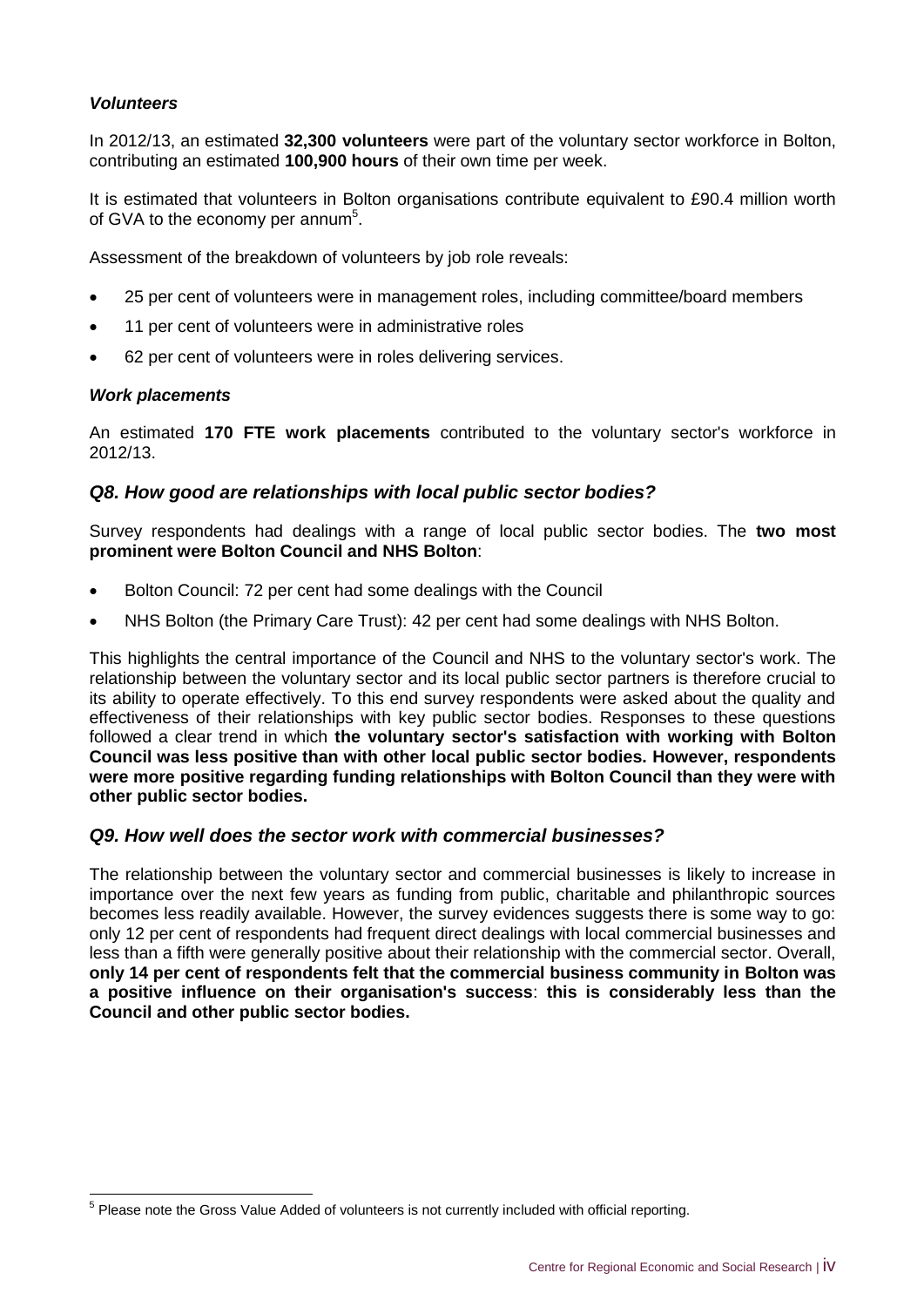### *Volunteers*

In 2012/13, an estimated **32,300 volunteers** were part of the voluntary sector workforce in Bolton, contributing an estimated **100,900 hours** of their own time per week.

It is estimated that volunteers in Bolton organisations contribute equivalent to £90.4 million worth of GVA to the economy per annum[5].

Assessment of the breakdown of volunteers by job role reveals:

- 25 per cent of volunteers were in management roles, including committee/board members
- 11 per cent of volunteers were in administrative roles
- 62 per cent of volunteers were in roles delivering services.

### *Work placements*

An estimated **170 FTE work placements** contributed to the voluntary sector's workforce in 2012/13.

## *Q8. How good are relationships with local public sector bodies?*

Survey respondents had dealings with a range of local public sector bodies. The **two most prominent were Bolton Council and NHS Bolton**:

- Bolton Council: 72 per cent had some dealings with the Council
- NHS Bolton (the Primary Care Trust): 42 per cent had some dealings with NHS Bolton.

This highlights the central importance of the Council and NHS to the voluntary sector's work. The relationship between the voluntary sector and its local public sector partners is therefore crucial to its ability to operate effectively. To this end survey respondents were asked about the quality and effectiveness of their relationships with key public sector bodies. Responses to these questions followed a clear trend in which **the voluntary sector's satisfaction with working with Bolton Council was less positive than with other local public sector bodies. However, respondents were more positive regarding funding relationships with Bolton Council than they were with other public sector bodies.**

## *Q9. How well does the sector work with commercial businesses?*

The relationship between the voluntary sector and commercial businesses is likely to increase in importance over the next few years as funding from public, charitable and philanthropic sources becomes less readily available. However, the survey evidences suggests there is some way to go: only 12 per cent of respondents had frequent direct dealings with local commercial businesses and less than a fifth were generally positive about their relationship with the commercial sector. Overall, **only 14 per cent of respondents felt that the commercial business community in Bolton was a positive influence on their organisation's success**: **this is considerably less than the Council and other public sector bodies.**

---

[5] Please note the Gross Value Added of volunteers is not currently included with official reporting.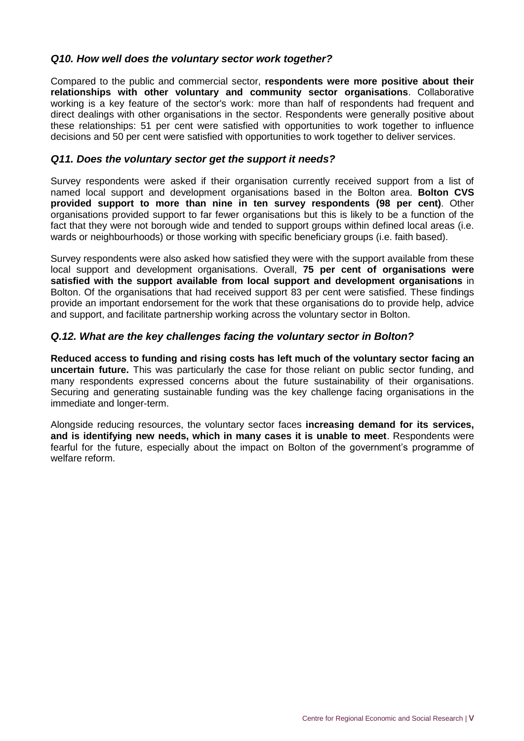### *Q10. How well does the voluntary sector work together?*

Compared to the public and commercial sector, **respondents were more positive about their relationships with other voluntary and community sector organisations**. Collaborative working is a key feature of the sector's work: more than half of respondents had frequent and direct dealings with other organisations in the sector. Respondents were generally positive about these relationships: 51 per cent were satisfied with opportunities to work together to influence decisions and 50 per cent were satisfied with opportunities to work together to deliver services.

### *Q11. Does the voluntary sector get the support it needs?*

Survey respondents were asked if their organisation currently received support from a list of named local support and development organisations based in the Bolton area. **Bolton CVS provided support to more than nine in ten survey respondents (98 per cent)**. Other organisations provided support to far fewer organisations but this is likely to be a function of the fact that they were not borough wide and tended to support groups within defined local areas (i.e. wards or neighbourhoods) or those working with specific beneficiary groups (i.e. faith based).

Survey respondents were also asked how satisfied they were with the support available from these local support and development organisations. Overall, **75 per cent of organisations were satisfied with the support available from local support and development organisations** in Bolton. Of the organisations that had received support 83 per cent were satisfied. These findings provide an important endorsement for the work that these organisations do to provide help, advice and support, and facilitate partnership working across the voluntary sector in Bolton.

### *Q.12. What are the key challenges facing the voluntary sector in Bolton?*

**Reduced access to funding and rising costs has left much of the voluntary sector facing an uncertain future.** This was particularly the case for those reliant on public sector funding, and many respondents expressed concerns about the future sustainability of their organisations. Securing and generating sustainable funding was the key challenge facing organisations in the immediate and longer-term.

Alongside reducing resources, the voluntary sector faces **increasing demand for its services, and is identifying new needs, which in many cases it is unable to meet**. Respondents were fearful for the future, especially about the impact on Bolton of the government's programme of welfare reform.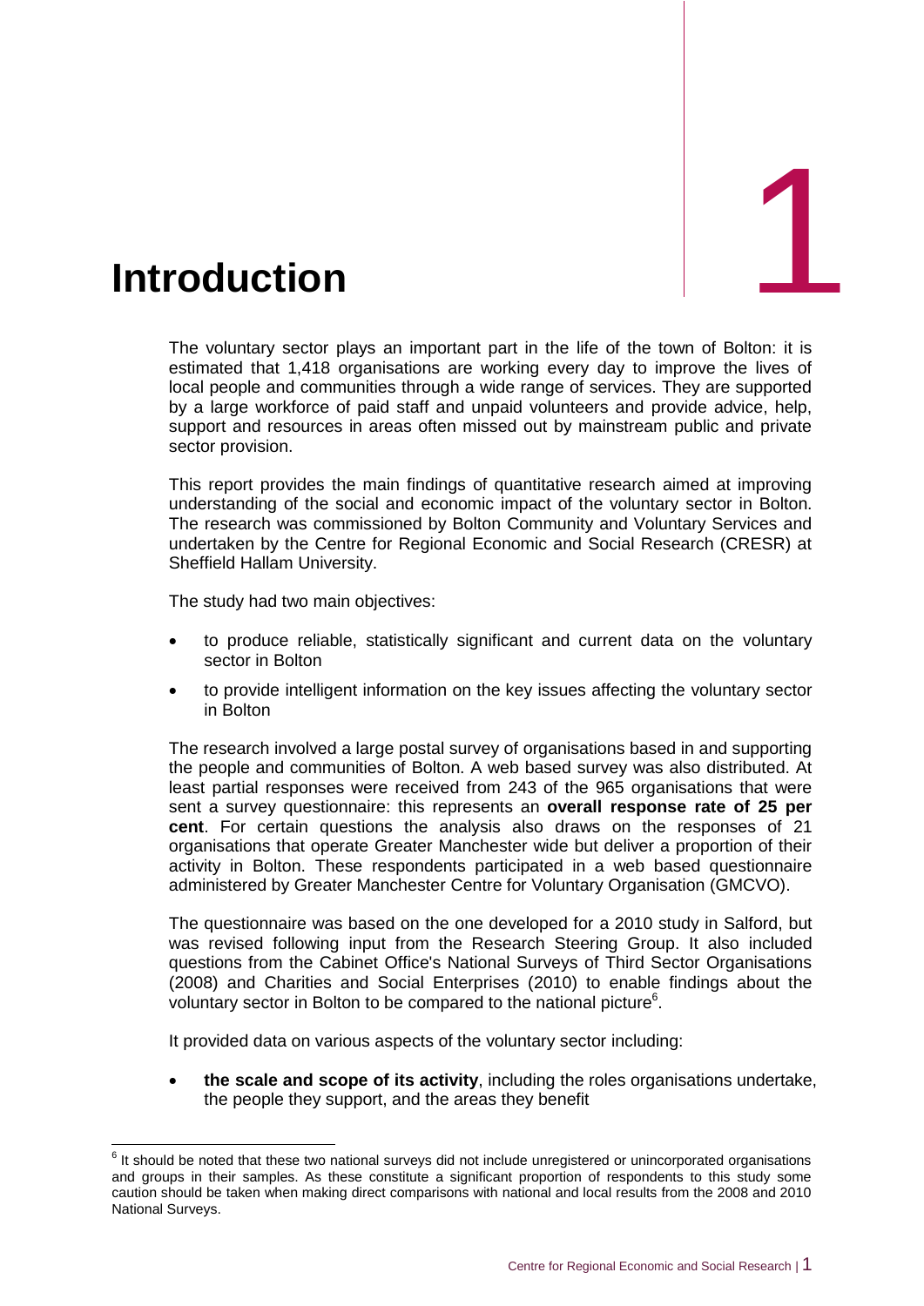# 1 Introduction

The voluntary sector plays an important part in the life of the town of Bolton: it is estimated that 1,418 organisations are working every day to improve the lives of local people and communities through a wide range of services. They are supported by a large workforce of paid staff and unpaid volunteers and provide advice, help, support and resources in areas often missed out by mainstream public and private sector provision.

This report provides the main findings of quantitative research aimed at improving understanding of the social and economic impact of the voluntary sector in Bolton. The research was commissioned by Bolton Community and Voluntary Services and undertaken by the Centre for Regional Economic and Social Research (CRESR) at Sheffield Hallam University.

The study had two main objectives:

- to produce reliable, statistically significant and current data on the voluntary sector in Bolton
- to provide intelligent information on the key issues affecting the voluntary sector in Bolton

The research involved a large postal survey of organisations based in and supporting the people and communities of Bolton. A web based survey was also distributed. At least partial responses were received from 243 of the 965 organisations that were sent a survey questionnaire: this represents an **overall response rate of 25 per cent**. For certain questions the analysis also draws on the responses of 21 organisations that operate Greater Manchester wide but deliver a proportion of their activity in Bolton. These respondents participated in a web based questionnaire administered by Greater Manchester Centre for Voluntary Organisation (GMCVO).

The questionnaire was based on the one developed for a 2010 study in Salford, but was revised following input from the Research Steering Group. It also included questions from the Cabinet Office's National Surveys of Third Sector Organisations (2008) and Charities and Social Enterprises (2010) to enable findings about the voluntary sector in Bolton to be compared to the national picture[6].

It provided data on various aspects of the voluntary sector including:

- **the scale and scope of its activity**, including the roles organisations undertake, the people they support, and the areas they benefit

[6] It should be noted that these two national surveys did not include unregistered or unincorporated organisations and groups in their samples. As these constitute a significant proportion of respondents to this study some caution should be taken when making direct comparisons with national and local results from the 2008 and 2010 National Surveys.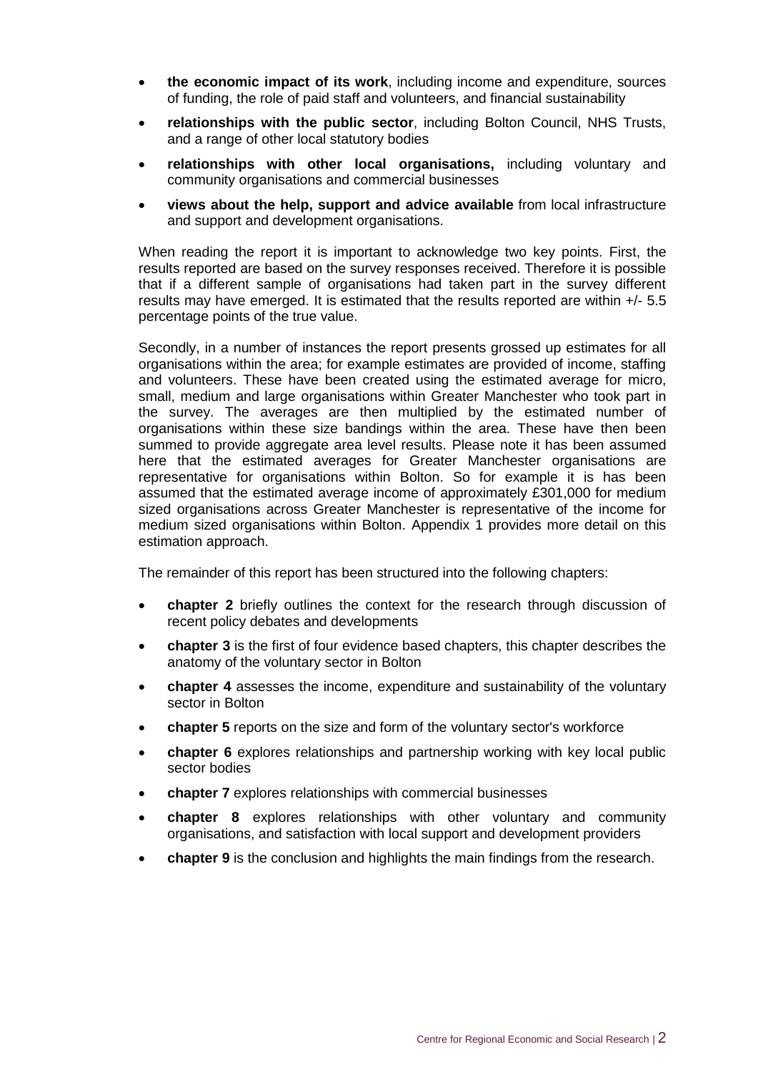- **the economic impact of its work**, including income and expenditure, sources of funding, the role of paid staff and volunteers, and financial sustainability
- **relationships with the public sector**, including Bolton Council, NHS Trusts, and a range of other local statutory bodies
- **relationships with other local organisations,** including voluntary and community organisations and commercial businesses
- **views about the help, support and advice available** from local infrastructure and support and development organisations.

When reading the report it is important to acknowledge two key points. First, the results reported are based on the survey responses received. Therefore it is possible that if a different sample of organisations had taken part in the survey different results may have emerged. It is estimated that the results reported are within +/- 5.5 percentage points of the true value.

Secondly, in a number of instances the report presents grossed up estimates for all organisations within the area; for example estimates are provided of income, staffing and volunteers. These have been created using the estimated average for micro, small, medium and large organisations within Greater Manchester who took part in the survey. The averages are then multiplied by the estimated number of organisations within these size bandings within the area. These have then been summed to provide aggregate area level results. Please note it has been assumed here that the estimated averages for Greater Manchester organisations are representative for organisations within Bolton. So for example it is has been assumed that the estimated average income of approximately £301,000 for medium sized organisations across Greater Manchester is representative of the income for medium sized organisations within Bolton. Appendix 1 provides more detail on this estimation approach.

The remainder of this report has been structured into the following chapters:

- **chapter 2** briefly outlines the context for the research through discussion of recent policy debates and developments
- **chapter 3** is the first of four evidence based chapters, this chapter describes the anatomy of the voluntary sector in Bolton
- **chapter 4** assesses the income, expenditure and sustainability of the voluntary sector in Bolton
- **chapter 5** reports on the size and form of the voluntary sector's workforce
- **chapter 6** explores relationships and partnership working with key local public sector bodies
- **chapter 7** explores relationships with commercial businesses
- **chapter 8** explores relationships with other voluntary and community organisations, and satisfaction with local support and development providers
- **chapter 9** is the conclusion and highlights the main findings from the research.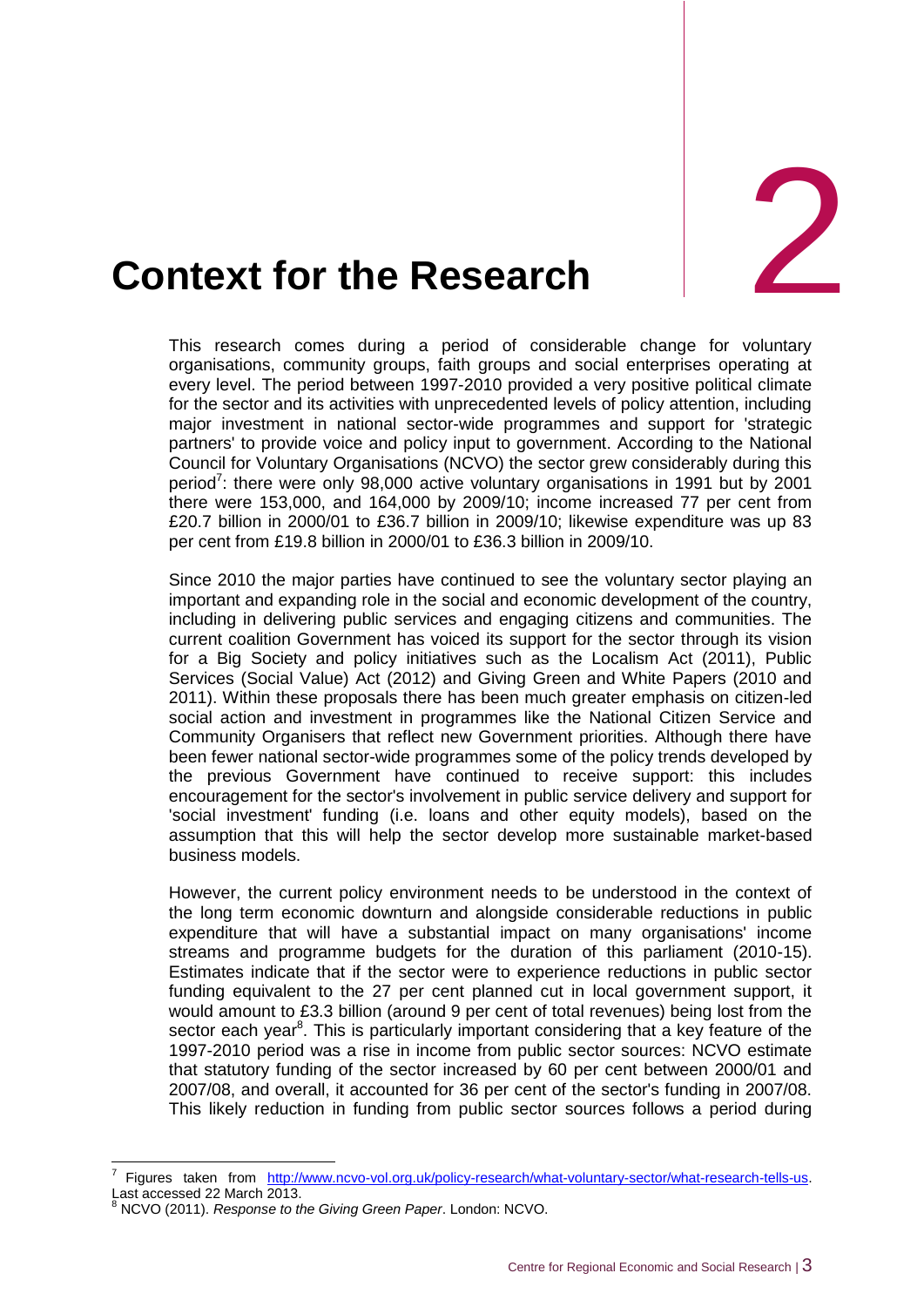# 2 Context for the Research

This research comes during a period of considerable change for voluntary organisations, community groups, faith groups and social enterprises operating at every level. The period between 1997-2010 provided a very positive political climate for the sector and its activities with unprecedented levels of policy attention, including major investment in national sector-wide programmes and support for 'strategic partners' to provide voice and policy input to government. According to the National Council for Voluntary Organisations (NCVO) the sector grew considerably during this period[7]: there were only 98,000 active voluntary organisations in 1991 but by 2001 there were 153,000, and 164,000 by 2009/10; income increased 77 per cent from £20.7 billion in 2000/01 to £36.7 billion in 2009/10; likewise expenditure was up 83 per cent from £19.8 billion in 2000/01 to £36.3 billion in 2009/10.

Since 2010 the major parties have continued to see the voluntary sector playing an important and expanding role in the social and economic development of the country, including in delivering public services and engaging citizens and communities. The current coalition Government has voiced its support for the sector through its vision for a Big Society and policy initiatives such as the Localism Act (2011), Public Services (Social Value) Act (2012) and Giving Green and White Papers (2010 and 2011). Within these proposals there has been much greater emphasis on citizen-led social action and investment in programmes like the National Citizen Service and Community Organisers that reflect new Government priorities. Although there have been fewer national sector-wide programmes some of the policy trends developed by the previous Government have continued to receive support: this includes encouragement for the sector's involvement in public service delivery and support for 'social investment' funding (i.e. loans and other equity models), based on the assumption that this will help the sector develop more sustainable market-based business models.

However, the current policy environment needs to be understood in the context of the long term economic downturn and alongside considerable reductions in public expenditure that will have a substantial impact on many organisations' income streams and programme budgets for the duration of this parliament (2010-15). Estimates indicate that if the sector were to experience reductions in public sector funding equivalent to the 27 per cent planned cut in local government support, it would amount to £3.3 billion (around 9 per cent of total revenues) being lost from the sector each year[8]. This is particularly important considering that a key feature of the 1997-2010 period was a rise in income from public sector sources: NCVO estimate that statutory funding of the sector increased by 60 per cent between 2000/01 and 2007/08, and overall, it accounted for 36 per cent of the sector's funding in 2007/08. This likely reduction in funding from public sector sources follows a period during

---

[7] Figures taken from http://www.ncvo-vol.org.uk/policy-research/what-voluntary-sector/what-research-tells-us. Last accessed 22 March 2013.

[8] NCVO (2011). *Response to the Giving Green Paper*. London: NCVO.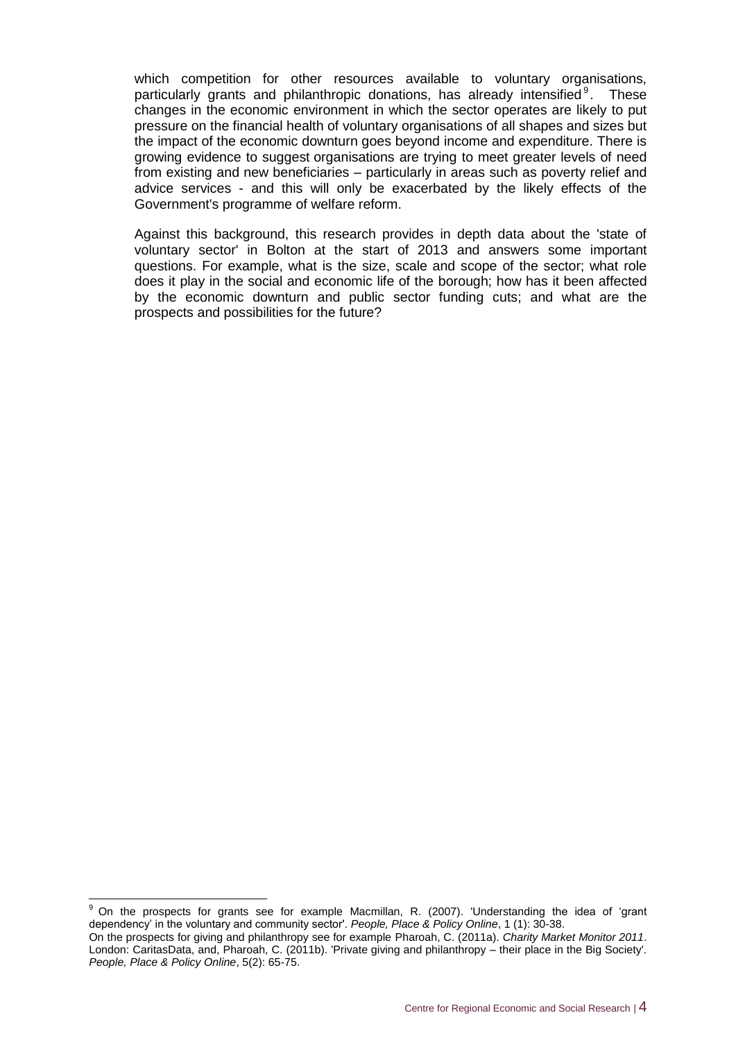which competition for other resources available to voluntary organisations, particularly grants and philanthropic donations, has already intensified[9]. These changes in the economic environment in which the sector operates are likely to put pressure on the financial health of voluntary organisations of all shapes and sizes but the impact of the economic downturn goes beyond income and expenditure. There is growing evidence to suggest organisations are trying to meet greater levels of need from existing and new beneficiaries – particularly in areas such as poverty relief and advice services - and this will only be exacerbated by the likely effects of the Government's programme of welfare reform.

Against this background, this research provides in depth data about the 'state of voluntary sector' in Bolton at the start of 2013 and answers some important questions. For example, what is the size, scale and scope of the sector; what role does it play in the social and economic life of the borough; how has it been affected by the economic downturn and public sector funding cuts; and what are the prospects and possibilities for the future?

---

[9] On the prospects for grants see for example Macmillan, R. (2007). 'Understanding the idea of 'grant dependency' in the voluntary and community sector'. *People, Place & Policy Online*, 1 (1): 30-38.
On the prospects for giving and philanthropy see for example Pharoah, C. (2011a). *Charity Market Monitor 2011*. London: CaritasData, and, Pharoah, C. (2011b). 'Private giving and philanthropy – their place in the Big Society'. *People, Place & Policy Online*, 5(2): 65-75.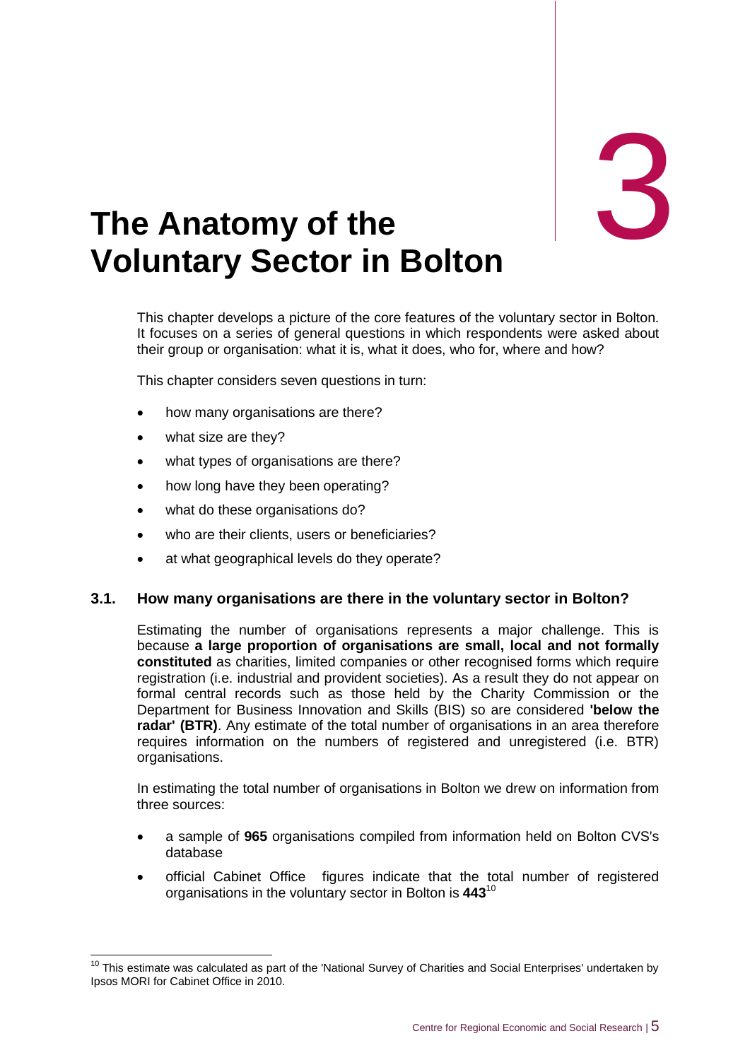# 3

# The Anatomy of the Voluntary Sector in Bolton

This chapter develops a picture of the core features of the voluntary sector in Bolton. It focuses on a series of general questions in which respondents were asked about their group or organisation: what it is, what it does, who for, where and how?

This chapter considers seven questions in turn:

- how many organisations are there?
- what size are they?
- what types of organisations are there?
- how long have they been operating?
- what do these organisations do?
- who are their clients, users or beneficiaries?
- at what geographical levels do they operate?

### 3.1. How many organisations are there in the voluntary sector in Bolton?

Estimating the number of organisations represents a major challenge. This is because **a large proportion of organisations are small, local and not formally constituted** as charities, limited companies or other recognised forms which require registration (i.e. industrial and provident societies). As a result they do not appear on formal central records such as those held by the Charity Commission or the Department for Business Innovation and Skills (BIS) so are considered **'below the radar' (BTR)**. Any estimate of the total number of organisations in an area therefore requires information on the numbers of registered and unregistered (i.e. BTR) organisations.

In estimating the total number of organisations in Bolton we drew on information from three sources:

- a sample of **965** organisations compiled from information held on Bolton CVS's database
- official Cabinet Office figures indicate that the total number of registered organisations in the voluntary sector in Bolton is **443**[10]

[10] This estimate was calculated as part of the 'National Survey of Charities and Social Enterprises' undertaken by Ipsos MORI for Cabinet Office in 2010.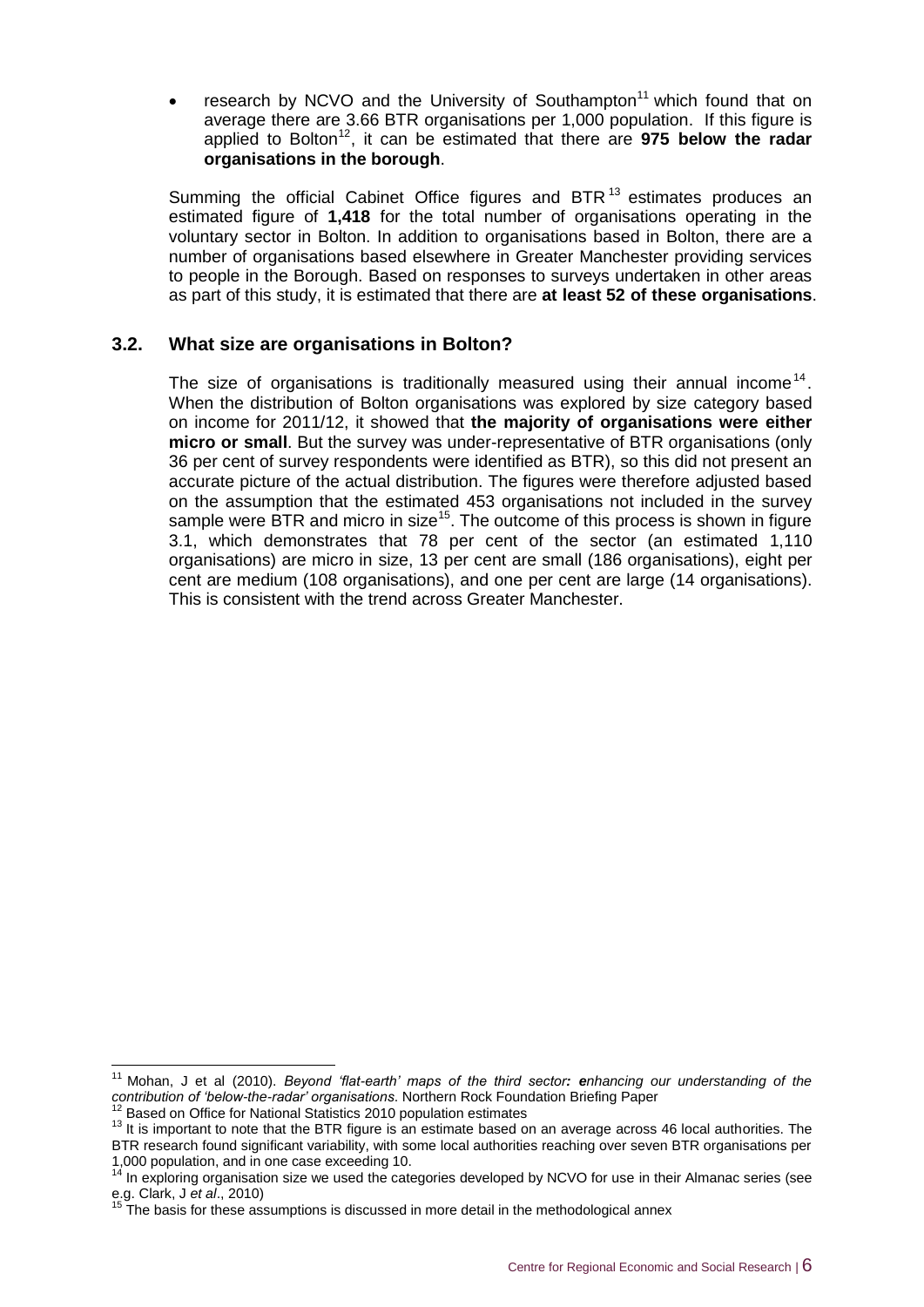- research by NCVO and the University of Southampton[11] which found that on average there are 3.66 BTR organisations per 1,000 population. If this figure is applied to Bolton[12], it can be estimated that there are **975 below the radar organisations in the borough**.

Summing the official Cabinet Office figures and BTR[13] estimates produces an estimated figure of **1,418** for the total number of organisations operating in the voluntary sector in Bolton. In addition to organisations based in Bolton, there are a number of organisations based elsewhere in Greater Manchester providing services to people in the Borough. Based on responses to surveys undertaken in other areas as part of this study, it is estimated that there are **at least 52 of these organisations**.

### 3.2. What size are organisations in Bolton?

The size of organisations is traditionally measured using their annual income[14]. When the distribution of Bolton organisations was explored by size category based on income for 2011/12, it showed that **the majority of organisations were either micro or small**. But the survey was under-representative of BTR organisations (only 36 per cent of survey respondents were identified as BTR), so this did not present an accurate picture of the actual distribution. The figures were therefore adjusted based on the assumption that the estimated 453 organisations not included in the survey sample were BTR and micro in size[15]. The outcome of this process is shown in figure 3.1, which demonstrates that 78 per cent of the sector (an estimated 1,110 organisations) are micro in size, 13 per cent are small (186 organisations), eight per cent are medium (108 organisations), and one per cent are large (14 organisations). This is consistent with the trend across Greater Manchester.

---

[11] Mohan, J et al (2010). *Beyond 'flat-earth' maps of the third sector: enhancing our understanding of the contribution of 'below-the-radar' organisations*. Northern Rock Foundation Briefing Paper

[12] Based on Office for National Statistics 2010 population estimates

[13] It is important to note that the BTR figure is an estimate based on an average across 46 local authorities. The BTR research found significant variability, with some local authorities reaching over seven BTR organisations per 1,000 population, and in one case exceeding 10.

[14] In exploring organisation size we used the categories developed by NCVO for use in their Almanac series (see e.g. Clark, J *et al*., 2010)

[15] The basis for these assumptions is discussed in more detail in the methodological annex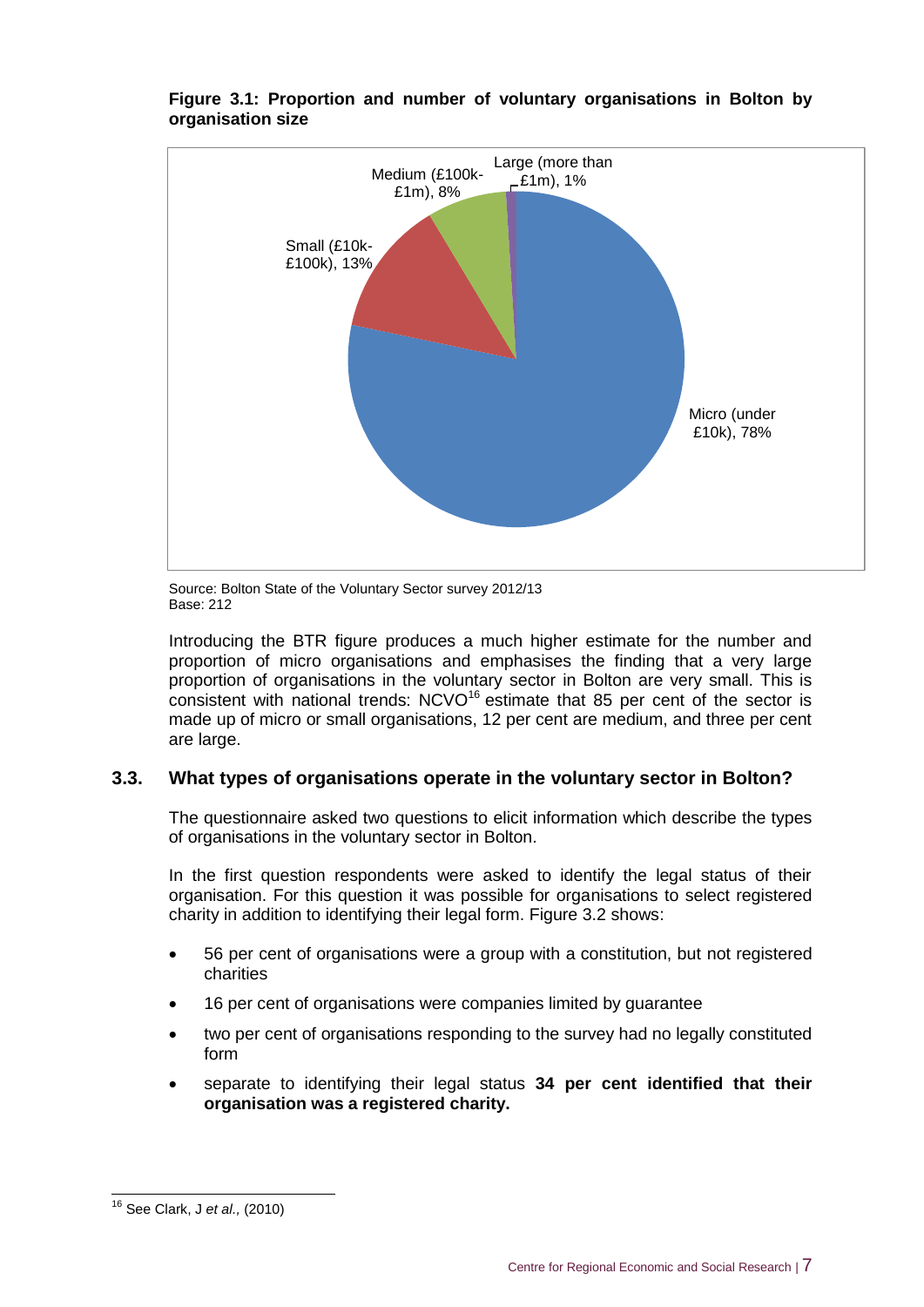**Figure 3.1: Proportion and number of voluntary organisations in Bolton by organisation size**

Source: Bolton State of the Voluntary Sector survey 2012/13
Base: 212

Introducing the BTR figure produces a much higher estimate for the number and proportion of micro organisations and emphasises the finding that a very large proportion of organisations in the voluntary sector in Bolton are very small. This is consistent with national trends: NCVO[16] estimate that 85 per cent of the sector is made up of micro or small organisations, 12 per cent are medium, and three per cent are large.

## 3.3. What types of organisations operate in the voluntary sector in Bolton?

The questionnaire asked two questions to elicit information which describe the types of organisations in the voluntary sector in Bolton.

In the first question respondents were asked to identify the legal status of their organisation. For this question it was possible for organisations to select registered charity in addition to identifying their legal form. Figure 3.2 shows:

- 56 per cent of organisations were a group with a constitution, but not registered charities
- 16 per cent of organisations were companies limited by guarantee
- two per cent of organisations responding to the survey had no legally constituted form
- separate to identifying their legal status **34 per cent identified that their organisation was a registered charity.**

[16] See Clark, J *et al.,* (2010)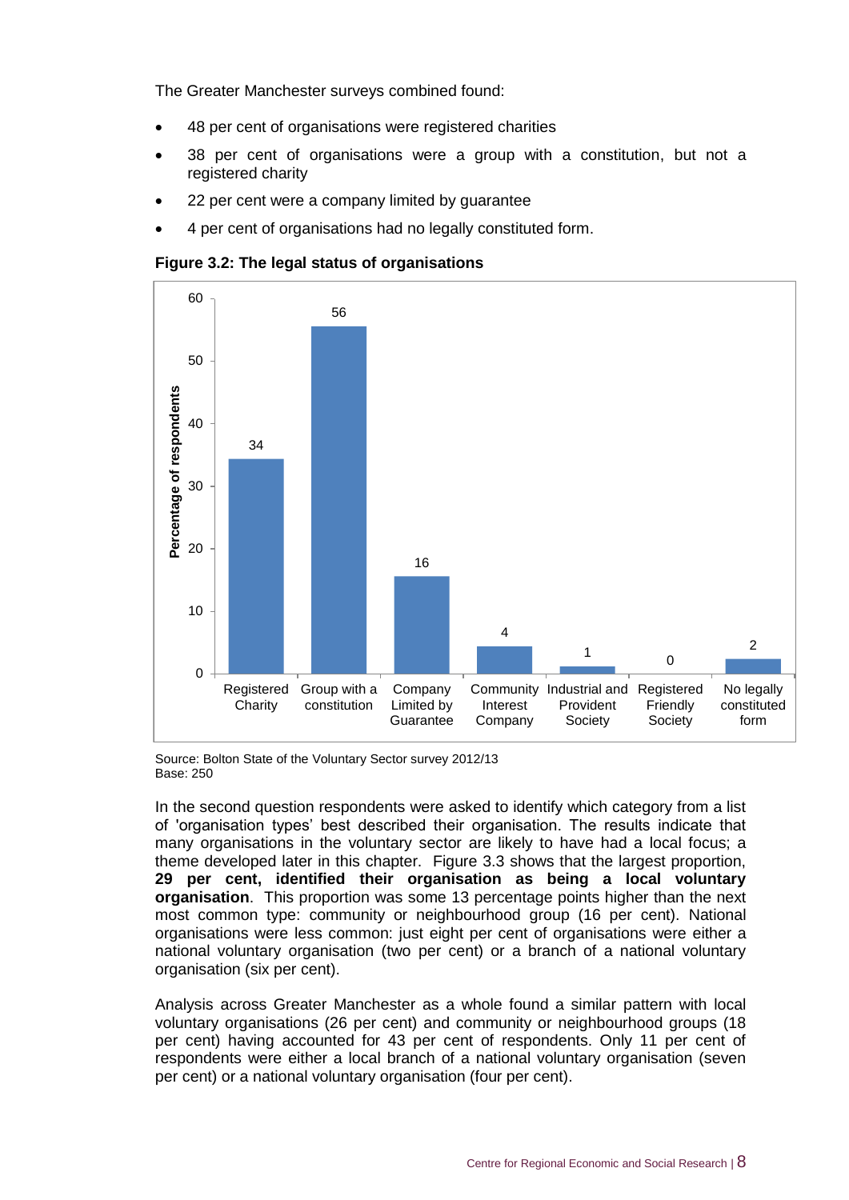The Greater Manchester surveys combined found:

- 48 per cent of organisations were registered charities
- 38 per cent of organisations were a group with a constitution, but not a registered charity
- 22 per cent were a company limited by guarantee
- 4 per cent of organisations had no legally constituted form.

**Figure 3.2: The legal status of organisations**

| Legal status | Percentage of respondents |
|---|---|
| Registered Charity | 34 |
| Group with a constitution | 56 |
| Company Limited by Guarantee | 16 |
| Community Interest Company | 4 |
| Industrial and Provident Society | 1 |
| Registered Friendly Society | 0 |
| No legally constituted form | 2 |

Source: Bolton State of the Voluntary Sector survey 2012/13
Base: 250

In the second question respondents were asked to identify which category from a list of 'organisation types' best described their organisation. The results indicate that many organisations in the voluntary sector are likely to have had a local focus; a theme developed later in this chapter. Figure 3.3 shows that the largest proportion, **29 per cent, identified their organisation as being a local voluntary organisation**. This proportion was some 13 percentage points higher than the next most common type: community or neighbourhood group (16 per cent). National organisations were less common: just eight per cent of organisations were either a national voluntary organisation (two per cent) or a branch of a national voluntary organisation (six per cent).

Analysis across Greater Manchester as a whole found a similar pattern with local voluntary organisations (26 per cent) and community or neighbourhood groups (18 per cent) having accounted for 43 per cent of respondents. Only 11 per cent of respondents were either a local branch of a national voluntary organisation (seven per cent) or a national voluntary organisation (four per cent).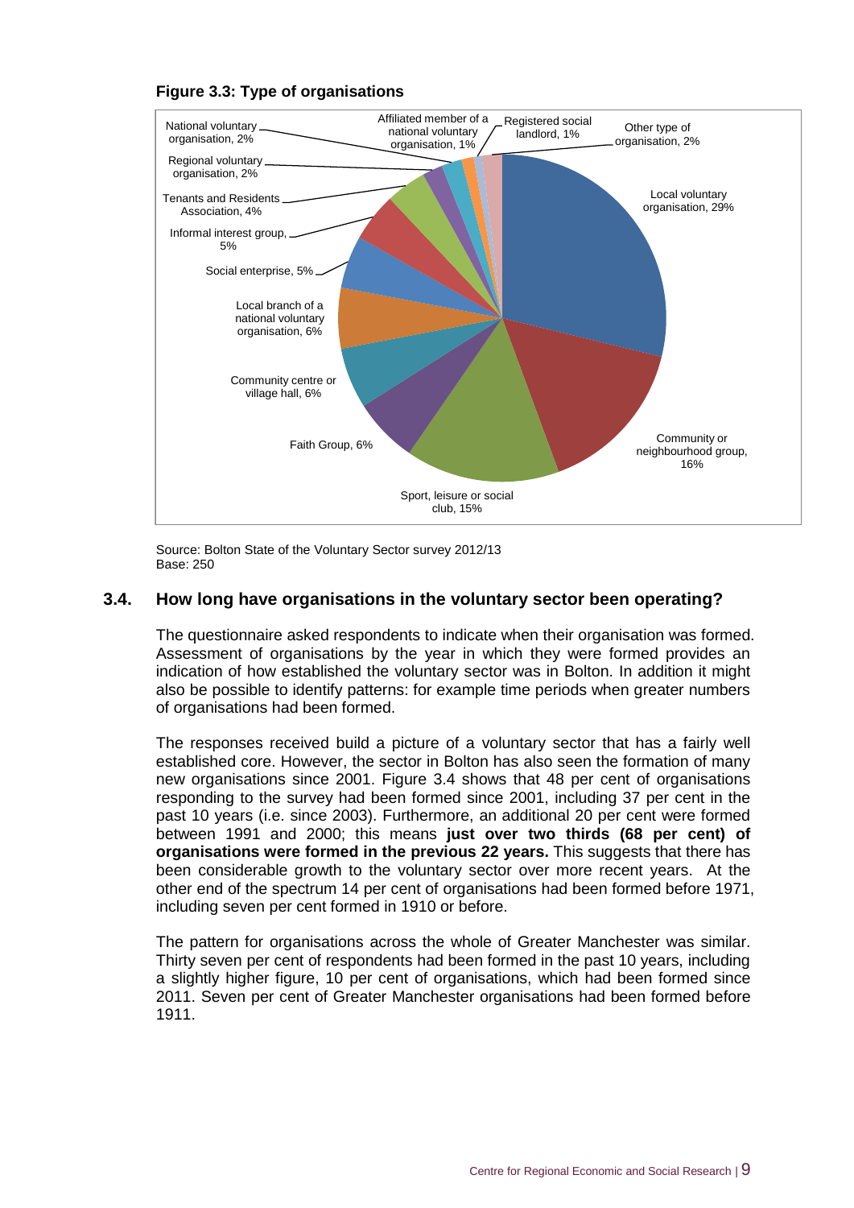**Figure 3.3: Type of organisations**

| Type of organisation | Per cent |
|---|---|
| Local voluntary organisation | 29% |
| Community or neighbourhood group | 16% |
| Sport, leisure or social club | 15% |
| Faith Group | 6% |
| Community centre or village hall | 6% |
| Local branch of a national voluntary organisation | 6% |
| Social enterprise | 5% |
| Informal interest group | 5% |
| Tenants and Residents Association | 4% |
| Regional voluntary organisation | 2% |
| National voluntary organisation | 2% |
| Affiliated member of a national voluntary organisation | 1% |
| Registered social landlord | 1% |
| Other type of organisation | 2% |

Source: Bolton State of the Voluntary Sector survey 2012/13
Base: 250

## 3.4. How long have organisations in the voluntary sector been operating?

The questionnaire asked respondents to indicate when their organisation was formed. Assessment of organisations by the year in which they were formed provides an indication of how established the voluntary sector was in Bolton. In addition it might also be possible to identify patterns: for example time periods when greater numbers of organisations had been formed.

The responses received build a picture of a voluntary sector that has a fairly well established core. However, the sector in Bolton has also seen the formation of many new organisations since 2001. Figure 3.4 shows that 48 per cent of organisations responding to the survey had been formed since 2001, including 37 per cent in the past 10 years (i.e. since 2003). Furthermore, an additional 20 per cent were formed between 1991 and 2000; this means **just over two thirds (68 per cent) of organisations were formed in the previous 22 years.** This suggests that there has been considerable growth to the voluntary sector over more recent years. At the other end of the spectrum 14 per cent of organisations had been formed before 1971, including seven per cent formed in 1910 or before.

The pattern for organisations across the whole of Greater Manchester was similar. Thirty seven per cent of respondents had been formed in the past 10 years, including a slightly higher figure, 10 per cent of organisations, which had been formed since 2011. Seven per cent of Greater Manchester organisations had been formed before 1911.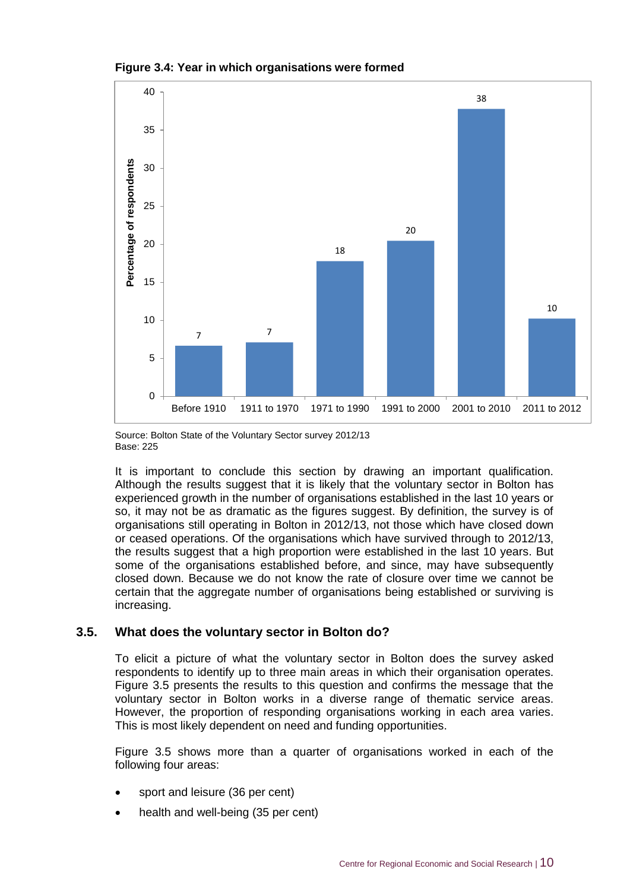**Figure 3.4: Year in which organisations were formed**

| Year formed | Percentage of respondents |
|---|---|
| Before 1910 | 7 |
| 1911 to 1970 | 7 |
| 1971 to 1990 | 18 |
| 1991 to 2000 | 20 |
| 2001 to 2010 | 38 |
| 2011 to 2012 | 10 |

Source: Bolton State of the Voluntary Sector survey 2012/13
Base: 225

It is important to conclude this section by drawing an important qualification. Although the results suggest that it is likely that the voluntary sector in Bolton has experienced growth in the number of organisations established in the last 10 years or so, it may not be as dramatic as the figures suggest. By definition, the survey is of organisations still operating in Bolton in 2012/13, not those which have closed down or ceased operations. Of the organisations which have survived through to 2012/13, the results suggest that a high proportion were established in the last 10 years. But some of the organisations established before, and since, may have subsequently closed down. Because we do not know the rate of closure over time we cannot be certain that the aggregate number of organisations being established or surviving is increasing.

## 3.5. What does the voluntary sector in Bolton do?

To elicit a picture of what the voluntary sector in Bolton does the survey asked respondents to identify up to three main areas in which their organisation operates. Figure 3.5 presents the results to this question and confirms the message that the voluntary sector in Bolton works in a diverse range of thematic service areas. However, the proportion of responding organisations working in each area varies. This is most likely dependent on need and funding opportunities.

Figure 3.5 shows more than a quarter of organisations worked in each of the following four areas:

- sport and leisure (36 per cent)
- health and well-being (35 per cent)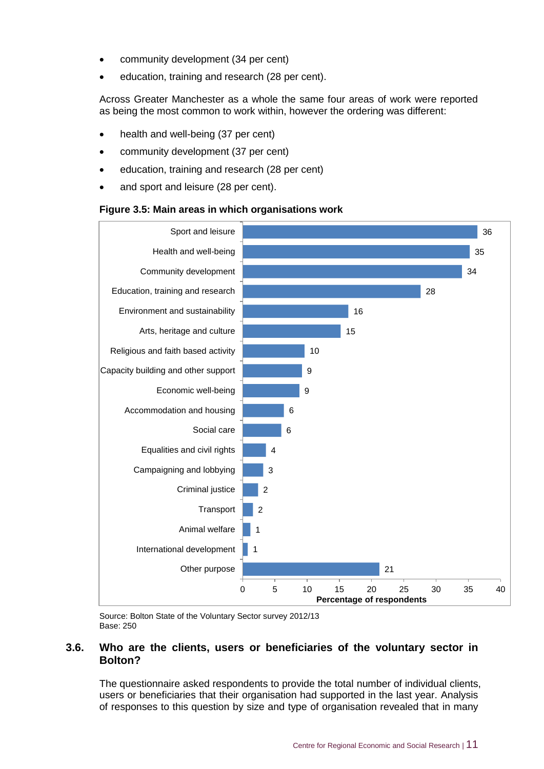- community development (34 per cent)
- education, training and research (28 per cent).

Across Greater Manchester as a whole the same four areas of work were reported as being the most common to work within, however the ordering was different:

- health and well-being (37 per cent)
- community development (37 per cent)
- education, training and research (28 per cent)
- and sport and leisure (28 per cent).

**Figure 3.5: Main areas in which organisations work**

| Area of work | Percentage of respondents |
|---|---|
| Sport and leisure | 36 |
| Health and well-being | 35 |
| Community development | 34 |
| Education, training and research | 28 |
| Environment and sustainability | 16 |
| Arts, heritage and culture | 15 |
| Religious and faith based activity | 10 |
| Capacity building and other support | 9 |
| Economic well-being | 9 |
| Accommodation and housing | 6 |
| Social care | 6 |
| Equalities and civil rights | 4 |
| Campaigning and lobbying | 3 |
| Criminal justice | 2 |
| Transport | 2 |
| Animal welfare | 1 |
| International development | 1 |
| Other purpose | 21 |

Source: Bolton State of the Voluntary Sector survey 2012/13
Base: 250

## 3.6. Who are the clients, users or beneficiaries of the voluntary sector in Bolton?

The questionnaire asked respondents to provide the total number of individual clients, users or beneficiaries that their organisation had supported in the last year. Analysis of responses to this question by size and type of organisation revealed that in many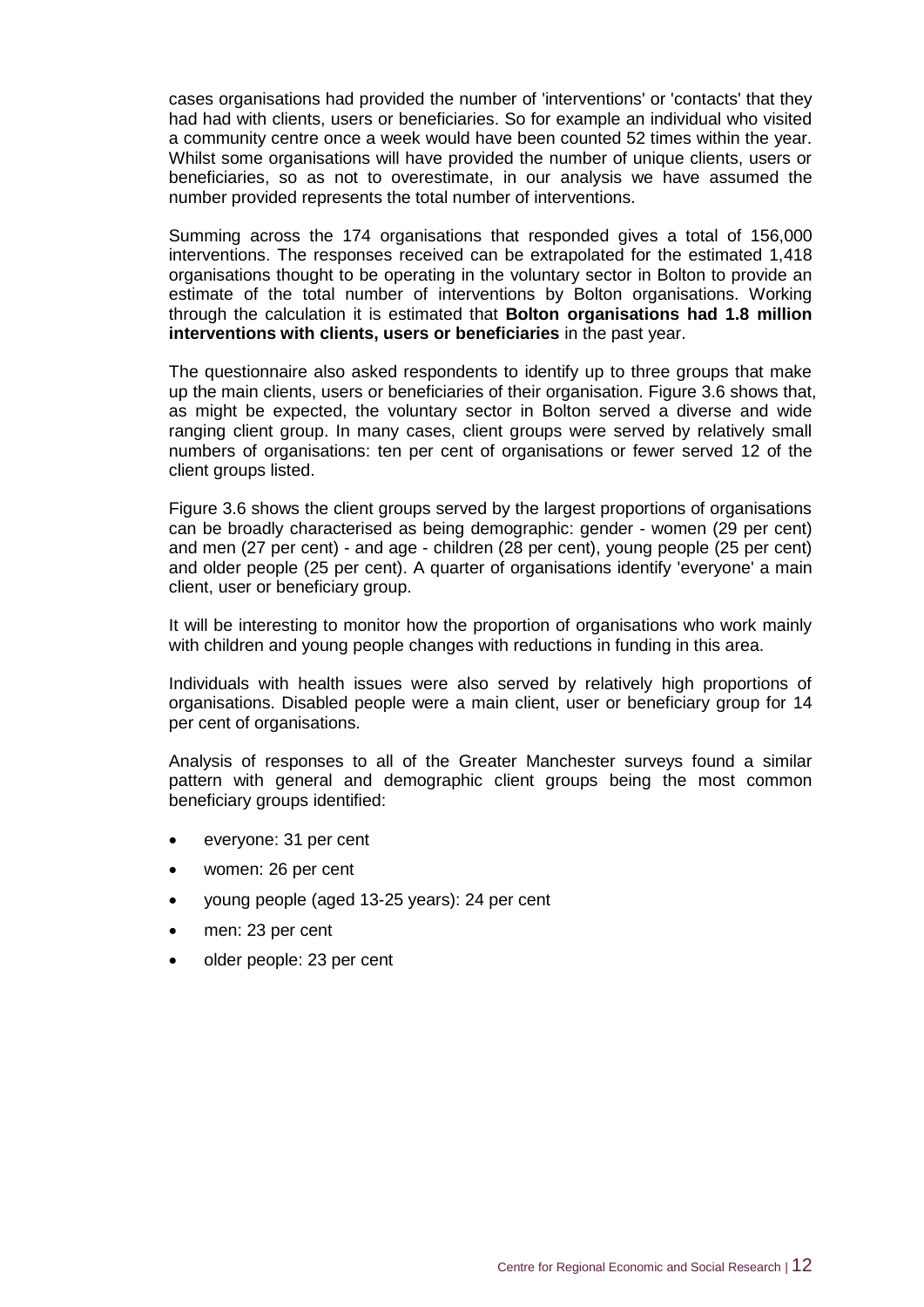cases organisations had provided the number of 'interventions' or 'contacts' that they had had with clients, users or beneficiaries. So for example an individual who visited a community centre once a week would have been counted 52 times within the year. Whilst some organisations will have provided the number of unique clients, users or beneficiaries, so as not to overestimate, in our analysis we have assumed the number provided represents the total number of interventions.

Summing across the 174 organisations that responded gives a total of 156,000 interventions. The responses received can be extrapolated for the estimated 1,418 organisations thought to be operating in the voluntary sector in Bolton to provide an estimate of the total number of interventions by Bolton organisations. Working through the calculation it is estimated that **Bolton organisations had 1.8 million interventions with clients, users or beneficiaries** in the past year.

The questionnaire also asked respondents to identify up to three groups that make up the main clients, users or beneficiaries of their organisation. Figure 3.6 shows that, as might be expected, the voluntary sector in Bolton served a diverse and wide ranging client group. In many cases, client groups were served by relatively small numbers of organisations: ten per cent of organisations or fewer served 12 of the client groups listed.

Figure 3.6 shows the client groups served by the largest proportions of organisations can be broadly characterised as being demographic: gender - women (29 per cent) and men (27 per cent) - and age - children (28 per cent), young people (25 per cent) and older people (25 per cent). A quarter of organisations identify 'everyone' a main client, user or beneficiary group.

It will be interesting to monitor how the proportion of organisations who work mainly with children and young people changes with reductions in funding in this area.

Individuals with health issues were also served by relatively high proportions of organisations. Disabled people were a main client, user or beneficiary group for 14 per cent of organisations.

Analysis of responses to all of the Greater Manchester surveys found a similar pattern with general and demographic client groups being the most common beneficiary groups identified:

- everyone: 31 per cent
- women: 26 per cent
- young people (aged 13-25 years): 24 per cent
- men: 23 per cent
- older people: 23 per cent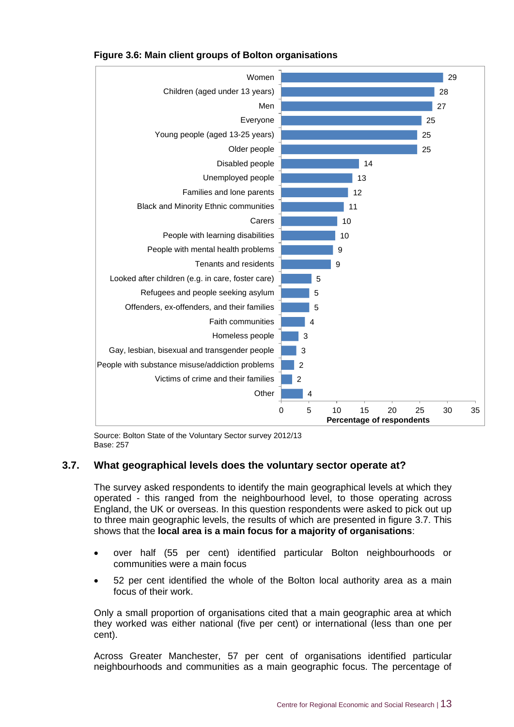**Figure 3.6: Main client groups of Bolton organisations**

| Client group | Percentage of respondents |
|---|---|
| Women | 29 |
| Children (aged under 13 years) | 28 |
| Men | 27 |
| Everyone | 25 |
| Young people (aged 13-25 years) | 25 |
| Older people | 25 |
| Disabled people | 14 |
| Unemployed people | 13 |
| Families and lone parents | 12 |
| Black and Minority Ethnic communities | 11 |
| Carers | 10 |
| People with learning disabilities | 10 |
| People with mental health problems | 9 |
| Tenants and residents | 9 |
| Looked after children (e.g. in care, foster care) | 5 |
| Refugees and people seeking asylum | 5 |
| Offenders, ex-offenders, and their families | 5 |
| Faith communities | 4 |
| Homeless people | 3 |
| Gay, lesbian, bisexual and transgender people | 3 |
| People with substance misuse/addiction problems | 2 |
| Victims of crime and their families | 2 |
| Other | 4 |

Source: Bolton State of the Voluntary Sector survey 2012/13
Base: 257

## 3.7. What geographical levels does the voluntary sector operate at?

The survey asked respondents to identify the main geographical levels at which they operated - this ranged from the neighbourhood level, to those operating across England, the UK or overseas. In this question respondents were asked to pick out up to three main geographic levels, the results of which are presented in figure 3.7. This shows that the **local area is a main focus for a majority of organisations**:

- over half (55 per cent) identified particular Bolton neighbourhoods or communities were a main focus
- 52 per cent identified the whole of the Bolton local authority area as a main focus of their work.

Only a small proportion of organisations cited that a main geographic area at which they worked was either national (five per cent) or international (less than one per cent).

Across Greater Manchester, 57 per cent of organisations identified particular neighbourhoods and communities as a main geographic focus. The percentage of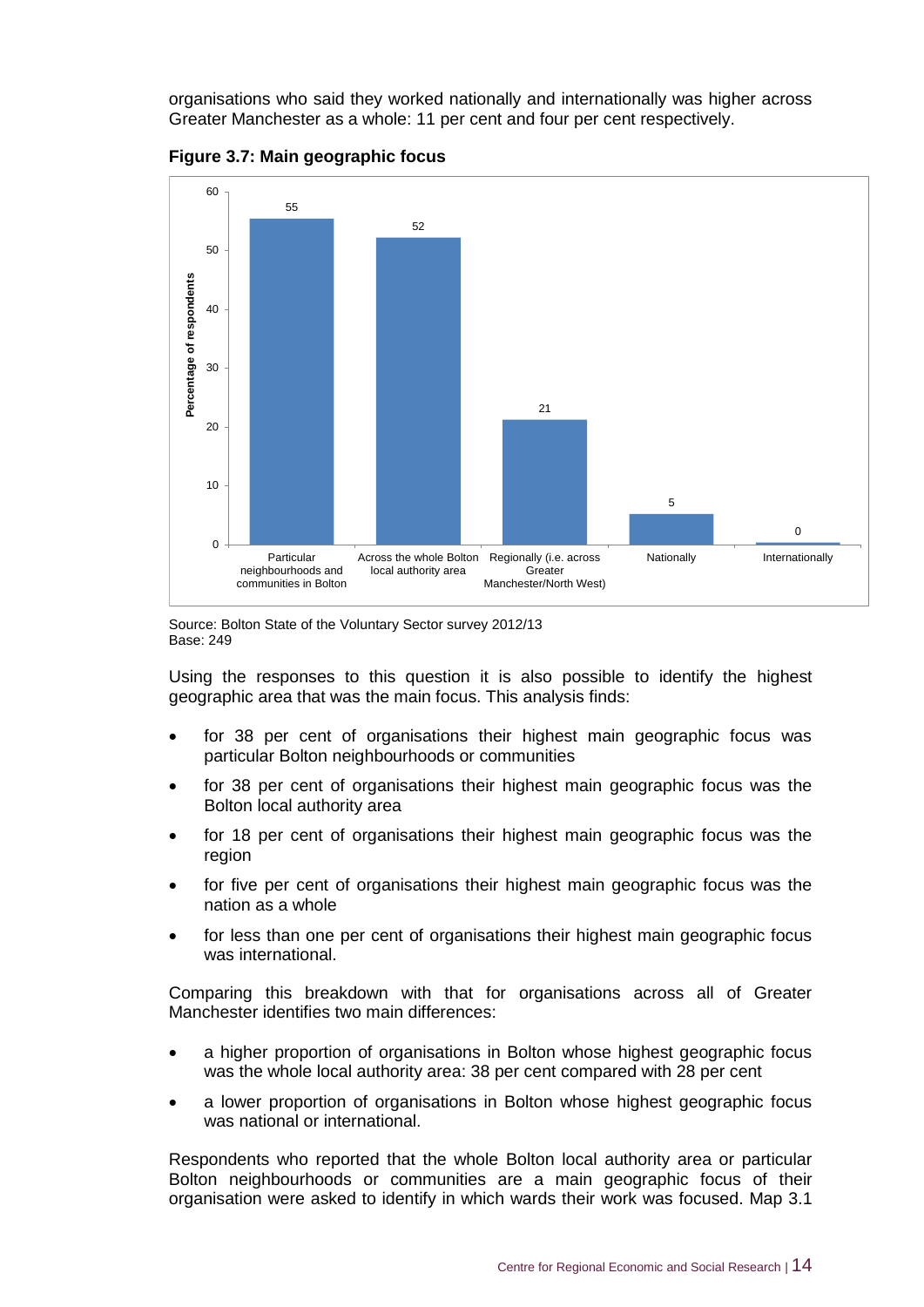organisations who said they worked nationally and internationally was higher across Greater Manchester as a whole: 11 per cent and four per cent respectively.

**Figure 3.7: Main geographic focus**

| Main geographic focus | Percentage of respondents |
|---|---|
| Particular neighbourhoods and communities in Bolton | 55 |
| Across the whole Bolton local authority area | 52 |
| Regionally (i.e. across Greater Manchester/North West) | 21 |
| Nationally | 5 |
| Internationally | 0 |

Source: Bolton State of the Voluntary Sector survey 2012/13
Base: 249

Using the responses to this question it is also possible to identify the highest geographic area that was the main focus. This analysis finds:

- for 38 per cent of organisations their highest main geographic focus was particular Bolton neighbourhoods or communities
- for 38 per cent of organisations their highest main geographic focus was the Bolton local authority area
- for 18 per cent of organisations their highest main geographic focus was the region
- for five per cent of organisations their highest main geographic focus was the nation as a whole
- for less than one per cent of organisations their highest main geographic focus was international.

Comparing this breakdown with that for organisations across all of Greater Manchester identifies two main differences:

- a higher proportion of organisations in Bolton whose highest geographic focus was the whole local authority area: 38 per cent compared with 28 per cent
- a lower proportion of organisations in Bolton whose highest geographic focus was national or international.

Respondents who reported that the whole Bolton local authority area or particular Bolton neighbourhoods or communities are a main geographic focus of their organisation were asked to identify in which wards their work was focused. Map 3.1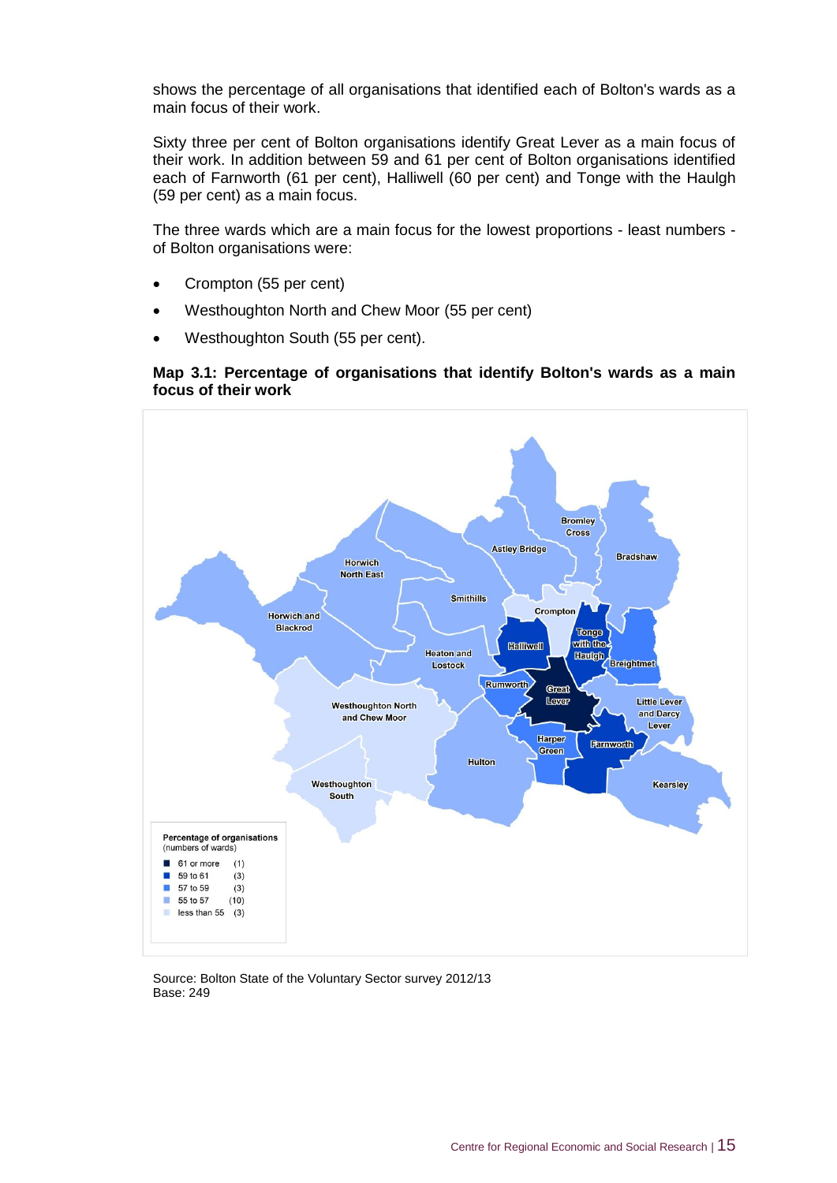shows the percentage of all organisations that identified each of Bolton's wards as a main focus of their work.

Sixty three per cent of Bolton organisations identify Great Lever as a main focus of their work. In addition between 59 and 61 per cent of Bolton organisations identified each of Farnworth (61 per cent), Halliwell (60 per cent) and Tonge with the Haulgh (59 per cent) as a main focus.

The three wards which are a main focus for the lowest proportions - least numbers - of Bolton organisations were:

- Crompton (55 per cent)
- Westhoughton North and Chew Moor (55 per cent)
- Westhoughton South (55 per cent).

**Map 3.1: Percentage of organisations that identify Bolton's wards as a main focus of their work**

Source: Bolton State of the Voluntary Sector survey 2012/13
Base: 249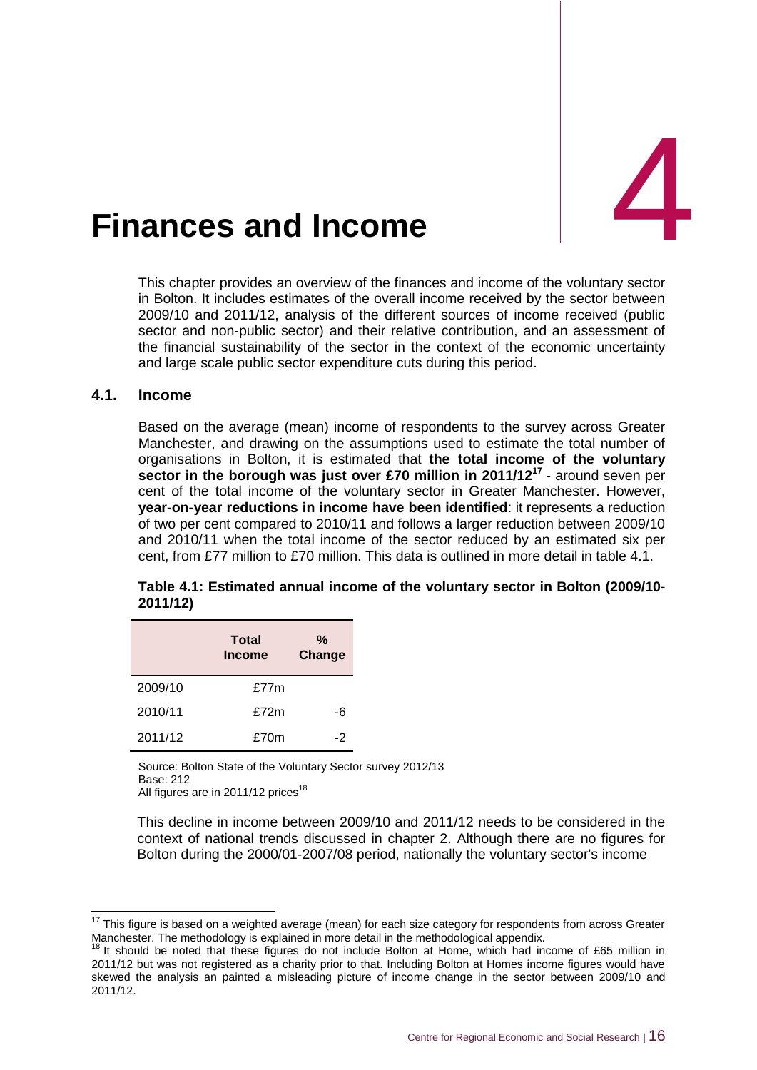# 4 Finances and Income

This chapter provides an overview of the finances and income of the voluntary sector in Bolton. It includes estimates of the overall income received by the sector between 2009/10 and 2011/12, analysis of the different sources of income received (public sector and non-public sector) and their relative contribution, and an assessment of the financial sustainability of the sector in the context of the economic uncertainty and large scale public sector expenditure cuts during this period.

## 4.1. Income

Based on the average (mean) income of respondents to the survey across Greater Manchester, and drawing on the assumptions used to estimate the total number of organisations in Bolton, it is estimated that **the total income of the voluntary sector in the borough was just over £70 million in 2011/12[17]** - around seven per cent of the total income of the voluntary sector in Greater Manchester. However, **year-on-year reductions in income have been identified**: it represents a reduction of two per cent compared to 2010/11 and follows a larger reduction between 2009/10 and 2010/11 when the total income of the sector reduced by an estimated six per cent, from £77 million to £70 million. This data is outlined in more detail in table 4.1.

**Table 4.1: Estimated annual income of the voluntary sector in Bolton (2009/10-2011/12)**

| | Total Income | % Change |
|---|---|---|
| 2009/10 | £77m | |
| 2010/11 | £72m | -6 |
| 2011/12 | £70m | -2 |

Source: Bolton State of the Voluntary Sector survey 2012/13
Base: 212
All figures are in 2011/12 prices[18]

This decline in income between 2009/10 and 2011/12 needs to be considered in the context of national trends discussed in chapter 2. Although there are no figures for Bolton during the 2000/01-2007/08 period, nationally the voluntary sector's income

---

[17] This figure is based on a weighted average (mean) for each size category for respondents from across Greater Manchester. The methodology is explained in more detail in the methodological appendix.

[18] It should be noted that these figures do not include Bolton at Home, which had income of £65 million in 2011/12 but was not registered as a charity prior to that. Including Bolton at Homes income figures would have skewed the analysis an painted a misleading picture of income change in the sector between 2009/10 and 2011/12.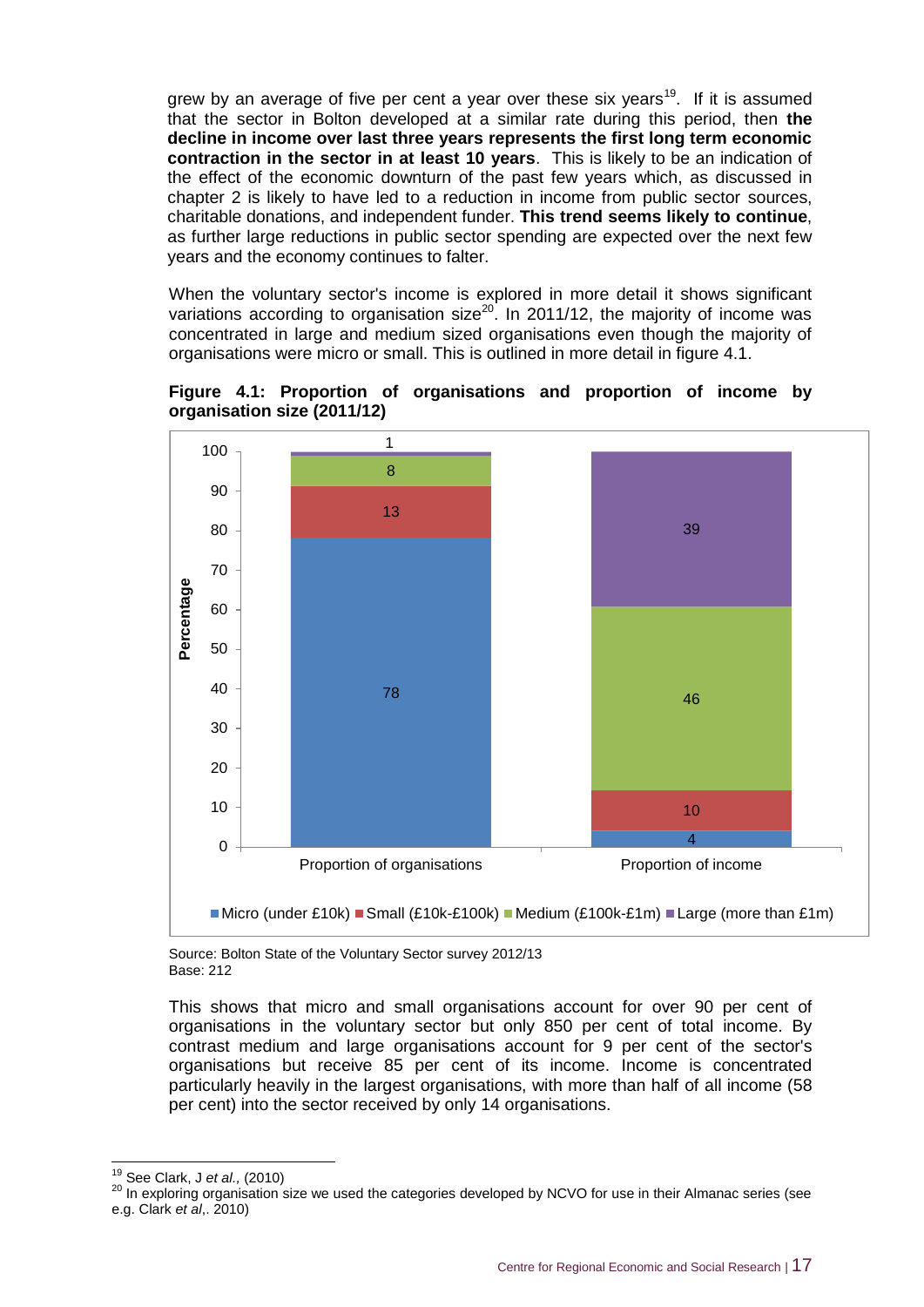grew by an average of five per cent a year over these six years[19]. If it is assumed that the sector in Bolton developed at a similar rate during this period, then **the decline in income over last three years represents the first long term economic contraction in the sector in at least 10 years**. This is likely to be an indication of the effect of the economic downturn of the past few years which, as discussed in chapter 2 is likely to have led to a reduction in income from public sector sources, charitable donations, and independent funder. **This trend seems likely to continue**, as further large reductions in public sector spending are expected over the next few years and the economy continues to falter.

When the voluntary sector's income is explored in more detail it shows significant variations according to organisation size[20]. In 2011/12, the majority of income was concentrated in large and medium sized organisations even though the majority of organisations were micro or small. This is outlined in more detail in figure 4.1.

**Figure 4.1: Proportion of organisations and proportion of income by organisation size (2011/12)**

| Organisation size | Proportion of organisations (%) | Proportion of income (%) |
|---|---|---|
| Micro (under £10k) | 78 | 4 |
| Small (£10k-£100k) | 13 | 10 |
| Medium (£100k-£1m) | 8 | 46 |
| Large (more than £1m) | 1 | 39 |

Source: Bolton State of the Voluntary Sector survey 2012/13
Base: 212

This shows that micro and small organisations account for over 90 per cent of organisations in the voluntary sector but only 850 per cent of total income. By contrast medium and large organisations account for 9 per cent of the sector's organisations but receive 85 per cent of its income. Income is concentrated particularly heavily in the largest organisations, with more than half of all income (58 per cent) into the sector received by only 14 organisations.

---

[19] See Clark, J *et al.,* (2010)

[20] In exploring organisation size we used the categories developed by NCVO for use in their Almanac series (see e.g. Clark *et al*,. 2010)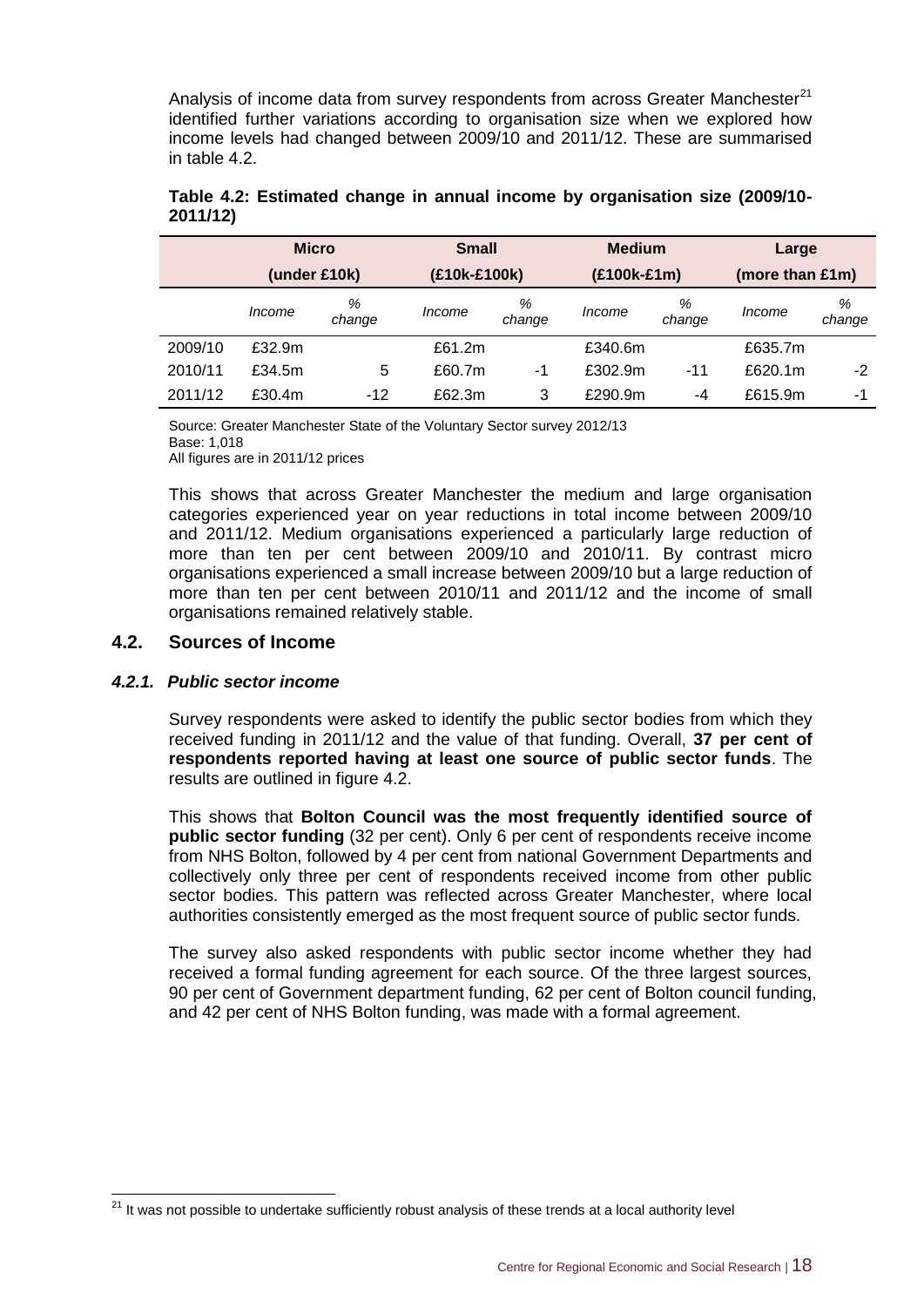Analysis of income data from survey respondents from across Greater Manchester[21] identified further variations according to organisation size when we explored how income levels had changed between 2009/10 and 2011/12. These are summarised in table 4.2.

**Table 4.2: Estimated change in annual income by organisation size (2009/10-2011/12)**

| | Micro (under £10k) | | Small (£10k-£100k) | | Medium (£100k-£1m) | | Large (more than £1m) | |
|---|---|---|---|---|---|---|---|---|
| | *Income* | *% change* | *Income* | *% change* | *Income* | *% change* | *Income* | *% change* |
| 2009/10 | £32.9m | | £61.2m | | £340.6m | | £635.7m | |
| 2010/11 | £34.5m | 5 | £60.7m | -1 | £302.9m | -11 | £620.1m | -2 |
| 2011/12 | £30.4m | -12 | £62.3m | 3 | £290.9m | -4 | £615.9m | -1 |

Source: Greater Manchester State of the Voluntary Sector survey 2012/13
Base: 1,018
All figures are in 2011/12 prices

This shows that across Greater Manchester the medium and large organisation categories experienced year on year reductions in total income between 2009/10 and 2011/12. Medium organisations experienced a particularly large reduction of more than ten per cent between 2009/10 and 2010/11. By contrast micro organisations experienced a small increase between 2009/10 but a large reduction of more than ten per cent between 2010/11 and 2011/12 and the income of small organisations remained relatively stable.

## 4.2. Sources of Income

### *4.2.1. Public sector income*

Survey respondents were asked to identify the public sector bodies from which they received funding in 2011/12 and the value of that funding. Overall, **37 per cent of respondents reported having at least one source of public sector funds**. The results are outlined in figure 4.2.

This shows that **Bolton Council was the most frequently identified source of public sector funding** (32 per cent). Only 6 per cent of respondents receive income from NHS Bolton, followed by 4 per cent from national Government Departments and collectively only three per cent of respondents received income from other public sector bodies. This pattern was reflected across Greater Manchester, where local authorities consistently emerged as the most frequent source of public sector funds.

The survey also asked respondents with public sector income whether they had received a formal funding agreement for each source. Of the three largest sources, 90 per cent of Government department funding, 62 per cent of Bolton council funding, and 42 per cent of NHS Bolton funding, was made with a formal agreement.

[21] It was not possible to undertake sufficiently robust analysis of these trends at a local authority level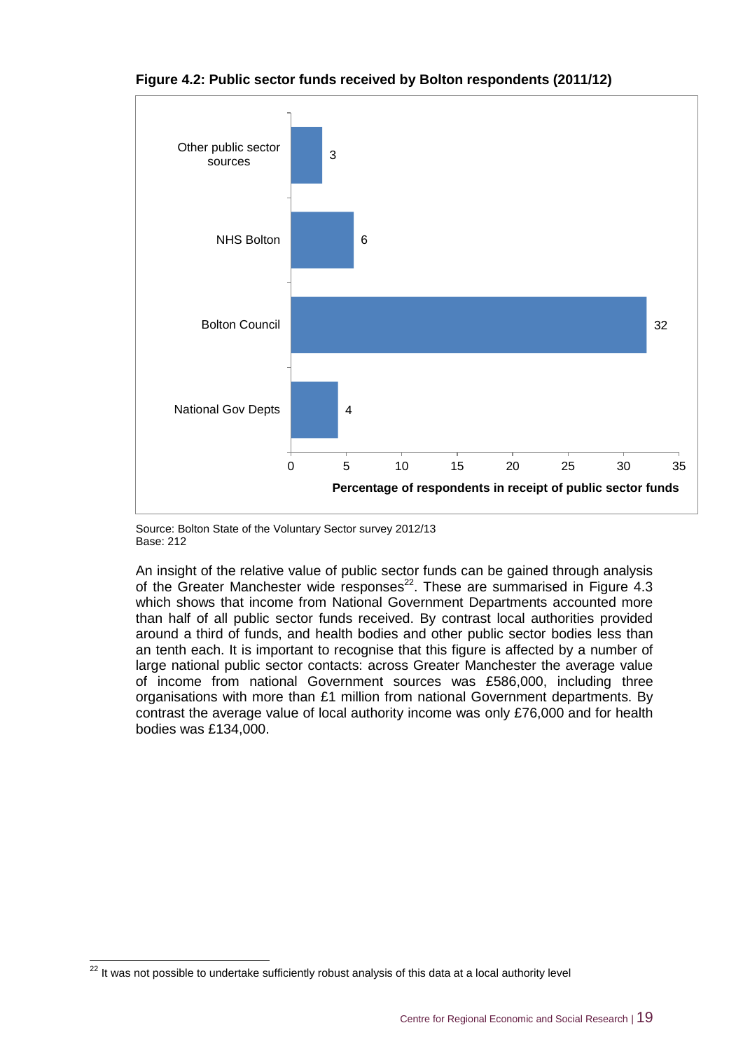**Figure 4.2: Public sector funds received by Bolton respondents (2011/12)**

| | Percentage of respondents in receipt of public sector funds |
|---|---|
| Other public sector sources | 3 |
| NHS Bolton | 6 |
| Bolton Council | 32 |
| National Gov Depts | 4 |

Source: Bolton State of the Voluntary Sector survey 2012/13
Base: 212

An insight of the relative value of public sector funds can be gained through analysis of the Greater Manchester wide responses[22]. These are summarised in Figure 4.3 which shows that income from National Government Departments accounted more than half of all public sector funds received. By contrast local authorities provided around a third of funds, and health bodies and other public sector bodies less than an tenth each. It is important to recognise that this figure is affected by a number of large national public sector contacts: across Greater Manchester the average value of income from national Government sources was £586,000, including three organisations with more than £1 million from national Government departments. By contrast the average value of local authority income was only £76,000 and for health bodies was £134,000.

[22] It was not possible to undertake sufficiently robust analysis of this data at a local authority level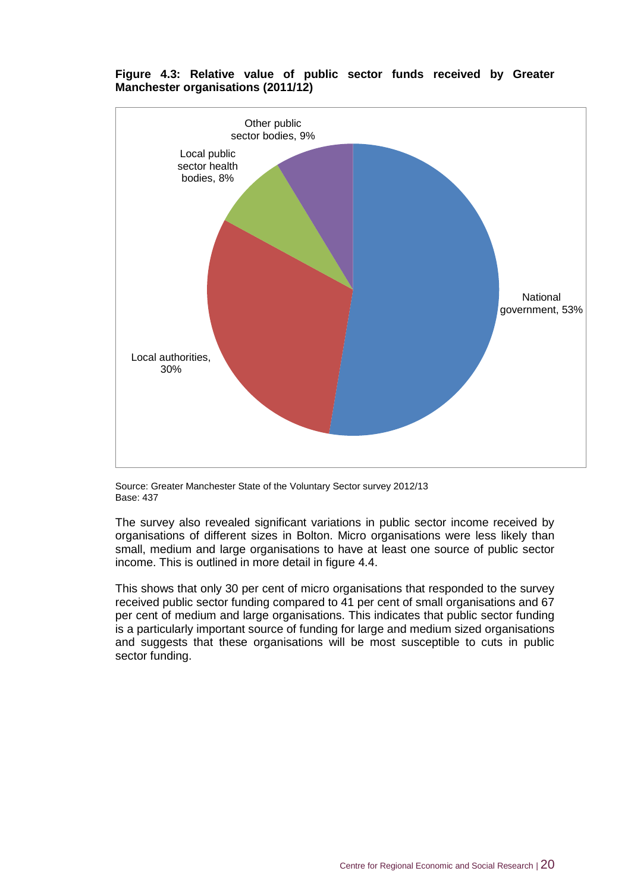**Figure 4.3: Relative value of public sector funds received by Greater Manchester organisations (2011/12)**

Source: Greater Manchester State of the Voluntary Sector survey 2012/13
Base: 437

The survey also revealed significant variations in public sector income received by organisations of different sizes in Bolton. Micro organisations were less likely than small, medium and large organisations to have at least one source of public sector income. This is outlined in more detail in figure 4.4.

This shows that only 30 per cent of micro organisations that responded to the survey received public sector funding compared to 41 per cent of small organisations and 67 per cent of medium and large organisations. This indicates that public sector funding is a particularly important source of funding for large and medium sized organisations and suggests that these organisations will be most susceptible to cuts in public sector funding.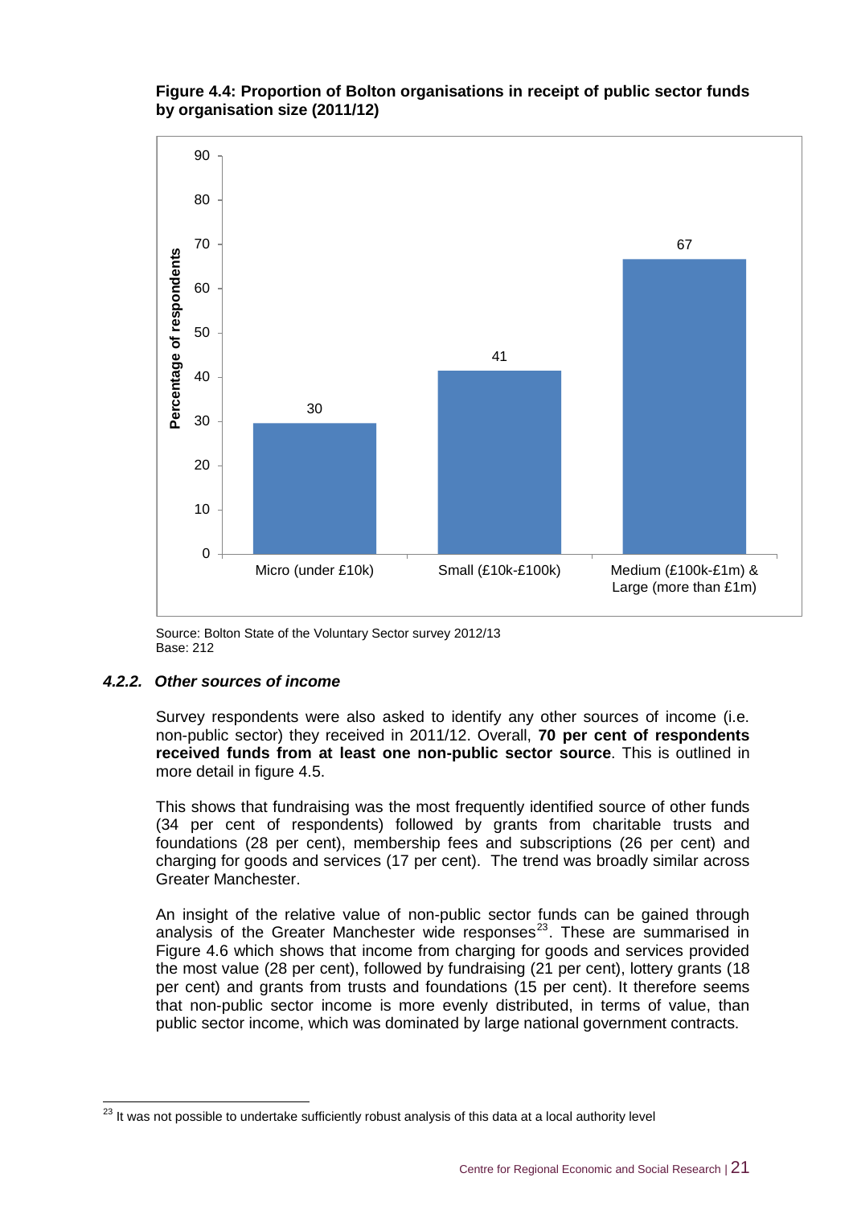**Figure 4.4: Proportion of Bolton organisations in receipt of public sector funds by organisation size (2011/12)**

| Organisation size | Percentage of respondents |
|---|---|
| Micro (under £10k) | 30 |
| Small (£10k-£100k) | 41 |
| Medium (£100k-£1m) & Large (more than £1m) | 67 |

Source: Bolton State of the Voluntary Sector survey 2012/13
Base: 212

#### *4.2.2. Other sources of income*

Survey respondents were also asked to identify any other sources of income (i.e. non-public sector) they received in 2011/12. Overall, **70 per cent of respondents received funds from at least one non-public sector source**. This is outlined in more detail in figure 4.5.

This shows that fundraising was the most frequently identified source of other funds (34 per cent of respondents) followed by grants from charitable trusts and foundations (28 per cent), membership fees and subscriptions (26 per cent) and charging for goods and services (17 per cent). The trend was broadly similar across Greater Manchester.

An insight of the relative value of non-public sector funds can be gained through analysis of the Greater Manchester wide responses[23]. These are summarised in Figure 4.6 which shows that income from charging for goods and services provided the most value (28 per cent), followed by fundraising (21 per cent), lottery grants (18 per cent) and grants from trusts and foundations (15 per cent). It therefore seems that non-public sector income is more evenly distributed, in terms of value, than public sector income, which was dominated by large national government contracts.

[23] It was not possible to undertake sufficiently robust analysis of this data at a local authority level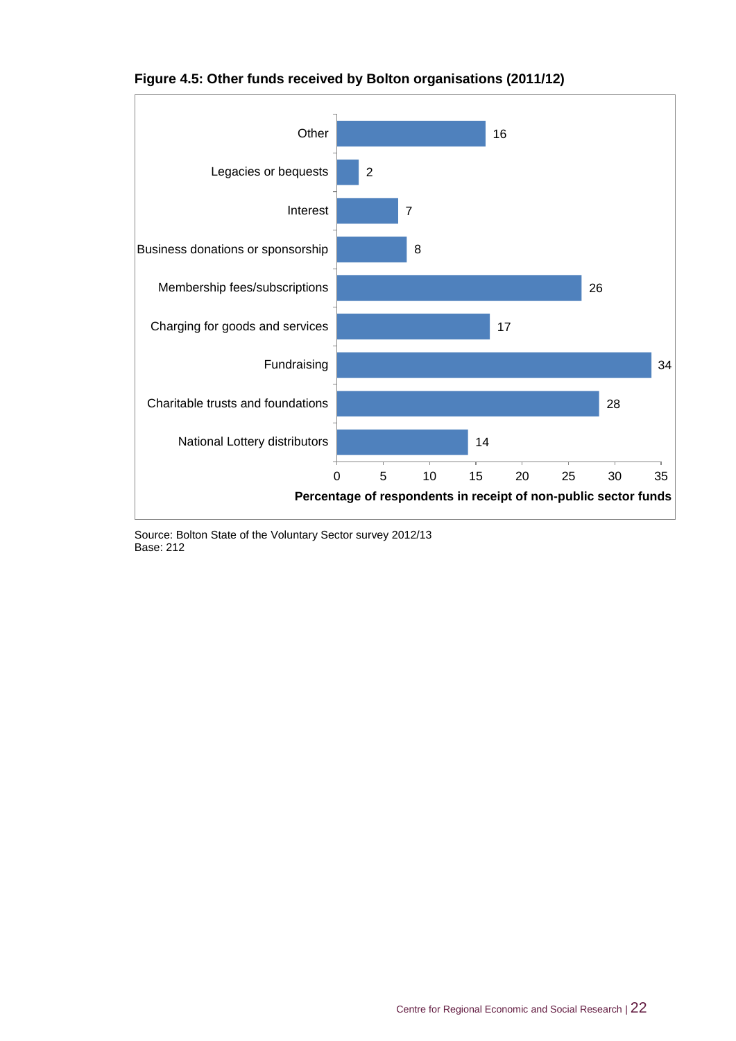**Figure 4.5: Other funds received by Bolton organisations (2011/12)**

| Source of funds | Percentage of respondents in receipt of non-public sector funds |
|---|---|
| Other | 16 |
| Legacies or bequests | 2 |
| Interest | 7 |
| Business donations or sponsorship | 8 |
| Membership fees/subscriptions | 26 |
| Charging for goods and services | 17 |
| Fundraising | 34 |
| Charitable trusts and foundations | 28 |
| National Lottery distributors | 14 |

Source: Bolton State of the Voluntary Sector survey 2012/13
Base: 212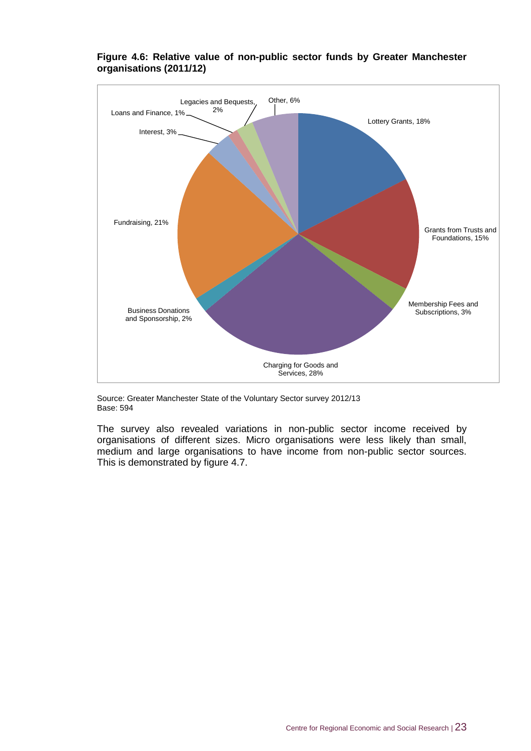**Figure 4.6: Relative value of non-public sector funds by Greater Manchester organisations (2011/12)**

Lottery Grants, 18%

Grants from Trusts and Foundations, 15%

Membership Fees and Subscriptions, 3%

Charging for Goods and Services, 28%

Business Donations and Sponsorship, 2%

Fundraising, 21%

Interest, 3%

Loans and Finance, 1%

Legacies and Bequests, 2%

Other, 6%

Source: Greater Manchester State of the Voluntary Sector survey 2012/13
Base: 594

The survey also revealed variations in non-public sector income received by organisations of different sizes. Micro organisations were less likely than small, medium and large organisations to have income from non-public sector sources. This is demonstrated by figure 4.7.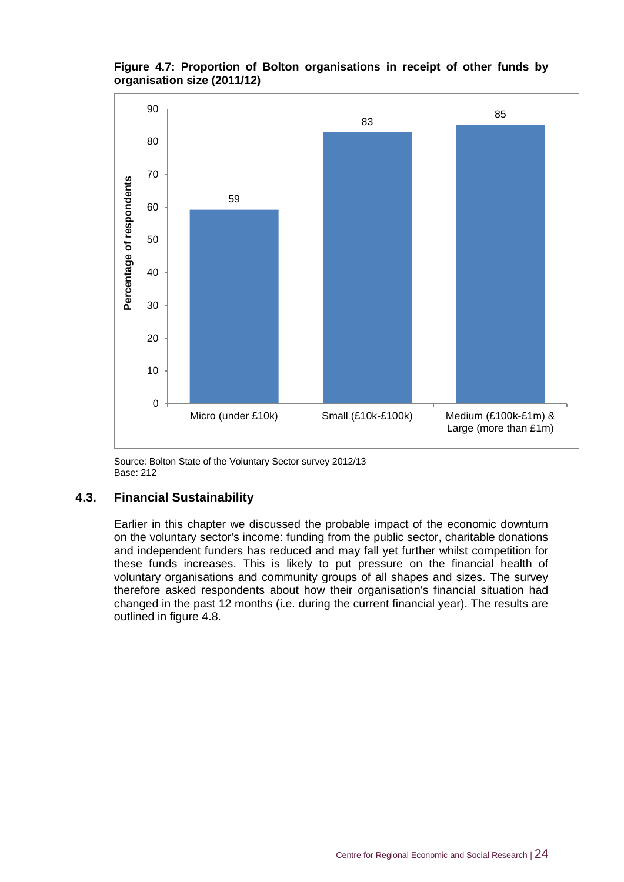**Figure 4.7: Proportion of Bolton organisations in receipt of other funds by organisation size (2011/12)**

| Organisation size | Percentage of respondents |
| --- | --- |
| Micro (under £10k) | 59 |
| Small (£10k-£100k) | 83 |
| Medium (£100k-£1m) & Large (more than £1m) | 85 |

Source: Bolton State of the Voluntary Sector survey 2012/13
Base: 212

## 4.3. Financial Sustainability

Earlier in this chapter we discussed the probable impact of the economic downturn on the voluntary sector's income: funding from the public sector, charitable donations and independent funders has reduced and may fall yet further whilst competition for these funds increases. This is likely to put pressure on the financial health of voluntary organisations and community groups of all shapes and sizes. The survey therefore asked respondents about how their organisation's financial situation had changed in the past 12 months (i.e. during the current financial year). The results are outlined in figure 4.8.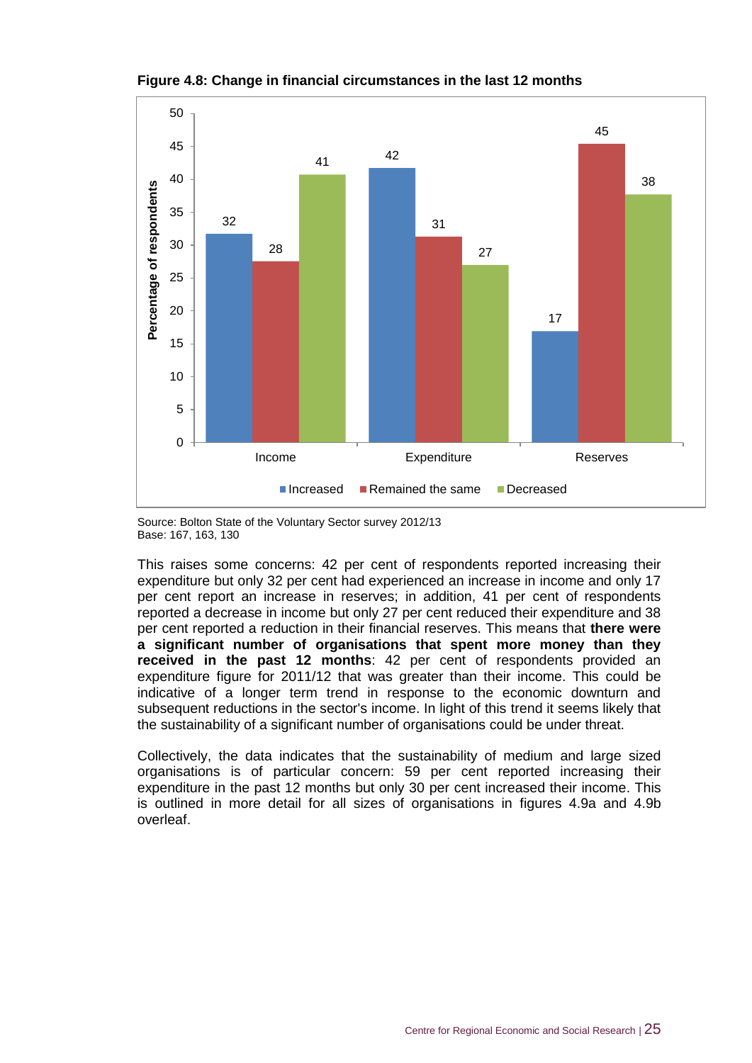**Figure 4.8: Change in financial circumstances in the last 12 months**

| | Increased | Remained the same | Decreased |
|---|---|---|---|
| Income | 32 | 28 | 41 |
| Expenditure | 42 | 31 | 27 |
| Reserves | 17 | 45 | 38 |

Source: Bolton State of the Voluntary Sector survey 2012/13
Base: 167, 163, 130

This raises some concerns: 42 per cent of respondents reported increasing their expenditure but only 32 per cent had experienced an increase in income and only 17 per cent report an increase in reserves; in addition, 41 per cent of respondents reported a decrease in income but only 27 per cent reduced their expenditure and 38 per cent reported a reduction in their financial reserves. This means that **there were a significant number of organisations that spent more money than they received in the past 12 months**: 42 per cent of respondents provided an expenditure figure for 2011/12 that was greater than their income. This could be indicative of a longer term trend in response to the economic downturn and subsequent reductions in the sector's income. In light of this trend it seems likely that the sustainability of a significant number of organisations could be under threat.

Collectively, the data indicates that the sustainability of medium and large sized organisations is of particular concern: 59 per cent reported increasing their expenditure in the past 12 months but only 30 per cent increased their income. This is outlined in more detail for all sizes of organisations in figures 4.9a and 4.9b overleaf.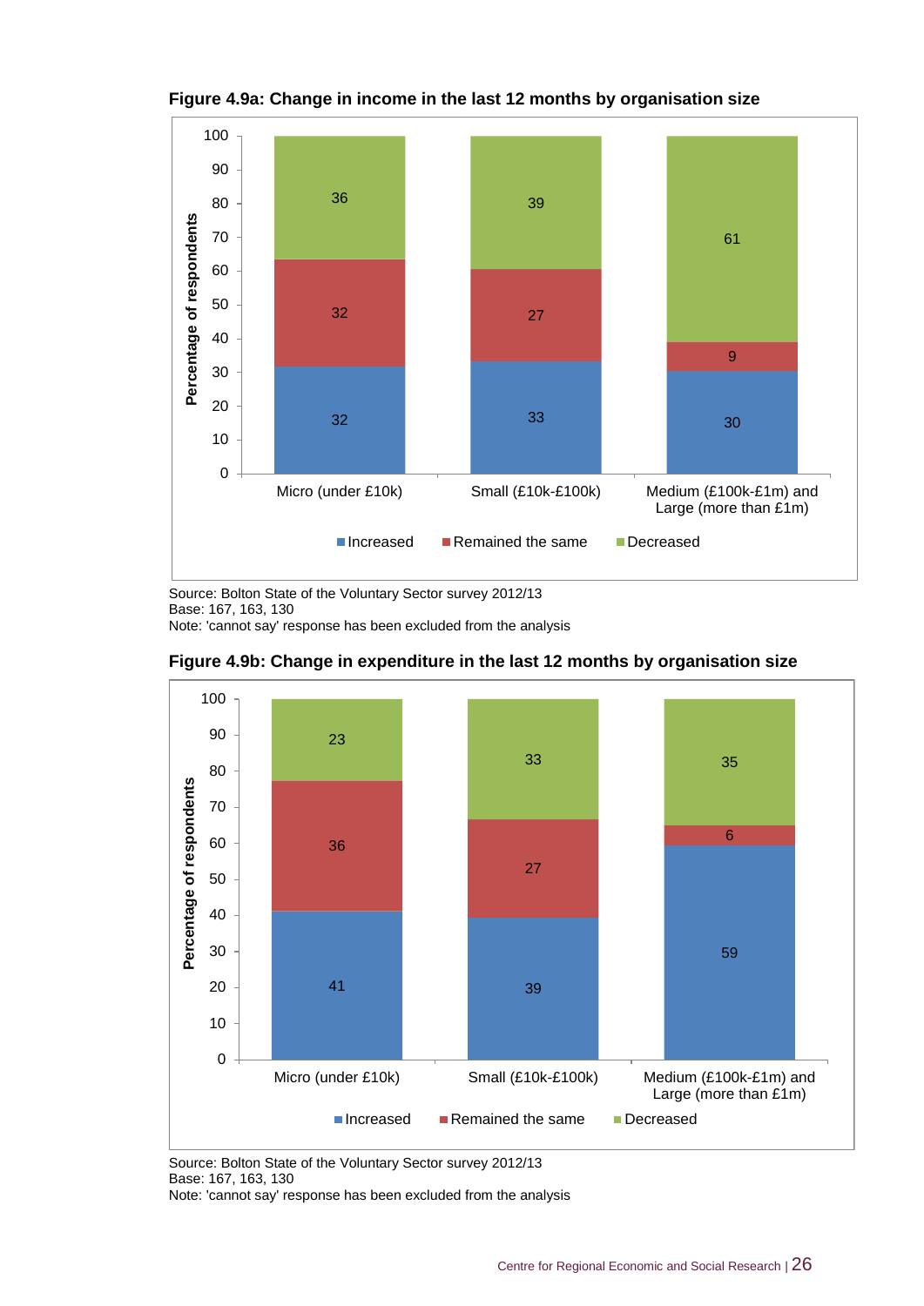**Figure 4.9a: Change in income in the last 12 months by organisation size**

| | Increased | Remained the same | Decreased |
|---|---|---|---|
| Micro (under £10k) | 32 | 32 | 36 |
| Small (£10k-£100k) | 33 | 27 | 39 |
| Medium (£100k-£1m) and Large (more than £1m) | 30 | 9 | 61 |

Source: Bolton State of the Voluntary Sector survey 2012/13
Base: 167, 163, 130
Note: 'cannot say' response has been excluded from the analysis

**Figure 4.9b: Change in expenditure in the last 12 months by organisation size**

| | Increased | Remained the same | Decreased |
|---|---|---|---|
| Micro (under £10k) | 41 | 36 | 23 |
| Small (£10k-£100k) | 39 | 27 | 33 |
| Medium (£100k-£1m) and Large (more than £1m) | 59 | 6 | 35 |

Source: Bolton State of the Voluntary Sector survey 2012/13
Base: 167, 163, 130
Note: 'cannot say' response has been excluded from the analysis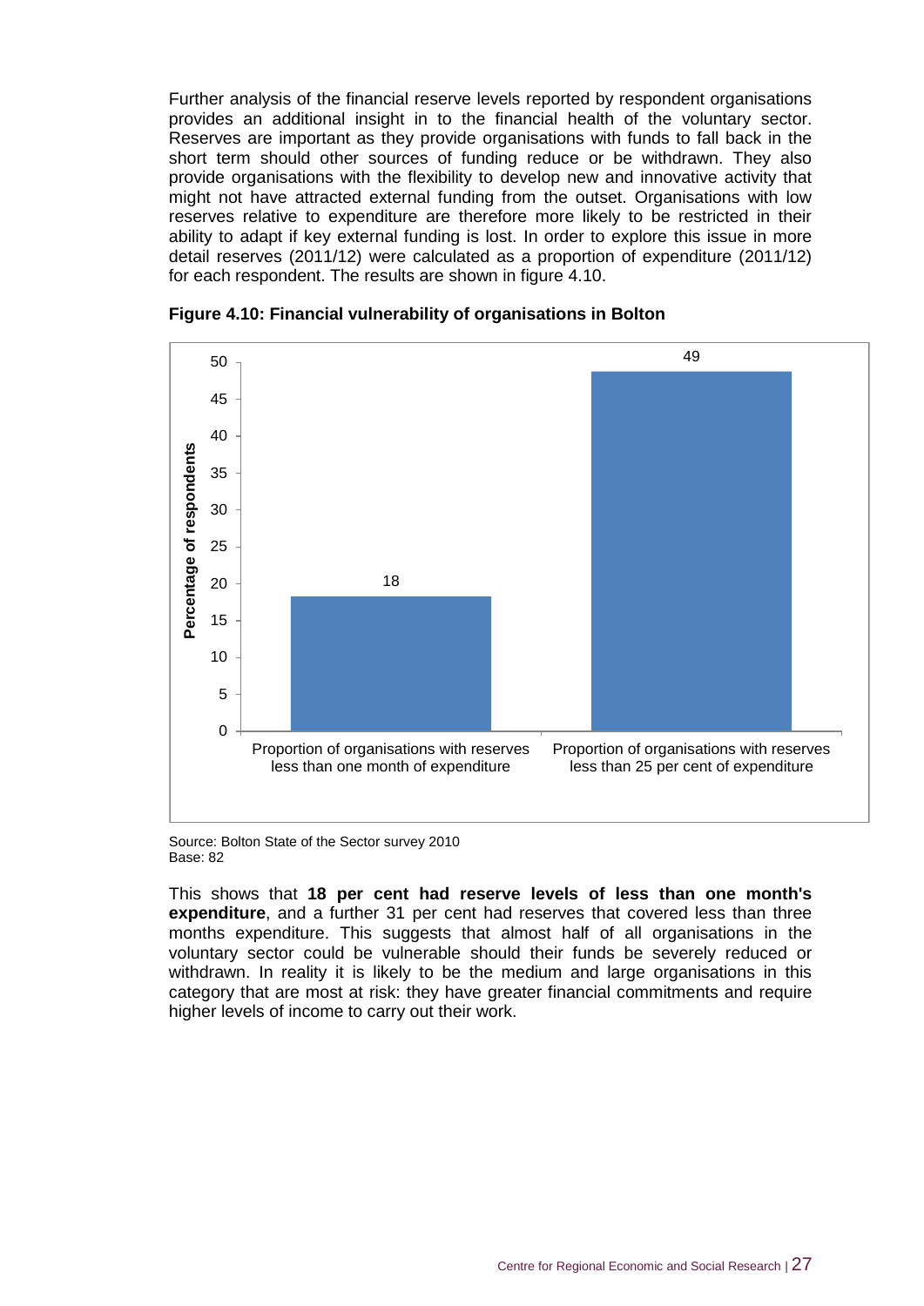Further analysis of the financial reserve levels reported by respondent organisations provides an additional insight in to the financial health of the voluntary sector. Reserves are important as they provide organisations with funds to fall back in the short term should other sources of funding reduce or be withdrawn. They also provide organisations with the flexibility to develop new and innovative activity that might not have attracted external funding from the outset. Organisations with low reserves relative to expenditure are therefore more likely to be restricted in their ability to adapt if key external funding is lost. In order to explore this issue in more detail reserves (2011/12) were calculated as a proportion of expenditure (2011/12) for each respondent. The results are shown in figure 4.10.

**Figure 4.10: Financial vulnerability of organisations in Bolton**

| | Percentage of respondents |
|---|---|
| Proportion of organisations with reserves less than one month of expenditure | 18 |
| Proportion of organisations with reserves less than 25 per cent of expenditure | 49 |

Source: Bolton State of the Sector survey 2010
Base: 82

This shows that **18 per cent had reserve levels of less than one month's expenditure**, and a further 31 per cent had reserves that covered less than three months expenditure. This suggests that almost half of all organisations in the voluntary sector could be vulnerable should their funds be severely reduced or withdrawn. In reality it is likely to be the medium and large organisations in this category that are most at risk: they have greater financial commitments and require higher levels of income to carry out their work.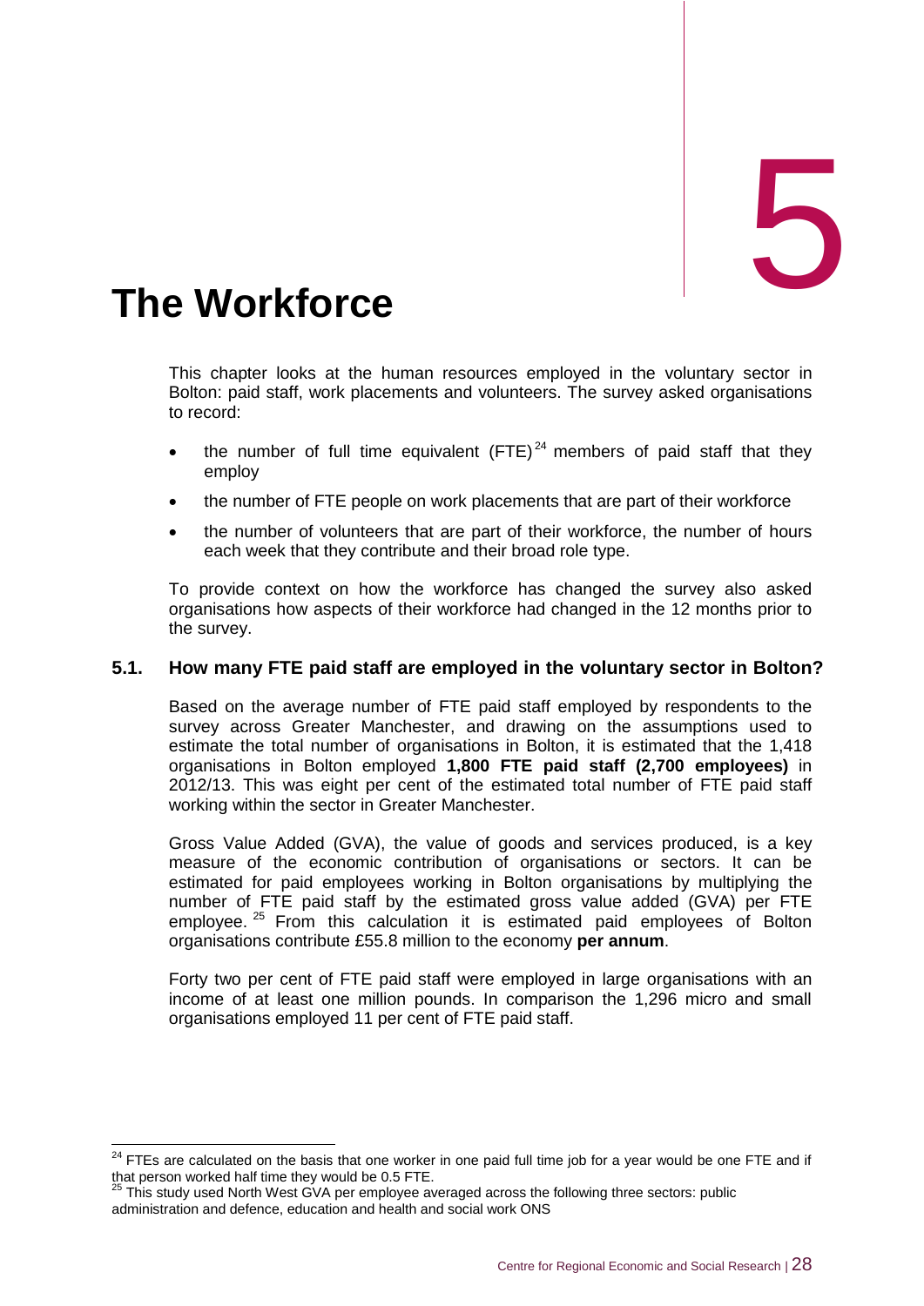# 5

# The Workforce

This chapter looks at the human resources employed in the voluntary sector in Bolton: paid staff, work placements and volunteers. The survey asked organisations to record:

- the number of full time equivalent (FTE)[24] members of paid staff that they employ
- the number of FTE people on work placements that are part of their workforce
- the number of volunteers that are part of their workforce, the number of hours each week that they contribute and their broad role type.

To provide context on how the workforce has changed the survey also asked organisations how aspects of their workforce had changed in the 12 months prior to the survey.

## 5.1. How many FTE paid staff are employed in the voluntary sector in Bolton?

Based on the average number of FTE paid staff employed by respondents to the survey across Greater Manchester, and drawing on the assumptions used to estimate the total number of organisations in Bolton, it is estimated that the 1,418 organisations in Bolton employed **1,800 FTE paid staff (2,700 employees)** in 2012/13. This was eight per cent of the estimated total number of FTE paid staff working within the sector in Greater Manchester.

Gross Value Added (GVA), the value of goods and services produced, is a key measure of the economic contribution of organisations or sectors. It can be estimated for paid employees working in Bolton organisations by multiplying the number of FTE paid staff by the estimated gross value added (GVA) per FTE employee.[25] From this calculation it is estimated paid employees of Bolton organisations contribute £55.8 million to the economy **per annum**.

Forty two per cent of FTE paid staff were employed in large organisations with an income of at least one million pounds. In comparison the 1,296 micro and small organisations employed 11 per cent of FTE paid staff.

---

[24] FTEs are calculated on the basis that one worker in one paid full time job for a year would be one FTE and if that person worked half time they would be 0.5 FTE.

[25] This study used North West GVA per employee averaged across the following three sectors: public administration and defence, education and health and social work ONS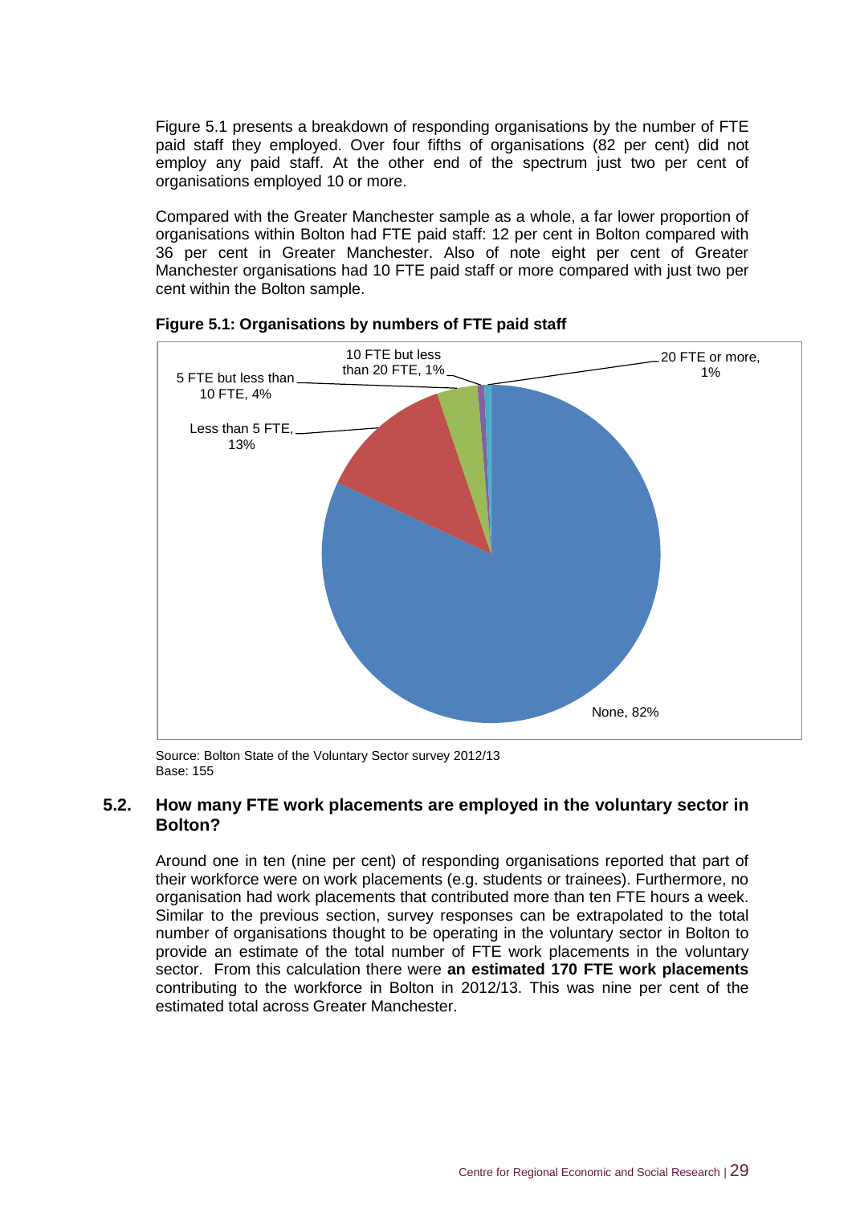Figure 5.1 presents a breakdown of responding organisations by the number of FTE paid staff they employed. Over four fifths of organisations (82 per cent) did not employ any paid staff. At the other end of the spectrum just two per cent of organisations employed 10 or more.

Compared with the Greater Manchester sample as a whole, a far lower proportion of organisations within Bolton had FTE paid staff: 12 per cent in Bolton compared with 36 per cent in Greater Manchester. Also of note eight per cent of Greater Manchester organisations had 10 FTE paid staff or more compared with just two per cent within the Bolton sample.

**Figure 5.1: Organisations by numbers of FTE paid staff**

| Category | Percentage |
|---|---|
| None | 82% |
| Less than 5 FTE | 13% |
| 5 FTE but less than 10 FTE | 4% |
| 10 FTE but less than 20 FTE | 1% |
| 20 FTE or more | 1% |

Source: Bolton State of the Voluntary Sector survey 2012/13
Base: 155

## 5.2. How many FTE work placements are employed in the voluntary sector in Bolton?

Around one in ten (nine per cent) of responding organisations reported that part of their workforce were on work placements (e.g. students or trainees). Furthermore, no organisation had work placements that contributed more than ten FTE hours a week. Similar to the previous section, survey responses can be extrapolated to the total number of organisations thought to be operating in the voluntary sector in Bolton to provide an estimate of the total number of FTE work placements in the voluntary sector. From this calculation there were **an estimated 170 FTE work placements** contributing to the workforce in Bolton in 2012/13. This was nine per cent of the estimated total across Greater Manchester.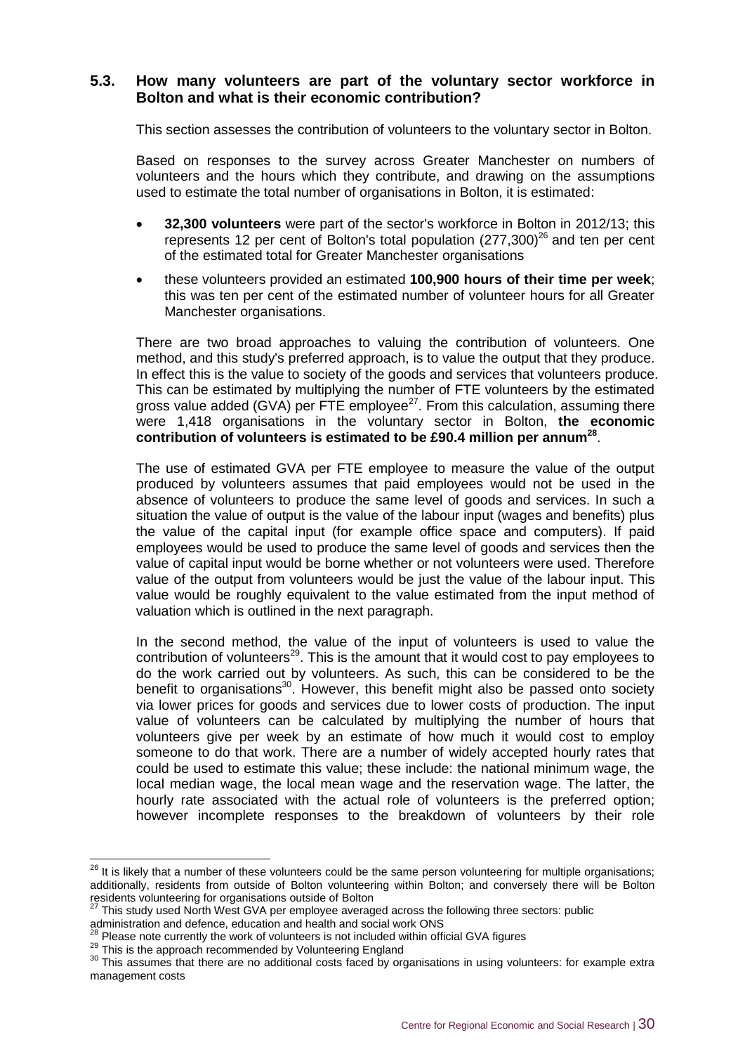### 5.3. How many volunteers are part of the voluntary sector workforce in Bolton and what is their economic contribution?

This section assesses the contribution of volunteers to the voluntary sector in Bolton.

Based on responses to the survey across Greater Manchester on numbers of volunteers and the hours which they contribute, and drawing on the assumptions used to estimate the total number of organisations in Bolton, it is estimated:

- **32,300 volunteers** were part of the sector's workforce in Bolton in 2012/13; this represents 12 per cent of Bolton's total population (277,300)[26] and ten per cent of the estimated total for Greater Manchester organisations
- these volunteers provided an estimated **100,900 hours of their time per week**; this was ten per cent of the estimated number of volunteer hours for all Greater Manchester organisations.

There are two broad approaches to valuing the contribution of volunteers. One method, and this study's preferred approach, is to value the output that they produce. In effect this is the value to society of the goods and services that volunteers produce. This can be estimated by multiplying the number of FTE volunteers by the estimated gross value added (GVA) per FTE employee[27]. From this calculation, assuming there were 1,418 organisations in the voluntary sector in Bolton, **the economic contribution of volunteers is estimated to be £90.4 million per annum[28]**.

The use of estimated GVA per FTE employee to measure the value of the output produced by volunteers assumes that paid employees would not be used in the absence of volunteers to produce the same level of goods and services. In such a situation the value of output is the value of the labour input (wages and benefits) plus the value of the capital input (for example office space and computers). If paid employees would be used to produce the same level of goods and services then the value of capital input would be borne whether or not volunteers were used. Therefore value of the output from volunteers would be just the value of the labour input. This value would be roughly equivalent to the value estimated from the input method of valuation which is outlined in the next paragraph.

In the second method, the value of the input of volunteers is used to value the contribution of volunteers[29]. This is the amount that it would cost to pay employees to do the work carried out by volunteers. As such, this can be considered to be the benefit to organisations[30]. However, this benefit might also be passed onto society via lower prices for goods and services due to lower costs of production. The input value of volunteers can be calculated by multiplying the number of hours that volunteers give per week by an estimate of how much it would cost to employ someone to do that work. There are a number of widely accepted hourly rates that could be used to estimate this value; these include: the national minimum wage, the local median wage, the local mean wage and the reservation wage. The latter, the hourly rate associated with the actual role of volunteers is the preferred option; however incomplete responses to the breakdown of volunteers by their role

---

[26] It is likely that a number of these volunteers could be the same person volunteering for multiple organisations; additionally, residents from outside of Bolton volunteering within Bolton; and conversely there will be Bolton residents volunteering for organisations outside of Bolton

[27] This study used North West GVA per employee averaged across the following three sectors: public administration and defence, education and health and social work ONS

[28] Please note currently the work of volunteers is not included within official GVA figures

[29] This is the approach recommended by Volunteering England

[30] This assumes that there are no additional costs faced by organisations in using volunteers: for example extra management costs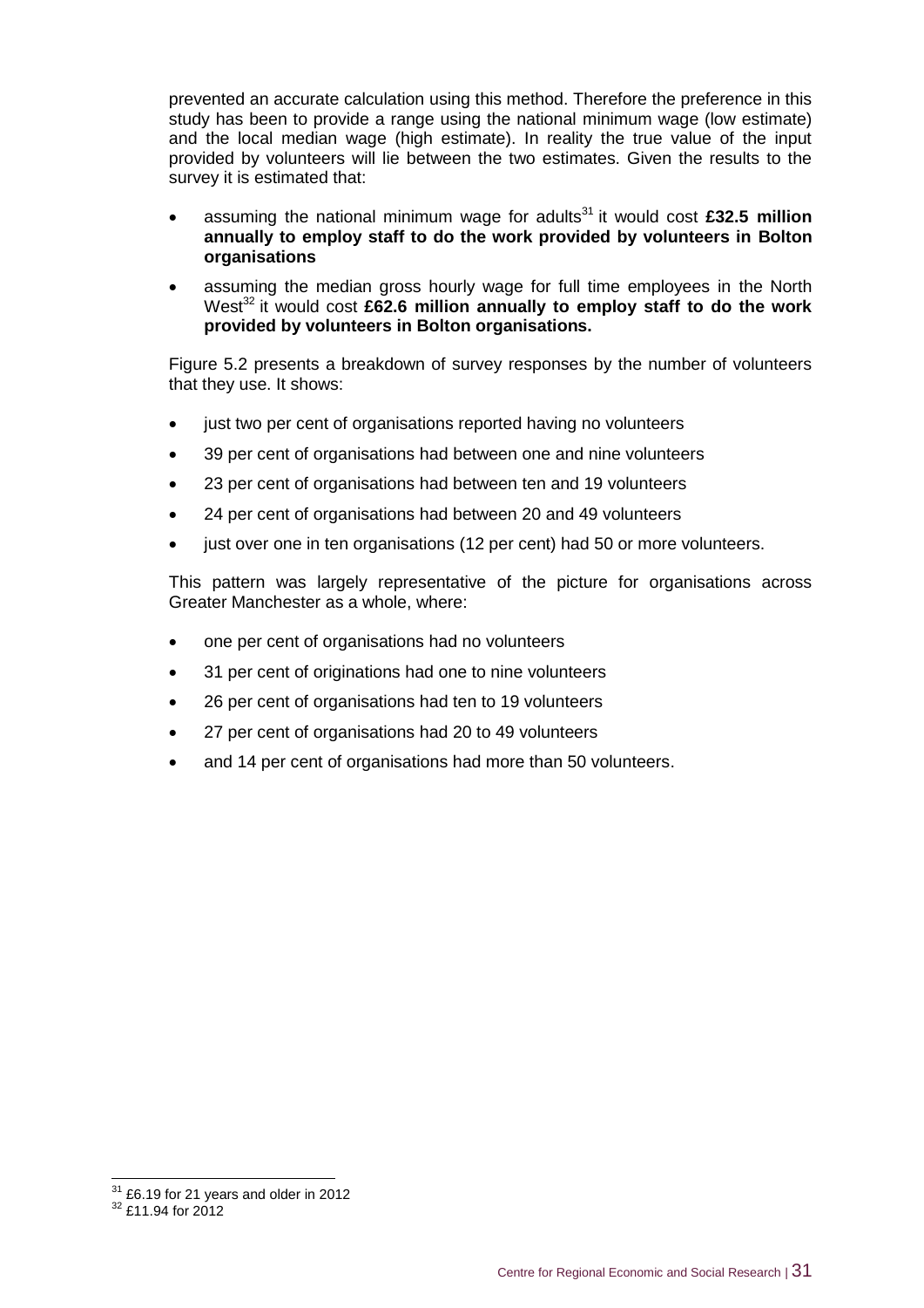prevented an accurate calculation using this method. Therefore the preference in this study has been to provide a range using the national minimum wage (low estimate) and the local median wage (high estimate). In reality the true value of the input provided by volunteers will lie between the two estimates. Given the results to the survey it is estimated that:

- assuming the national minimum wage for adults[31] it would cost **£32.5 million annually to employ staff to do the work provided by volunteers in Bolton organisations**
- assuming the median gross hourly wage for full time employees in the North West[32] it would cost **£62.6 million annually to employ staff to do the work provided by volunteers in Bolton organisations.**

Figure 5.2 presents a breakdown of survey responses by the number of volunteers that they use. It shows:

- just two per cent of organisations reported having no volunteers
- 39 per cent of organisations had between one and nine volunteers
- 23 per cent of organisations had between ten and 19 volunteers
- 24 per cent of organisations had between 20 and 49 volunteers
- just over one in ten organisations (12 per cent) had 50 or more volunteers.

This pattern was largely representative of the picture for organisations across Greater Manchester as a whole, where:

- one per cent of organisations had no volunteers
- 31 per cent of originations had one to nine volunteers
- 26 per cent of organisations had ten to 19 volunteers
- 27 per cent of organisations had 20 to 49 volunteers
- and 14 per cent of organisations had more than 50 volunteers.

[31] £6.19 for 21 years and older in 2012

[32] £11.94 for 2012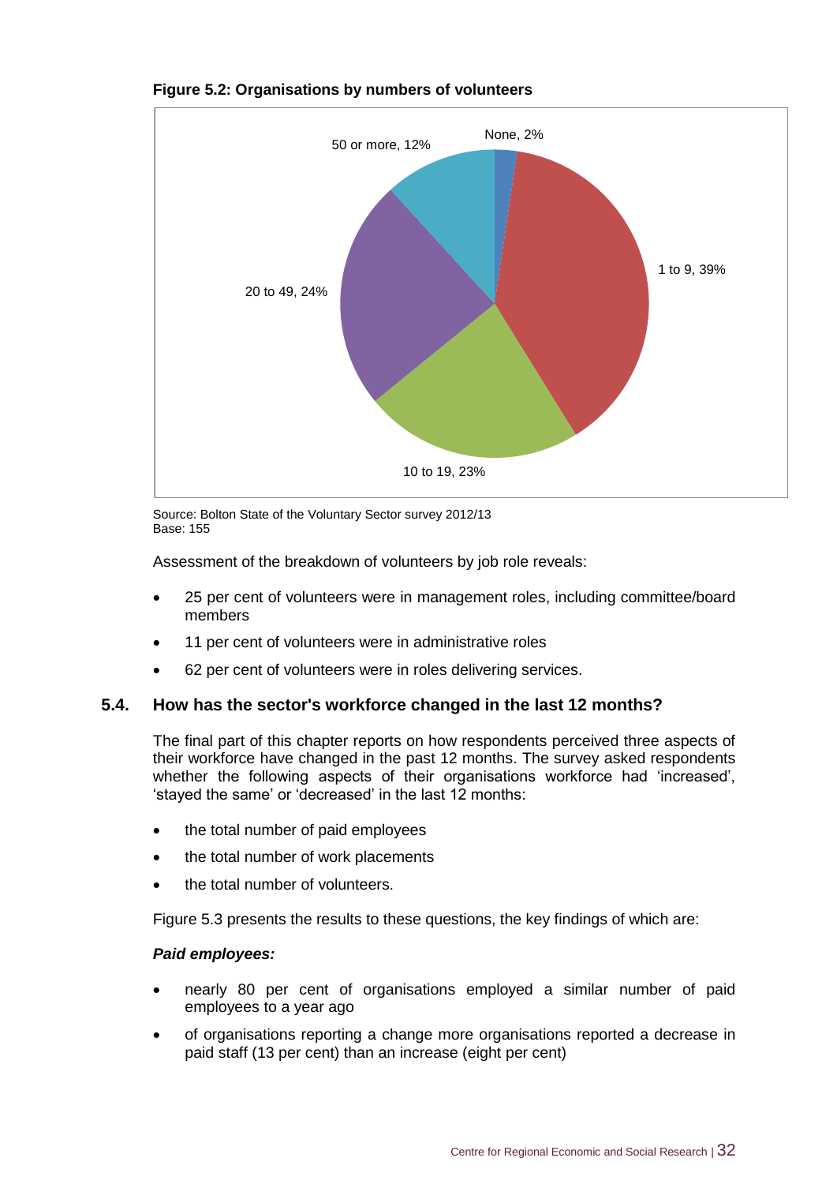**Figure 5.2: Organisations by numbers of volunteers**

| Number of volunteers | Per cent |
|---|---|
| None | 2% |
| 1 to 9 | 39% |
| 10 to 19 | 23% |
| 20 to 49 | 24% |
| 50 or more | 12% |

Source: Bolton State of the Voluntary Sector survey 2012/13
Base: 155

Assessment of the breakdown of volunteers by job role reveals:

- 25 per cent of volunteers were in management roles, including committee/board members
- 11 per cent of volunteers were in administrative roles
- 62 per cent of volunteers were in roles delivering services.

## 5.4. How has the sector's workforce changed in the last 12 months?

The final part of this chapter reports on how respondents perceived three aspects of their workforce have changed in the past 12 months. The survey asked respondents whether the following aspects of their organisations workforce had 'increased', 'stayed the same' or 'decreased' in the last 12 months:

- the total number of paid employees
- the total number of work placements
- the total number of volunteers.

Figure 5.3 presents the results to these questions, the key findings of which are:

***Paid employees:***

- nearly 80 per cent of organisations employed a similar number of paid employees to a year ago
- of organisations reporting a change more organisations reported a decrease in paid staff (13 per cent) than an increase (eight per cent)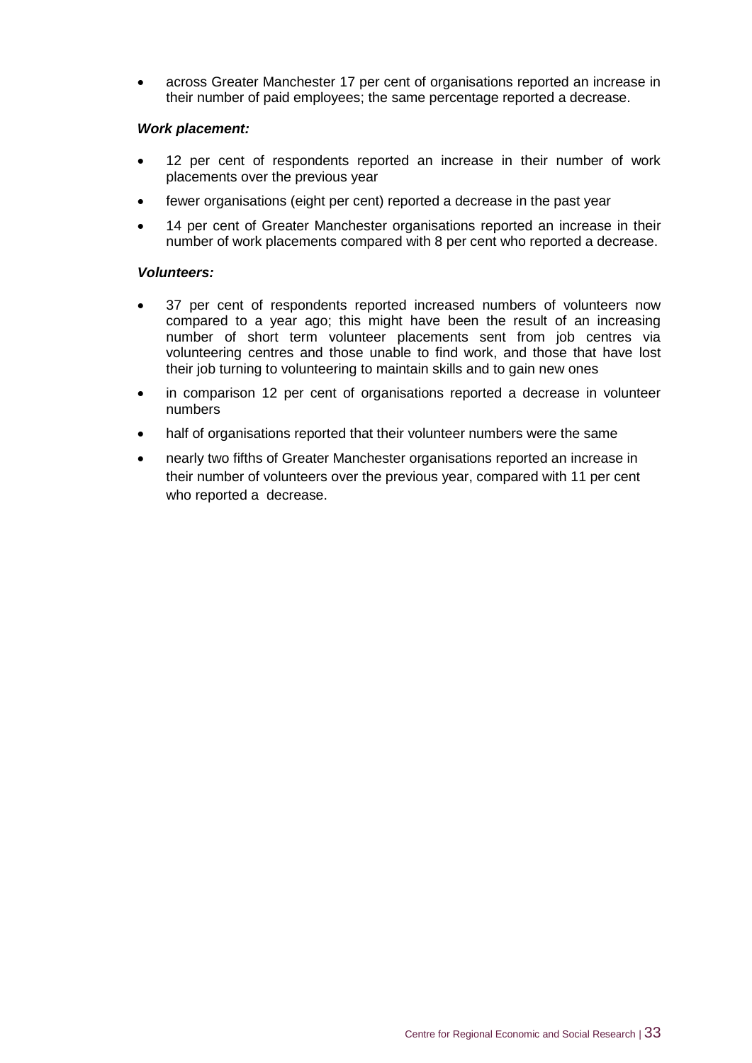- across Greater Manchester 17 per cent of organisations reported an increase in their number of paid employees; the same percentage reported a decrease.

***Work placement:***

- 12 per cent of respondents reported an increase in their number of work placements over the previous year
- fewer organisations (eight per cent) reported a decrease in the past year
- 14 per cent of Greater Manchester organisations reported an increase in their number of work placements compared with 8 per cent who reported a decrease.

***Volunteers:***

- 37 per cent of respondents reported increased numbers of volunteers now compared to a year ago; this might have been the result of an increasing number of short term volunteer placements sent from job centres via volunteering centres and those unable to find work, and those that have lost their job turning to volunteering to maintain skills and to gain new ones
- in comparison 12 per cent of organisations reported a decrease in volunteer numbers
- half of organisations reported that their volunteer numbers were the same
- nearly two fifths of Greater Manchester organisations reported an increase in their number of volunteers over the previous year, compared with 11 per cent who reported a decrease.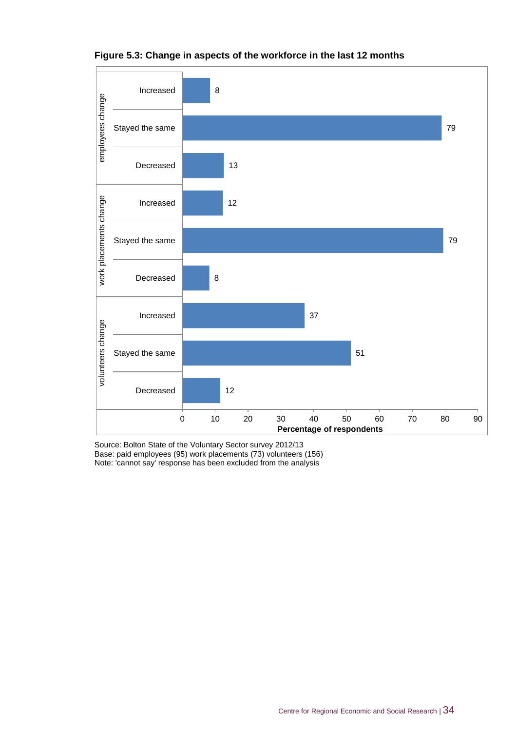**Figure 5.3: Change in aspects of the workforce in the last 12 months**

| | | Percentage of respondents |
|---|---|---|
| employees change | Increased | 8 |
| | Stayed the same | 79 |
| | Decreased | 13 |
| work placements change | Increased | 12 |
| | Stayed the same | 79 |
| | Decreased | 8 |
| volunteers change | Increased | 37 |
| | Stayed the same | 51 |
| | Decreased | 12 |

Source: Bolton State of the Voluntary Sector survey 2012/13
Base: paid employees (95) work placements (73) volunteers (156)
Note: 'cannot say' response has been excluded from the analysis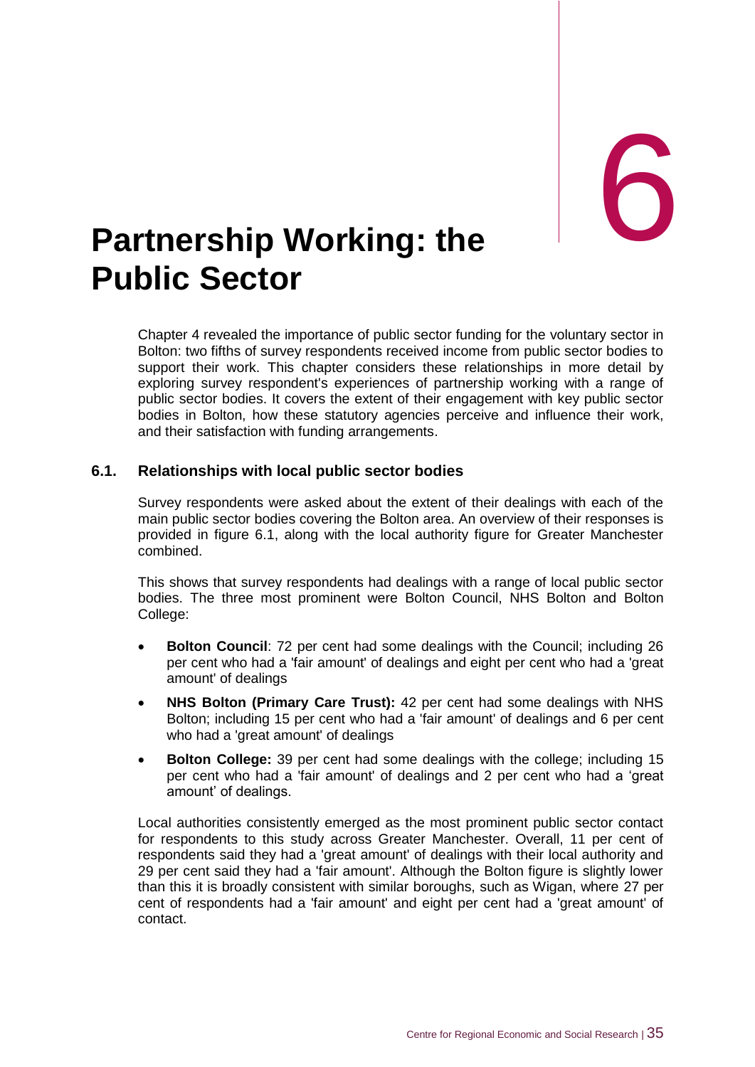# 6 Partnership Working: the Public Sector

Chapter 4 revealed the importance of public sector funding for the voluntary sector in Bolton: two fifths of survey respondents received income from public sector bodies to support their work. This chapter considers these relationships in more detail by exploring survey respondent's experiences of partnership working with a range of public sector bodies. It covers the extent of their engagement with key public sector bodies in Bolton, how these statutory agencies perceive and influence their work, and their satisfaction with funding arrangements.

## 6.1. Relationships with local public sector bodies

Survey respondents were asked about the extent of their dealings with each of the main public sector bodies covering the Bolton area. An overview of their responses is provided in figure 6.1, along with the local authority figure for Greater Manchester combined.

This shows that survey respondents had dealings with a range of local public sector bodies. The three most prominent were Bolton Council, NHS Bolton and Bolton College:

- **Bolton Council**: 72 per cent had some dealings with the Council; including 26 per cent who had a 'fair amount' of dealings and eight per cent who had a 'great amount' of dealings
- **NHS Bolton (Primary Care Trust):** 42 per cent had some dealings with NHS Bolton; including 15 per cent who had a 'fair amount' of dealings and 6 per cent who had a 'great amount' of dealings
- **Bolton College:** 39 per cent had some dealings with the college; including 15 per cent who had a 'fair amount' of dealings and 2 per cent who had a 'great amount' of dealings.

Local authorities consistently emerged as the most prominent public sector contact for respondents to this study across Greater Manchester. Overall, 11 per cent of respondents said they had a 'great amount' of dealings with their local authority and 29 per cent said they had a 'fair amount'. Although the Bolton figure is slightly lower than this it is broadly consistent with similar boroughs, such as Wigan, where 27 per cent of respondents had a 'fair amount' and eight per cent had a 'great amount' of contact.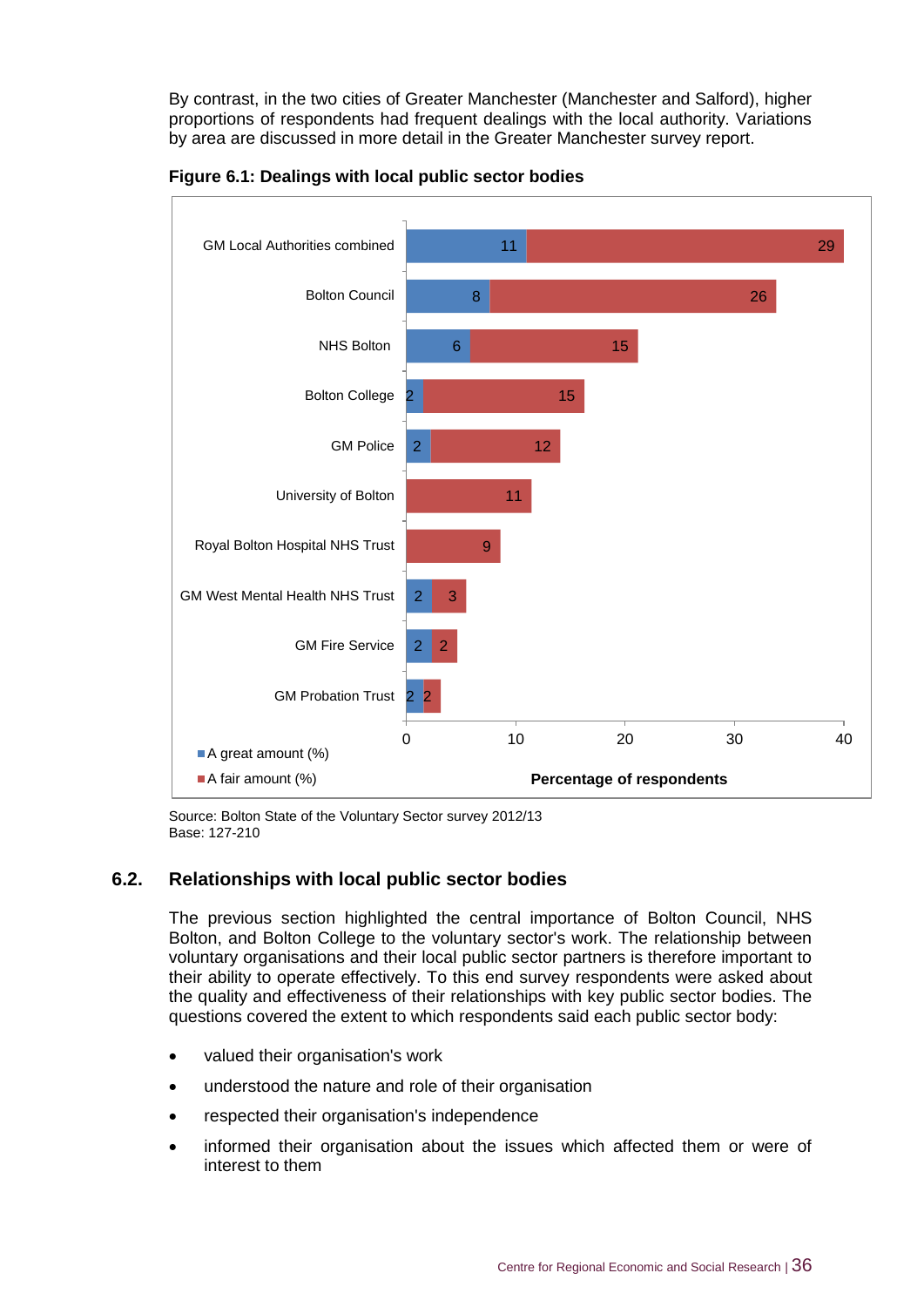By contrast, in the two cities of Greater Manchester (Manchester and Salford), higher proportions of respondents had frequent dealings with the local authority. Variations by area are discussed in more detail in the Greater Manchester survey report.

**Figure 6.1: Dealings with local public sector bodies**

| | A great amount (%) | A fair amount (%) |
|---|---|---|
| GM Local Authorities combined | 11 | 29 |
| Bolton Council | 8 | 26 |
| NHS Bolton | 6 | 15 |
| Bolton College | 2 | 15 |
| GM Police | 2 | 12 |
| University of Bolton | | 11 |
| Royal Bolton Hospital NHS Trust | | 9 |
| GM West Mental Health NHS Trust | 2 | 3 |
| GM Fire Service | 2 | 2 |
| GM Probation Trust | 2 | 2 |

Percentage of respondents

Source: Bolton State of the Voluntary Sector survey 2012/13
Base: 127-210

## 6.2. Relationships with local public sector bodies

The previous section highlighted the central importance of Bolton Council, NHS Bolton, and Bolton College to the voluntary sector's work. The relationship between voluntary organisations and their local public sector partners is therefore important to their ability to operate effectively. To this end survey respondents were asked about the quality and effectiveness of their relationships with key public sector bodies. The questions covered the extent to which respondents said each public sector body:

- valued their organisation's work
- understood the nature and role of their organisation
- respected their organisation's independence
- informed their organisation about the issues which affected them or were of interest to them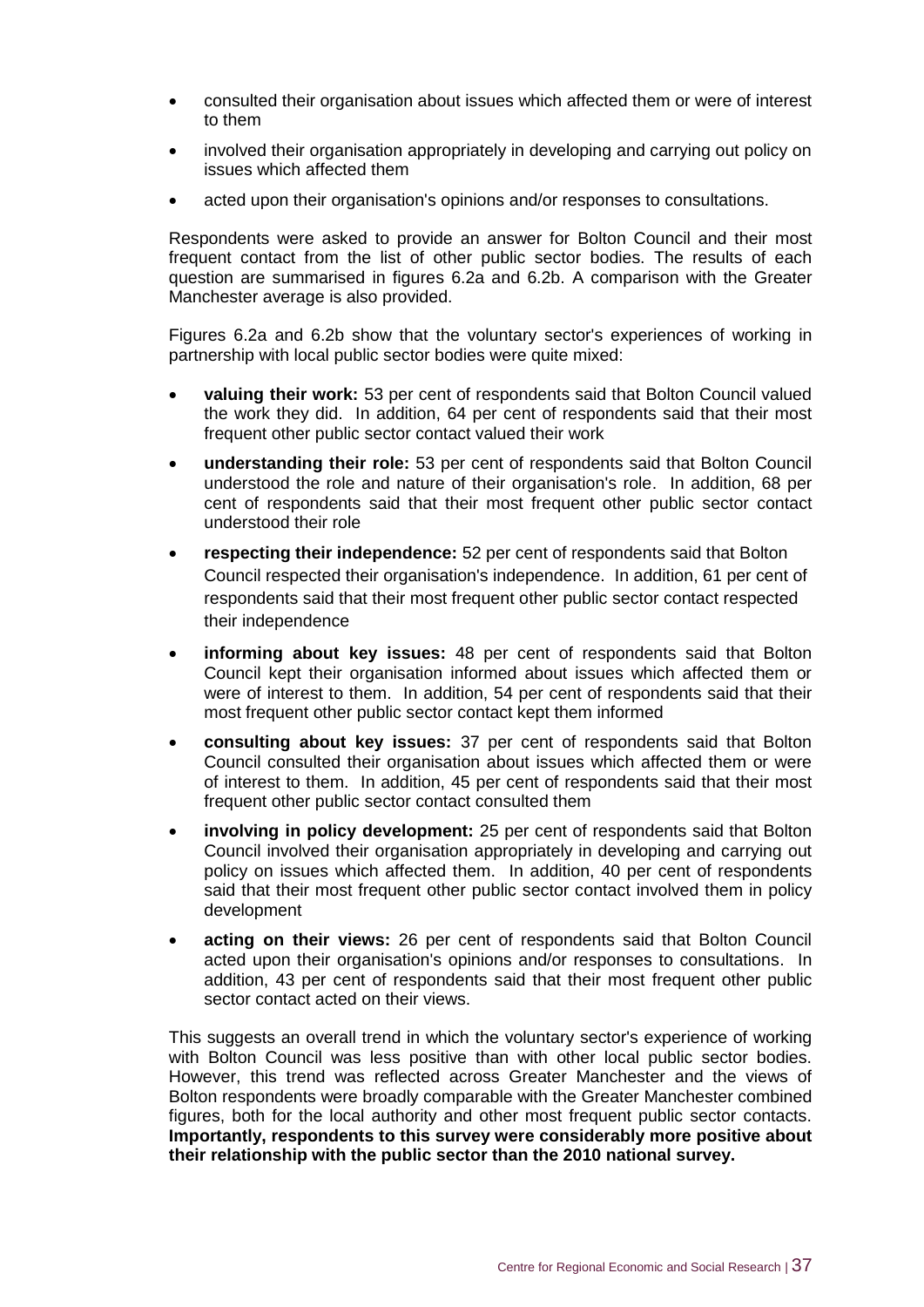- consulted their organisation about issues which affected them or were of interest to them
- involved their organisation appropriately in developing and carrying out policy on issues which affected them
- acted upon their organisation's opinions and/or responses to consultations.

Respondents were asked to provide an answer for Bolton Council and their most frequent contact from the list of other public sector bodies. The results of each question are summarised in figures 6.2a and 6.2b. A comparison with the Greater Manchester average is also provided.

Figures 6.2a and 6.2b show that the voluntary sector's experiences of working in partnership with local public sector bodies were quite mixed:

- **valuing their work:** 53 per cent of respondents said that Bolton Council valued the work they did. In addition, 64 per cent of respondents said that their most frequent other public sector contact valued their work
- **understanding their role:** 53 per cent of respondents said that Bolton Council understood the role and nature of their organisation's role. In addition, 68 per cent of respondents said that their most frequent other public sector contact understood their role
- **respecting their independence:** 52 per cent of respondents said that Bolton Council respected their organisation's independence. In addition, 61 per cent of respondents said that their most frequent other public sector contact respected their independence
- **informing about key issues:** 48 per cent of respondents said that Bolton Council kept their organisation informed about issues which affected them or were of interest to them. In addition, 54 per cent of respondents said that their most frequent other public sector contact kept them informed
- **consulting about key issues:** 37 per cent of respondents said that Bolton Council consulted their organisation about issues which affected them or were of interest to them. In addition, 45 per cent of respondents said that their most frequent other public sector contact consulted them
- **involving in policy development:** 25 per cent of respondents said that Bolton Council involved their organisation appropriately in developing and carrying out policy on issues which affected them. In addition, 40 per cent of respondents said that their most frequent other public sector contact involved them in policy development
- **acting on their views:** 26 per cent of respondents said that Bolton Council acted upon their organisation's opinions and/or responses to consultations. In addition, 43 per cent of respondents said that their most frequent other public sector contact acted on their views.

This suggests an overall trend in which the voluntary sector's experience of working with Bolton Council was less positive than with other local public sector bodies. However, this trend was reflected across Greater Manchester and the views of Bolton respondents were broadly comparable with the Greater Manchester combined figures, both for the local authority and other most frequent public sector contacts. **Importantly, respondents to this survey were considerably more positive about their relationship with the public sector than the 2010 national survey.**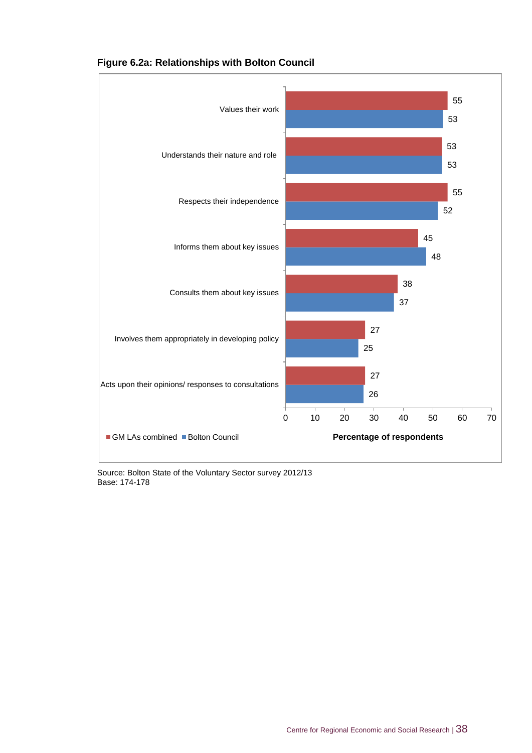**Figure 6.2a: Relationships with Bolton Council**

| | GM LAs combined | Bolton Council |
|---|---|---|
| Values their work | 55 | 53 |
| Understands their nature and role | 53 | 53 |
| Respects their independence | 55 | 52 |
| Informs them about key issues | 45 | 48 |
| Consults them about key issues | 38 | 37 |
| Involves them appropriately in developing policy | 27 | 25 |
| Acts upon their opinions/ responses to consultations | 27 | 26 |

Percentage of respondents

Source: Bolton State of the Voluntary Sector survey 2012/13
Base: 174-178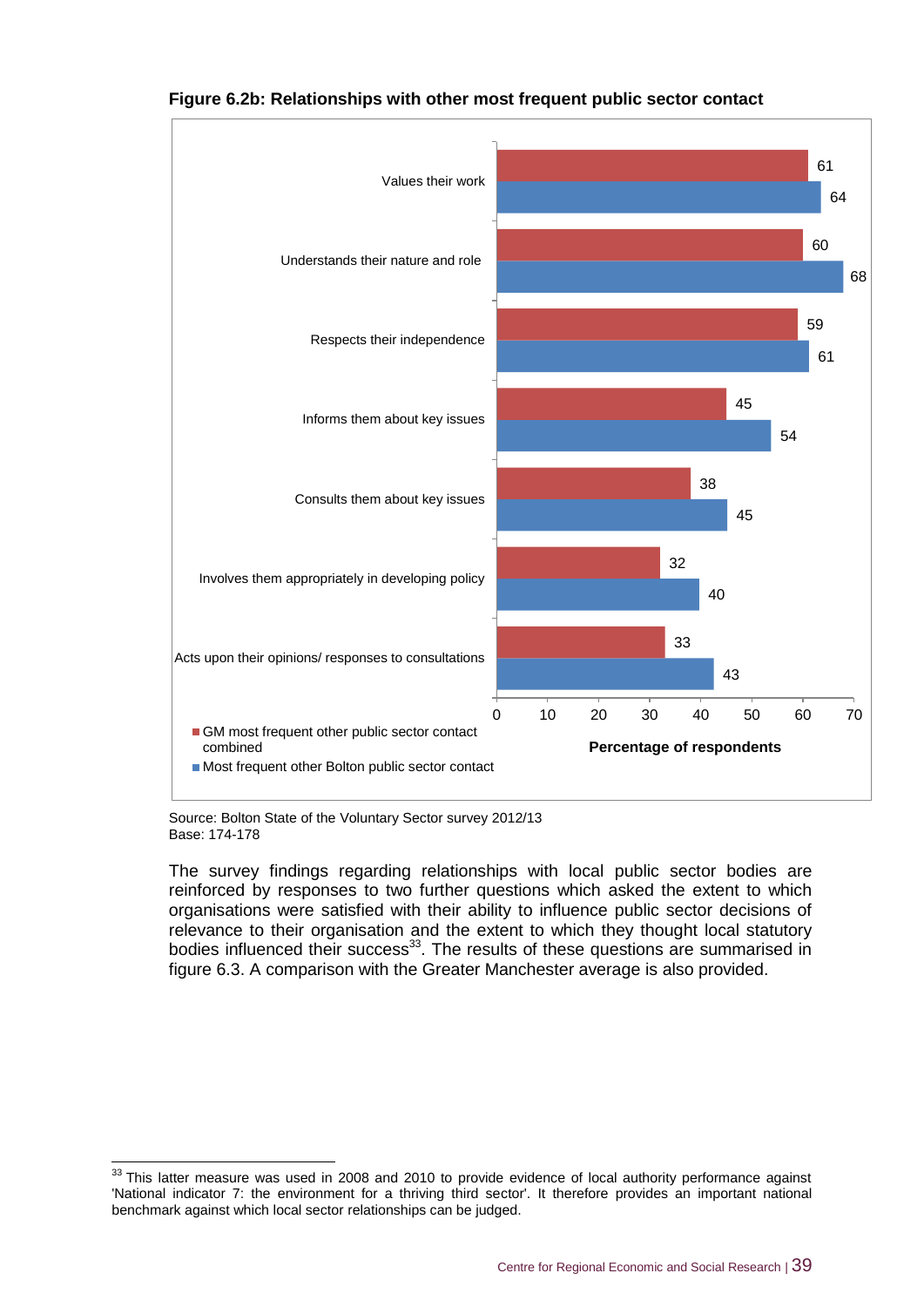**Figure 6.2b: Relationships with other most frequent public sector contact**

| | GM most frequent other public sector contact combined | Most frequent other Bolton public sector contact |
|---|---|---|
| Values their work | 61 | 64 |
| Understands their nature and role | 60 | 68 |
| Respects their independence | 59 | 61 |
| Informs them about key issues | 45 | 54 |
| Consults them about key issues | 38 | 45 |
| Involves them appropriately in developing policy | 32 | 40 |
| Acts upon their opinions/ responses to consultations | 33 | 43 |

Percentage of respondents

Source: Bolton State of the Voluntary Sector survey 2012/13
Base: 174-178

The survey findings regarding relationships with local public sector bodies are reinforced by responses to two further questions which asked the extent to which organisations were satisfied with their ability to influence public sector decisions of relevance to their organisation and the extent to which they thought local statutory bodies influenced their success[33]. The results of these questions are summarised in figure 6.3. A comparison with the Greater Manchester average is also provided.

[33] This latter measure was used in 2008 and 2010 to provide evidence of local authority performance against 'National indicator 7: the environment for a thriving third sector'. It therefore provides an important national benchmark against which local sector relationships can be judged.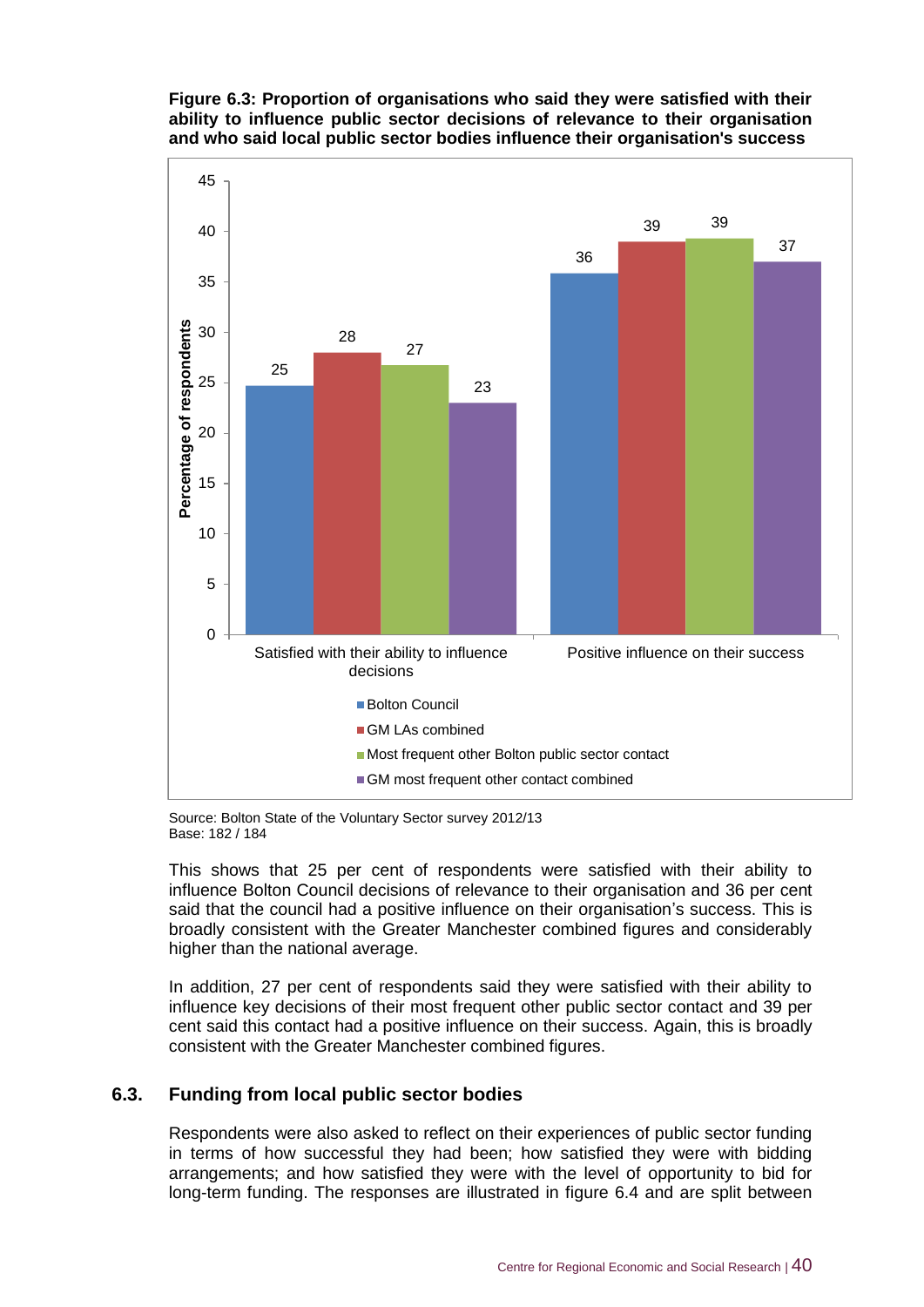**Figure 6.3: Proportion of organisations who said they were satisfied with their ability to influence public sector decisions of relevance to their organisation and who said local public sector bodies influence their organisation's success**

| | Bolton Council | GM LAs combined | Most frequent other Bolton public sector contact | GM most frequent other contact combined |
|---|---|---|---|---|
| Satisfied with their ability to influence decisions | 25 | 28 | 27 | 23 |
| Positive influence on their success | 36 | 39 | 39 | 37 |

Source: Bolton State of the Voluntary Sector survey 2012/13
Base: 182 / 184

This shows that 25 per cent of respondents were satisfied with their ability to influence Bolton Council decisions of relevance to their organisation and 36 per cent said that the council had a positive influence on their organisation's success. This is broadly consistent with the Greater Manchester combined figures and considerably higher than the national average.

In addition, 27 per cent of respondents said they were satisfied with their ability to influence key decisions of their most frequent other public sector contact and 39 per cent said this contact had a positive influence on their success. Again, this is broadly consistent with the Greater Manchester combined figures.

## 6.3. Funding from local public sector bodies

Respondents were also asked to reflect on their experiences of public sector funding in terms of how successful they had been; how satisfied they were with bidding arrangements; and how satisfied they were with the level of opportunity to bid for long-term funding. The responses are illustrated in figure 6.4 and are split between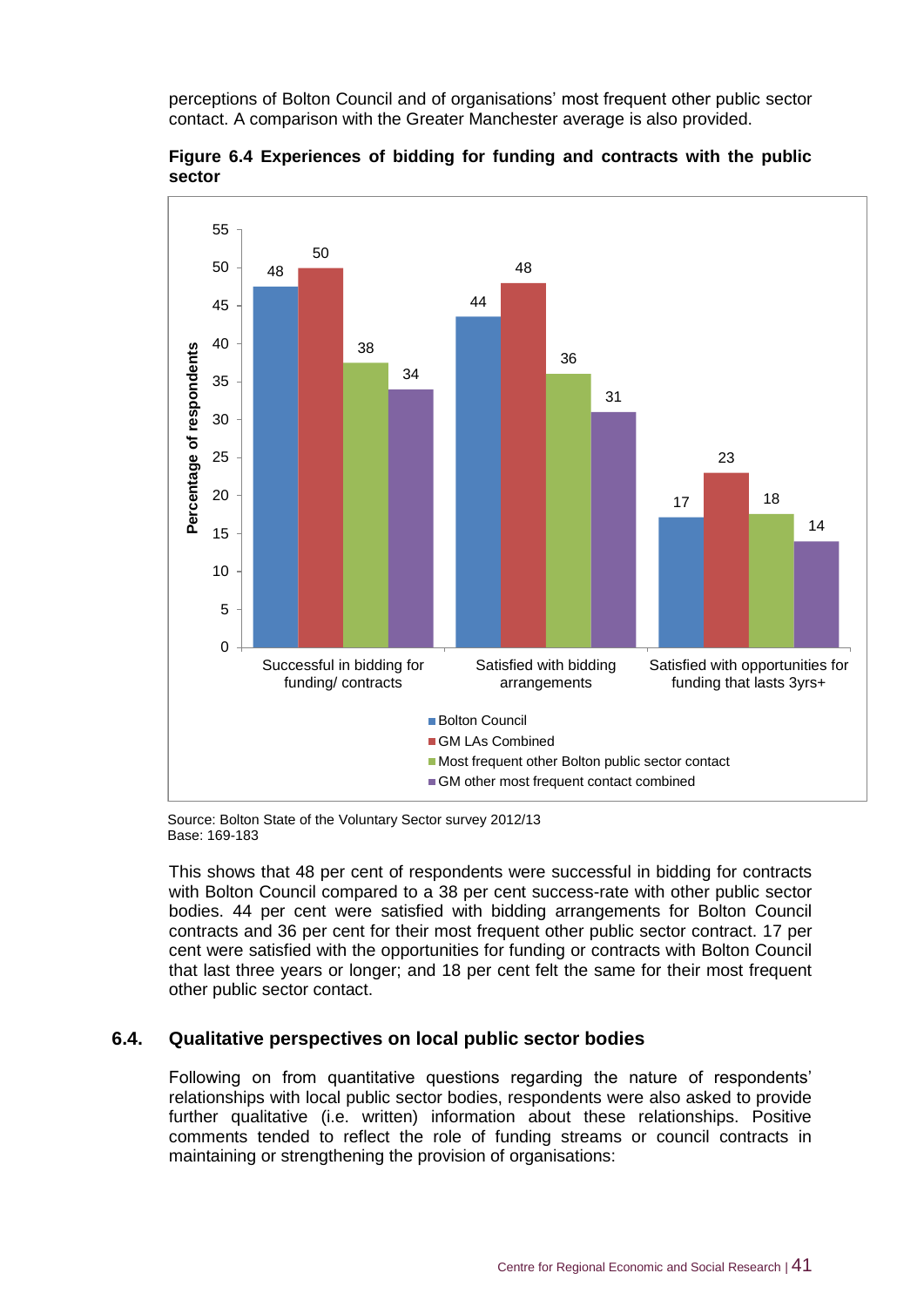perceptions of Bolton Council and of organisations' most frequent other public sector contact. A comparison with the Greater Manchester average is also provided.

**Figure 6.4 Experiences of bidding for funding and contracts with the public sector**

| Percentage of respondents | Bolton Council | GM LAs Combined | Most frequent other Bolton public sector contact | GM other most frequent contact combined |
|---|---|---|---|---|
| Successful in bidding for funding/ contracts | 48 | 50 | 38 | 34 |
| Satisfied with bidding arrangements | 44 | 48 | 36 | 31 |
| Satisfied with opportunities for funding that lasts 3yrs+ | 17 | 23 | 18 | 14 |

Source: Bolton State of the Voluntary Sector survey 2012/13
Base: 169-183

This shows that 48 per cent of respondents were successful in bidding for contracts with Bolton Council compared to a 38 per cent success-rate with other public sector bodies. 44 per cent were satisfied with bidding arrangements for Bolton Council contracts and 36 per cent for their most frequent other public sector contract. 17 per cent were satisfied with the opportunities for funding or contracts with Bolton Council that last three years or longer; and 18 per cent felt the same for their most frequent other public sector contact.

## 6.4. Qualitative perspectives on local public sector bodies

Following on from quantitative questions regarding the nature of respondents' relationships with local public sector bodies, respondents were also asked to provide further qualitative (i.e. written) information about these relationships. Positive comments tended to reflect the role of funding streams or council contracts in maintaining or strengthening the provision of organisations: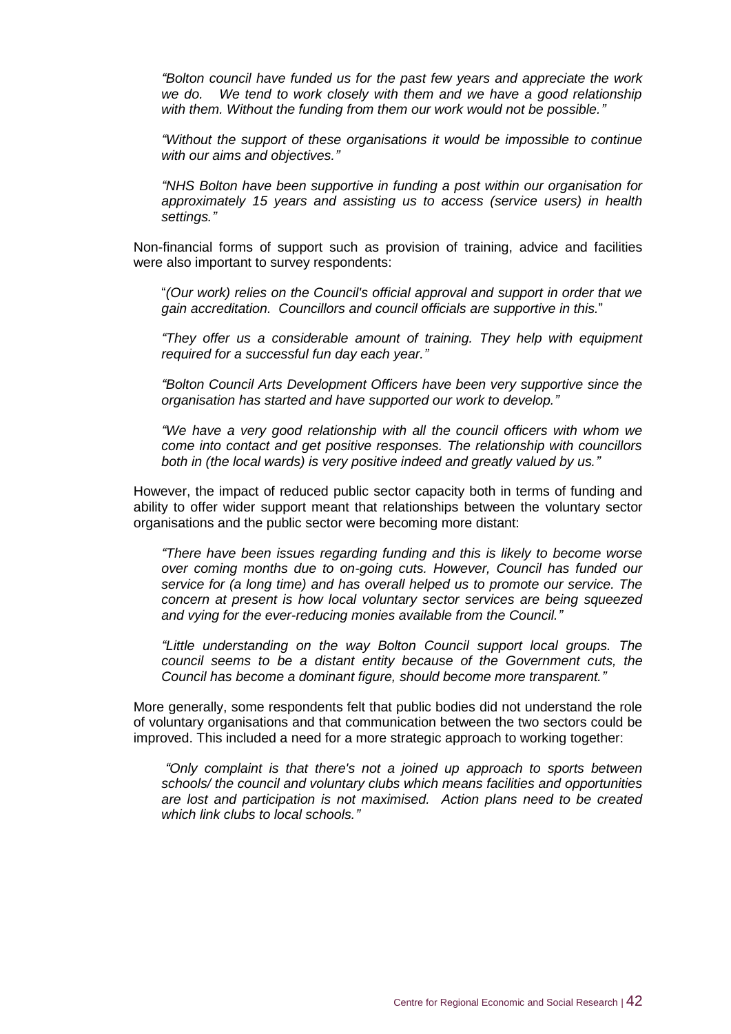*"Bolton council have funded us for the past few years and appreciate the work we do. We tend to work closely with them and we have a good relationship with them. Without the funding from them our work would not be possible."*

*"Without the support of these organisations it would be impossible to continue with our aims and objectives."*

*"NHS Bolton have been supportive in funding a post within our organisation for approximately 15 years and assisting us to access (service users) in health settings."*

Non-financial forms of support such as provision of training, advice and facilities were also important to survey respondents:

"*(Our work) relies on the Council's official approval and support in order that we gain accreditation. Councillors and council officials are supportive in this.*"

*"They offer us a considerable amount of training. They help with equipment required for a successful fun day each year."*

*"Bolton Council Arts Development Officers have been very supportive since the organisation has started and have supported our work to develop."*

*"We have a very good relationship with all the council officers with whom we come into contact and get positive responses. The relationship with councillors both in (the local wards) is very positive indeed and greatly valued by us."*

However, the impact of reduced public sector capacity both in terms of funding and ability to offer wider support meant that relationships between the voluntary sector organisations and the public sector were becoming more distant:

*"There have been issues regarding funding and this is likely to become worse over coming months due to on-going cuts. However, Council has funded our service for (a long time) and has overall helped us to promote our service. The concern at present is how local voluntary sector services are being squeezed and vying for the ever-reducing monies available from the Council."*

*"Little understanding on the way Bolton Council support local groups. The council seems to be a distant entity because of the Government cuts, the Council has become a dominant figure, should become more transparent."*

More generally, some respondents felt that public bodies did not understand the role of voluntary organisations and that communication between the two sectors could be improved. This included a need for a more strategic approach to working together:

*"Only complaint is that there's not a joined up approach to sports between schools/ the council and voluntary clubs which means facilities and opportunities are lost and participation is not maximised. Action plans need to be created which link clubs to local schools."*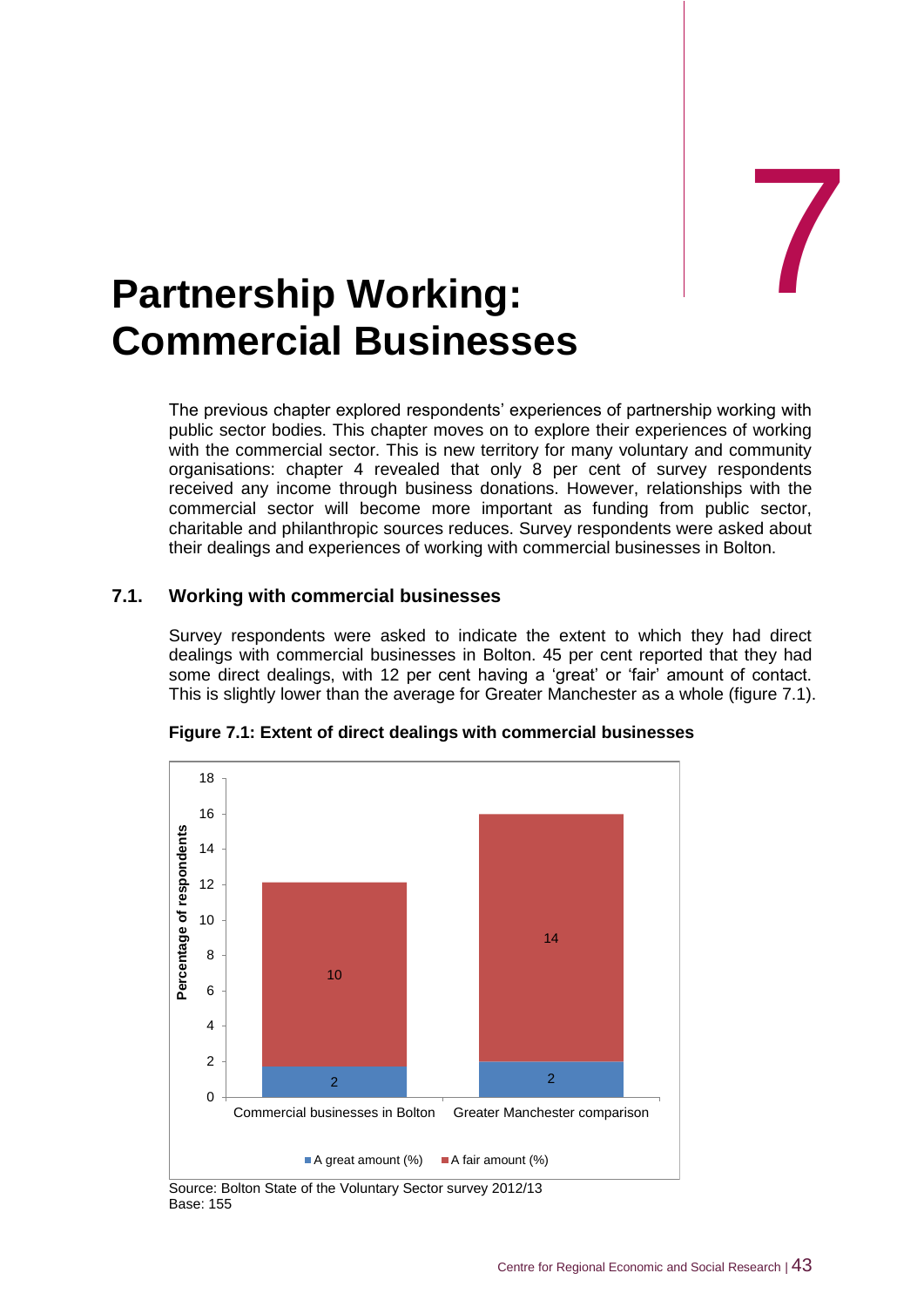# 7

# Partnership Working: Commercial Businesses

The previous chapter explored respondents' experiences of partnership working with public sector bodies. This chapter moves on to explore their experiences of working with the commercial sector. This is new territory for many voluntary and community organisations: chapter 4 revealed that only 8 per cent of survey respondents received any income through business donations. However, relationships with the commercial sector will become more important as funding from public sector, charitable and philanthropic sources reduces. Survey respondents were asked about their dealings and experiences of working with commercial businesses in Bolton.

## 7.1. Working with commercial businesses

Survey respondents were asked to indicate the extent to which they had direct dealings with commercial businesses in Bolton. 45 per cent reported that they had some direct dealings, with 12 per cent having a 'great' or 'fair' amount of contact. This is slightly lower than the average for Greater Manchester as a whole (figure 7.1).

**Figure 7.1: Extent of direct dealings with commercial businesses**

| | A great amount (%) | A fair amount (%) |
|---|---|---|
| Commercial businesses in Bolton | 2 | 10 |
| Greater Manchester comparison | 2 | 14 |

Source: Bolton State of the Voluntary Sector survey 2012/13
Base: 155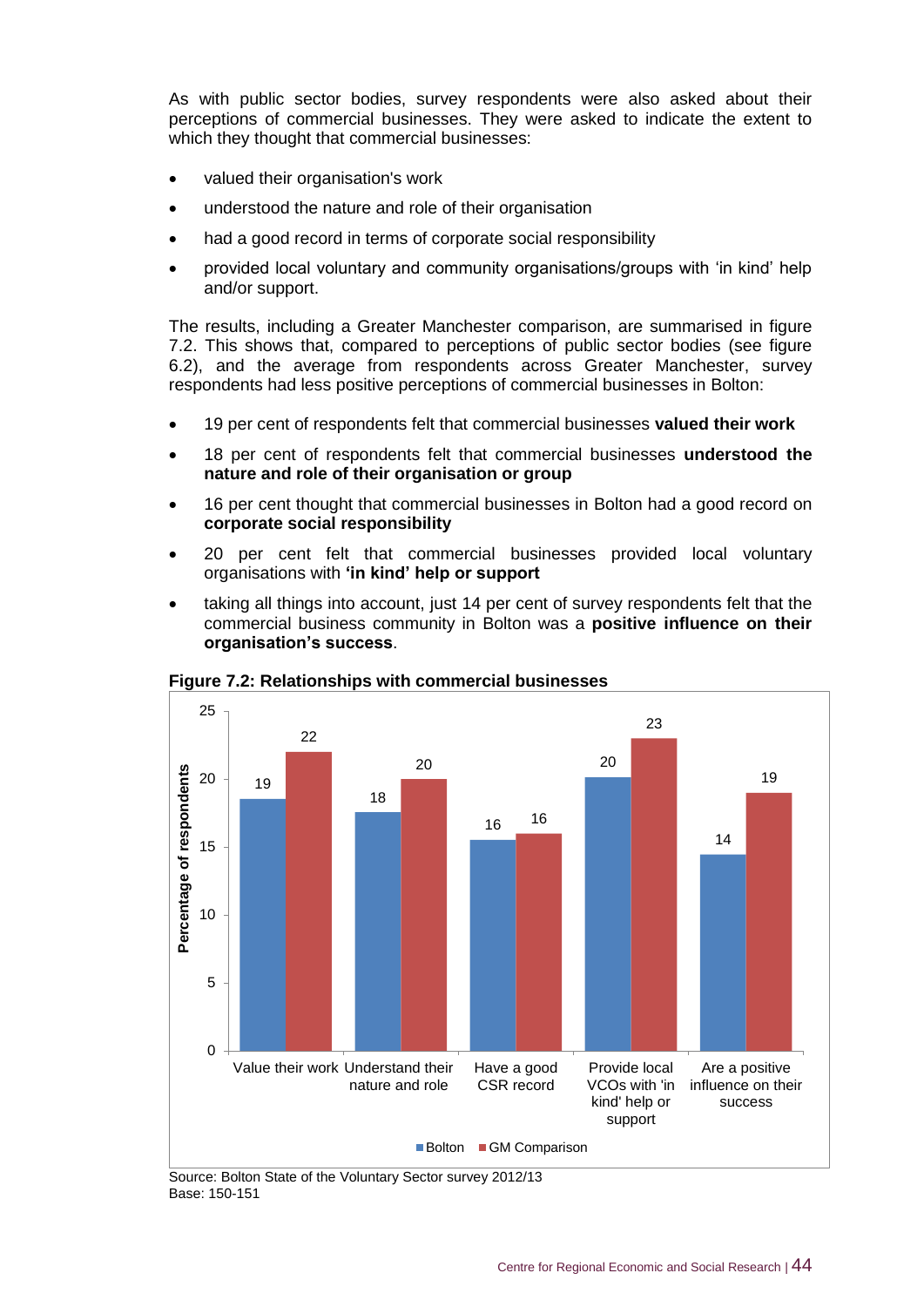As with public sector bodies, survey respondents were also asked about their perceptions of commercial businesses. They were asked to indicate the extent to which they thought that commercial businesses:

- valued their organisation's work
- understood the nature and role of their organisation
- had a good record in terms of corporate social responsibility
- provided local voluntary and community organisations/groups with 'in kind' help and/or support.

The results, including a Greater Manchester comparison, are summarised in figure 7.2. This shows that, compared to perceptions of public sector bodies (see figure 6.2), and the average from respondents across Greater Manchester, survey respondents had less positive perceptions of commercial businesses in Bolton:

- 19 per cent of respondents felt that commercial businesses **valued their work**
- 18 per cent of respondents felt that commercial businesses **understood the nature and role of their organisation or group**
- 16 per cent thought that commercial businesses in Bolton had a good record on **corporate social responsibility**
- 20 per cent felt that commercial businesses provided local voluntary organisations with **'in kind' help or support**
- taking all things into account, just 14 per cent of survey respondents felt that the commercial business community in Bolton was a **positive influence on their organisation's success**.

**Figure 7.2: Relationships with commercial businesses**

| Percentage of respondents | Bolton | GM Comparison |
|---|---|---|
| Value their work | 19 | 22 |
| Understand their nature and role | 18 | 20 |
| Have a good CSR record | 16 | 16 |
| Provide local VCOs with 'in kind' help or support | 20 | 23 |
| Are a positive influence on their success | 14 | 19 |

Source: Bolton State of the Voluntary Sector survey 2012/13
Base: 150-151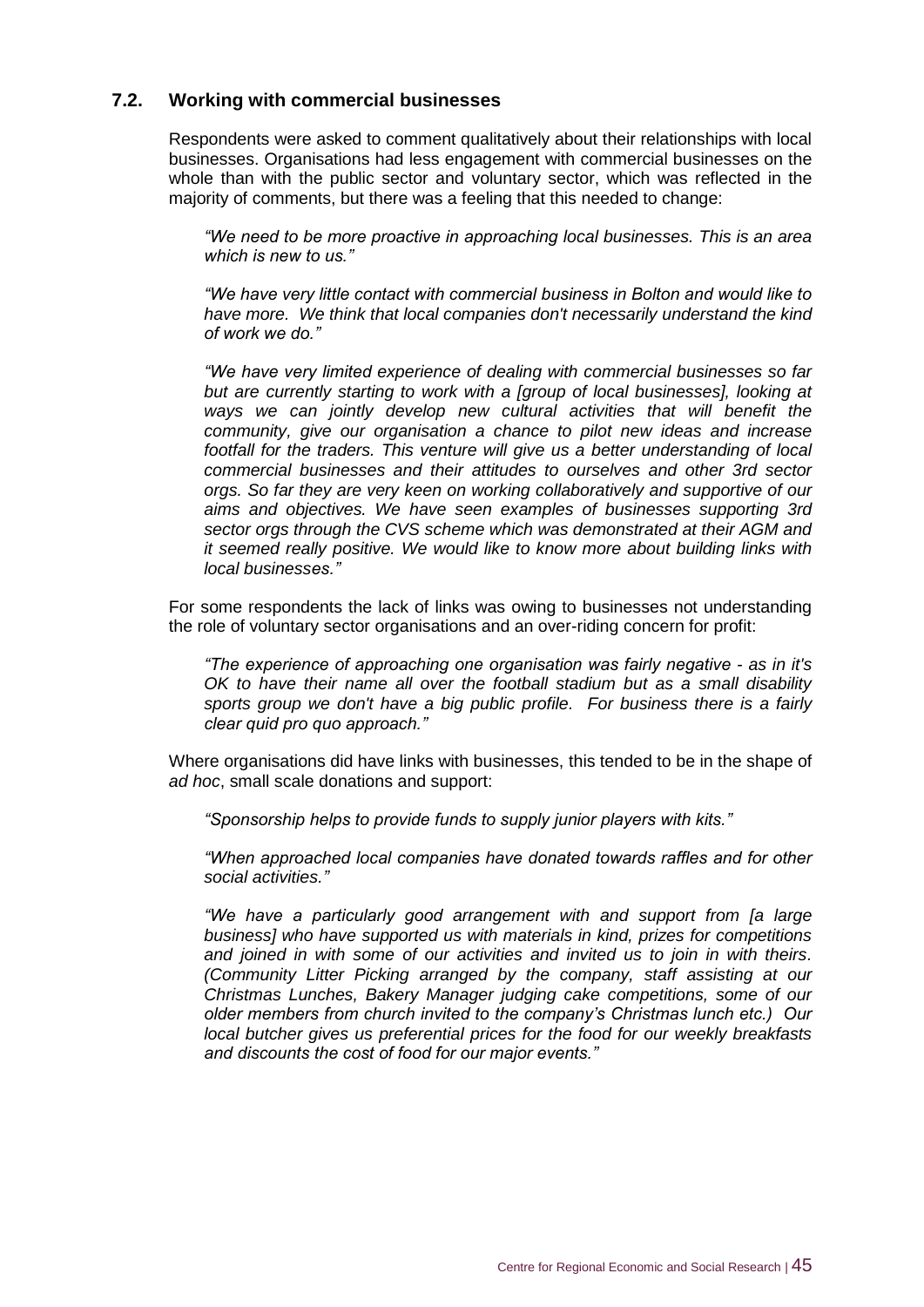### 7.2. Working with commercial businesses

Respondents were asked to comment qualitatively about their relationships with local businesses. Organisations had less engagement with commercial businesses on the whole than with the public sector and voluntary sector, which was reflected in the majority of comments, but there was a feeling that this needed to change:

*"We need to be more proactive in approaching local businesses. This is an area which is new to us."*

*"We have very little contact with commercial business in Bolton and would like to have more. We think that local companies don't necessarily understand the kind of work we do."*

*"We have very limited experience of dealing with commercial businesses so far but are currently starting to work with a [group of local businesses], looking at ways we can jointly develop new cultural activities that will benefit the community, give our organisation a chance to pilot new ideas and increase footfall for the traders. This venture will give us a better understanding of local commercial businesses and their attitudes to ourselves and other 3rd sector orgs. So far they are very keen on working collaboratively and supportive of our aims and objectives. We have seen examples of businesses supporting 3rd sector orgs through the CVS scheme which was demonstrated at their AGM and it seemed really positive. We would like to know more about building links with local businesses."*

For some respondents the lack of links was owing to businesses not understanding the role of voluntary sector organisations and an over-riding concern for profit:

*"The experience of approaching one organisation was fairly negative - as in it's OK to have their name all over the football stadium but as a small disability sports group we don't have a big public profile. For business there is a fairly clear quid pro quo approach."*

Where organisations did have links with businesses, this tended to be in the shape of *ad hoc*, small scale donations and support:

*"Sponsorship helps to provide funds to supply junior players with kits."*

*"When approached local companies have donated towards raffles and for other social activities."*

*"We have a particularly good arrangement with and support from [a large business] who have supported us with materials in kind, prizes for competitions and joined in with some of our activities and invited us to join in with theirs. (Community Litter Picking arranged by the company, staff assisting at our Christmas Lunches, Bakery Manager judging cake competitions, some of our older members from church invited to the company's Christmas lunch etc.) Our local butcher gives us preferential prices for the food for our weekly breakfasts and discounts the cost of food for our major events."*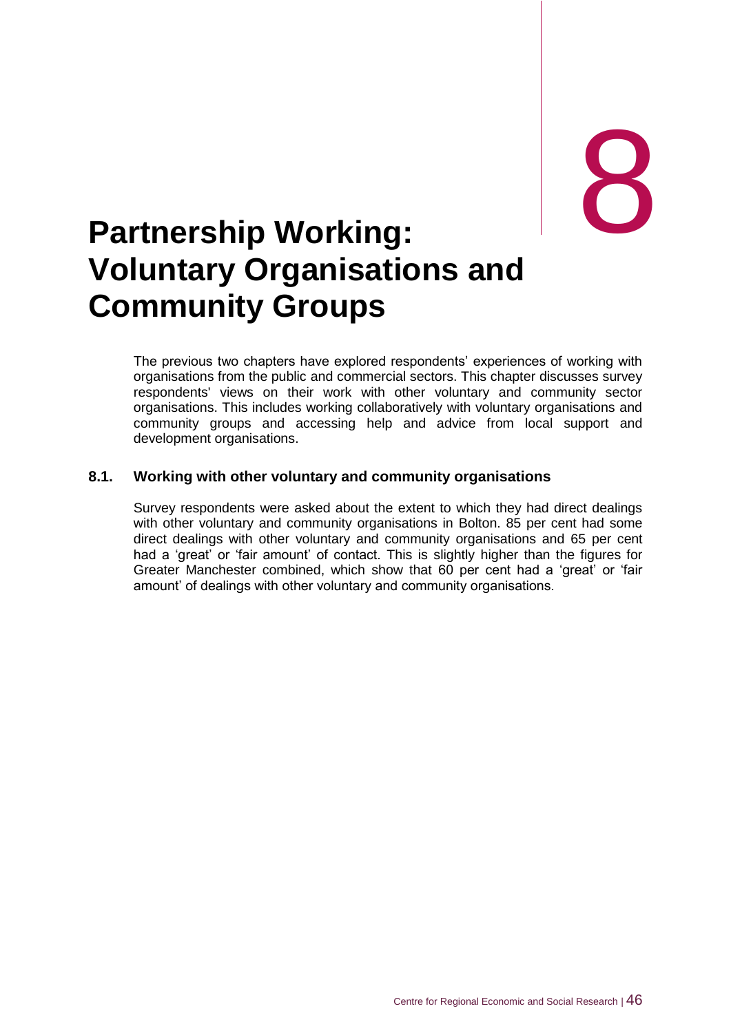# 8 Partnership Working: Voluntary Organisations and Community Groups

The previous two chapters have explored respondents' experiences of working with organisations from the public and commercial sectors. This chapter discusses survey respondents' views on their work with other voluntary and community sector organisations. This includes working collaboratively with voluntary organisations and community groups and accessing help and advice from local support and development organisations.

## 8.1. Working with other voluntary and community organisations

Survey respondents were asked about the extent to which they had direct dealings with other voluntary and community organisations in Bolton. 85 per cent had some direct dealings with other voluntary and community organisations and 65 per cent had a 'great' or 'fair amount' of contact. This is slightly higher than the figures for Greater Manchester combined, which show that 60 per cent had a 'great' or 'fair amount' of dealings with other voluntary and community organisations.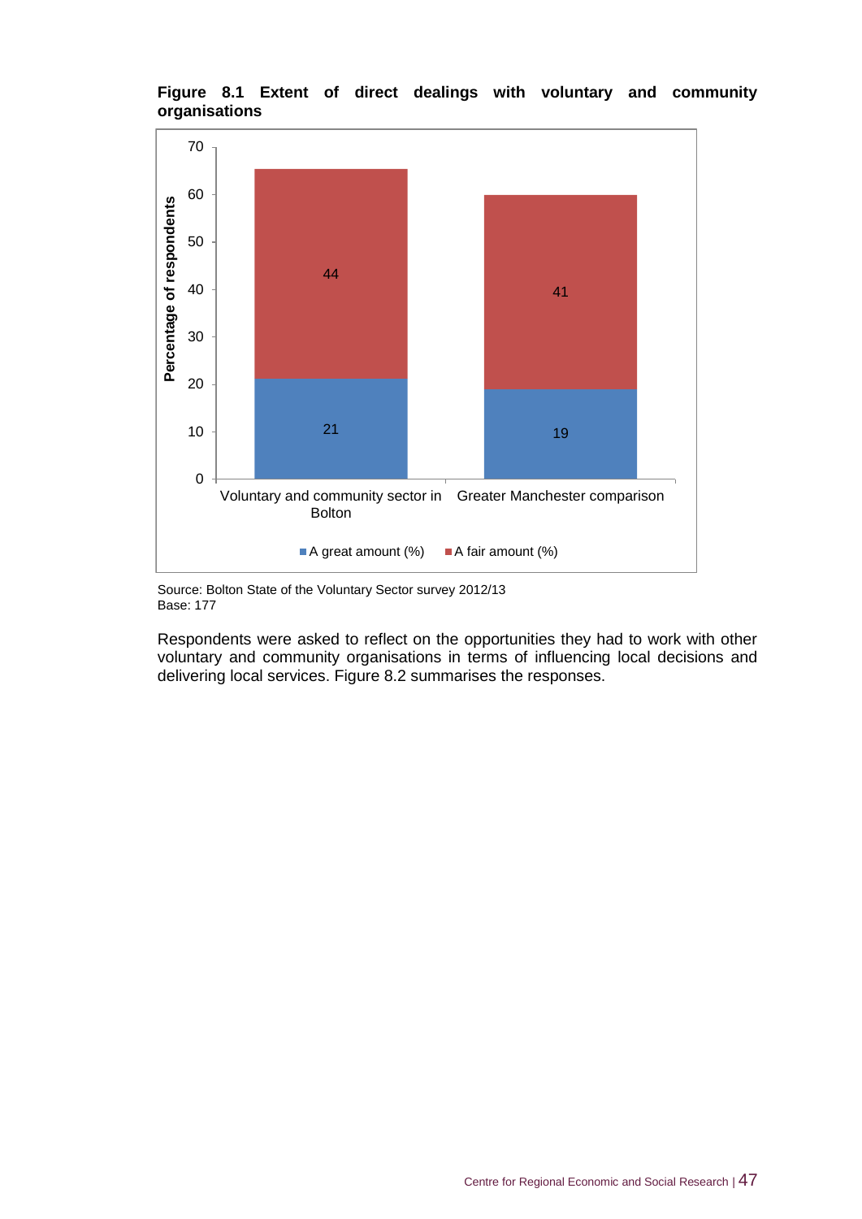**Figure 8.1 Extent of direct dealings with voluntary and community organisations**

| | A great amount (%) | A fair amount (%) |
|---|---|---|
| Voluntary and community sector in Bolton | 21 | 44 |
| Greater Manchester comparison | 19 | 41 |

Source: Bolton State of the Voluntary Sector survey 2012/13
Base: 177

Respondents were asked to reflect on the opportunities they had to work with other voluntary and community organisations in terms of influencing local decisions and delivering local services. Figure 8.2 summarises the responses.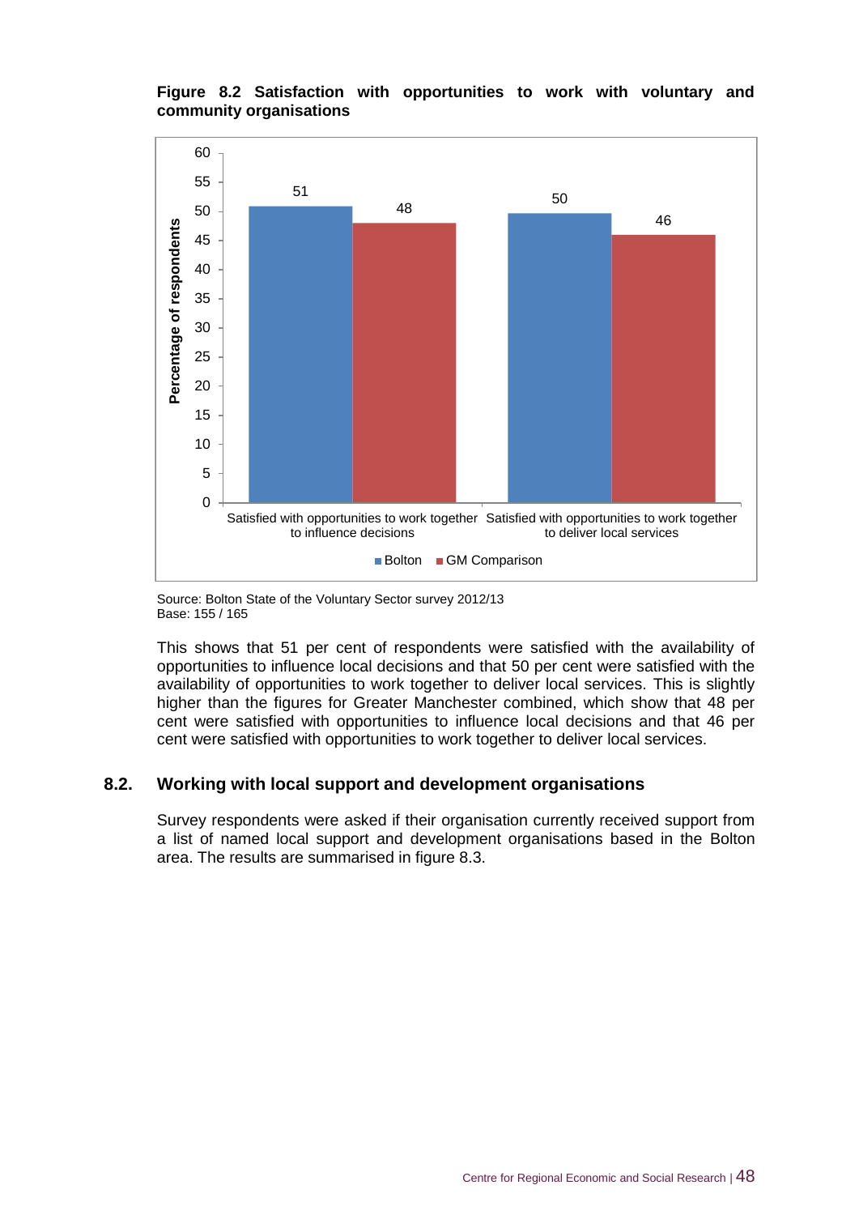**Figure 8.2 Satisfaction with opportunities to work with voluntary and community organisations**

| | Bolton | GM Comparison |
|---|---|---|
| Satisfied with opportunities to work together to influence decisions | 51 | 48 |
| Satisfied with opportunities to work together to deliver local services | 50 | 46 |

Source: Bolton State of the Voluntary Sector survey 2012/13
Base: 155 / 165

This shows that 51 per cent of respondents were satisfied with the availability of opportunities to influence local decisions and that 50 per cent were satisfied with the availability of opportunities to work together to deliver local services. This is slightly higher than the figures for Greater Manchester combined, which show that 48 per cent were satisfied with opportunities to influence local decisions and that 46 per cent were satisfied with opportunities to work together to deliver local services.

## 8.2. Working with local support and development organisations

Survey respondents were asked if their organisation currently received support from a list of named local support and development organisations based in the Bolton area. The results are summarised in figure 8.3.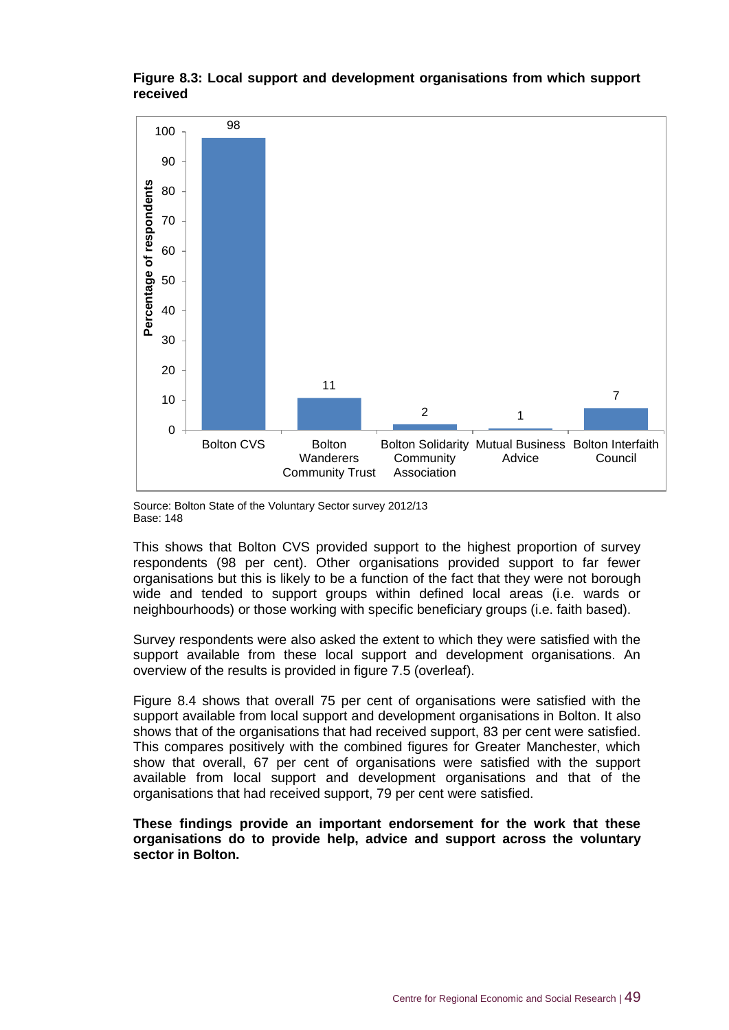**Figure 8.3: Local support and development organisations from which support received**

| Organisation | Percentage of respondents |
|---|---|
| Bolton CVS | 98 |
| Bolton Wanderers Community Trust | 11 |
| Bolton Solidarity Community Association | 2 |
| Mutual Business Advice | 1 |
| Bolton Interfaith Council | 7 |

Source: Bolton State of the Voluntary Sector survey 2012/13
Base: 148

This shows that Bolton CVS provided support to the highest proportion of survey respondents (98 per cent). Other organisations provided support to far fewer organisations but this is likely to be a function of the fact that they were not borough wide and tended to support groups within defined local areas (i.e. wards or neighbourhoods) or those working with specific beneficiary groups (i.e. faith based).

Survey respondents were also asked the extent to which they were satisfied with the support available from these local support and development organisations. An overview of the results is provided in figure 7.5 (overleaf).

Figure 8.4 shows that overall 75 per cent of organisations were satisfied with the support available from local support and development organisations in Bolton. It also shows that of the organisations that had received support, 83 per cent were satisfied. This compares positively with the combined figures for Greater Manchester, which show that overall, 67 per cent of organisations were satisfied with the support available from local support and development organisations and that of the organisations that had received support, 79 per cent were satisfied.

**These findings provide an important endorsement for the work that these organisations do to provide help, advice and support across the voluntary sector in Bolton.**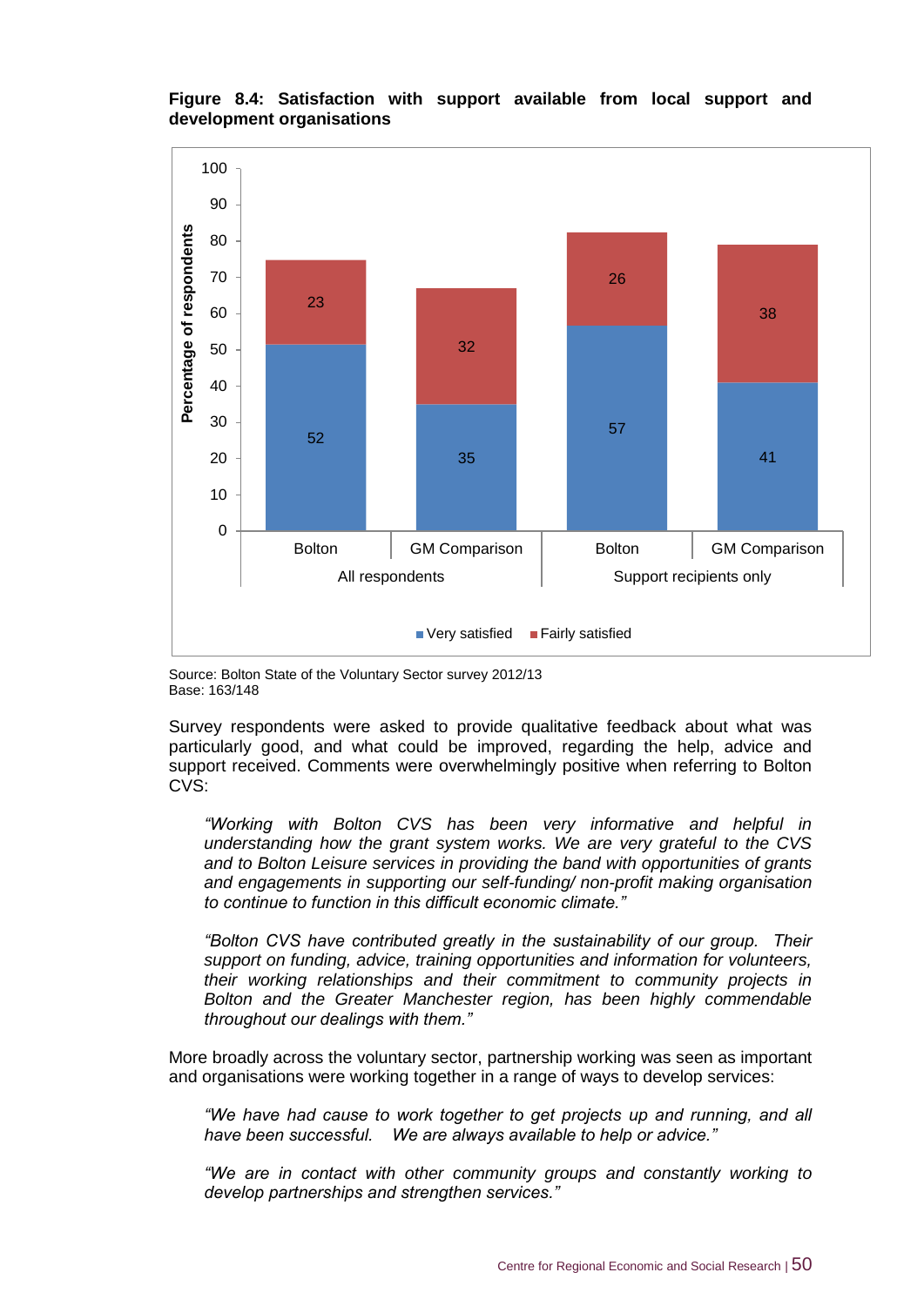**Figure 8.4: Satisfaction with support available from local support and development organisations**

| | All respondents | | Support recipients only | |
|---|---|---|---|---|
| | Bolton | GM Comparison | Bolton | GM Comparison |
| Very satisfied | 52 | 35 | 57 | 41 |
| Fairly satisfied | 23 | 32 | 26 | 38 |

Source: Bolton State of the Voluntary Sector survey 2012/13
Base: 163/148

Survey respondents were asked to provide qualitative feedback about what was particularly good, and what could be improved, regarding the help, advice and support received. Comments were overwhelmingly positive when referring to Bolton CVS:

> *"Working with Bolton CVS has been very informative and helpful in understanding how the grant system works. We are very grateful to the CVS and to Bolton Leisure services in providing the band with opportunities of grants and engagements in supporting our self-funding/ non-profit making organisation to continue to function in this difficult economic climate."*

> *"Bolton CVS have contributed greatly in the sustainability of our group. Their support on funding, advice, training opportunities and information for volunteers, their working relationships and their commitment to community projects in Bolton and the Greater Manchester region, has been highly commendable throughout our dealings with them."*

More broadly across the voluntary sector, partnership working was seen as important and organisations were working together in a range of ways to develop services:

> *"We have had cause to work together to get projects up and running, and all have been successful. We are always available to help or advice."*

> *"We are in contact with other community groups and constantly working to develop partnerships and strengthen services."*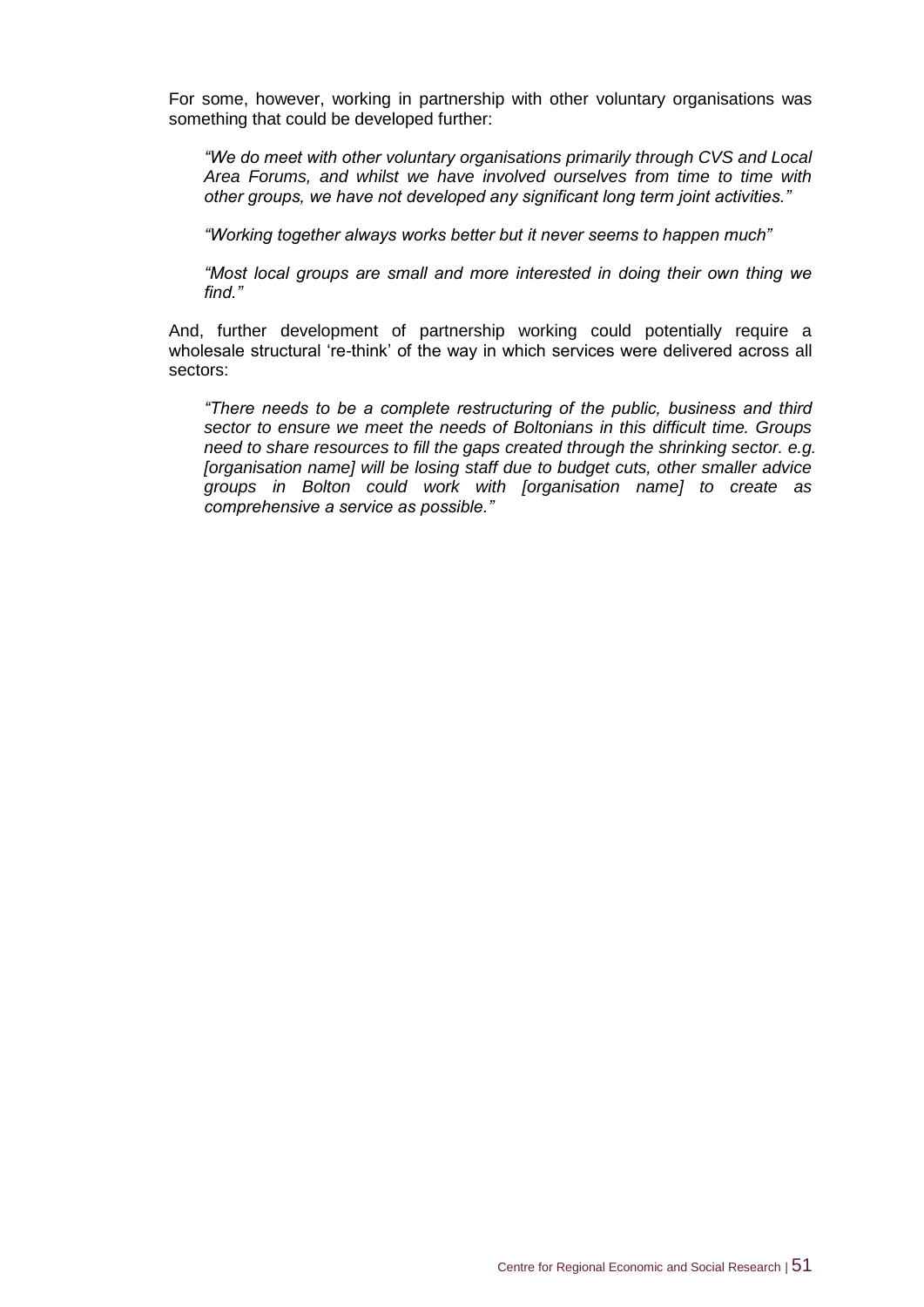For some, however, working in partnership with other voluntary organisations was something that could be developed further:

> *"We do meet with other voluntary organisations primarily through CVS and Local Area Forums, and whilst we have involved ourselves from time to time with other groups, we have not developed any significant long term joint activities."*

> *"Working together always works better but it never seems to happen much"*

> *"Most local groups are small and more interested in doing their own thing we find."*

And, further development of partnership working could potentially require a wholesale structural 're-think' of the way in which services were delivered across all sectors:

> *"There needs to be a complete restructuring of the public, business and third sector to ensure we meet the needs of Boltonians in this difficult time. Groups need to share resources to fill the gaps created through the shrinking sector. e.g. [organisation name] will be losing staff due to budget cuts, other smaller advice groups in Bolton could work with [organisation name] to create as comprehensive a service as possible."*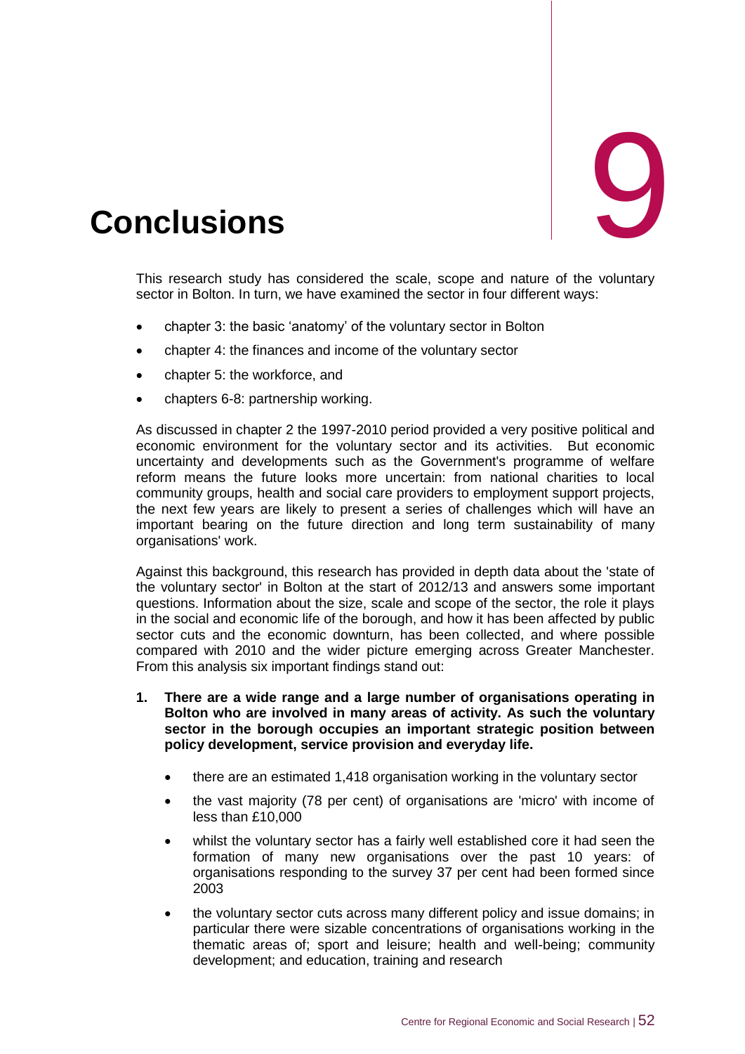# 9 Conclusions

This research study has considered the scale, scope and nature of the voluntary sector in Bolton. In turn, we have examined the sector in four different ways:

- chapter 3: the basic 'anatomy' of the voluntary sector in Bolton
- chapter 4: the finances and income of the voluntary sector
- chapter 5: the workforce, and
- chapters 6-8: partnership working.

As discussed in chapter 2 the 1997-2010 period provided a very positive political and economic environment for the voluntary sector and its activities. But economic uncertainty and developments such as the Government's programme of welfare reform means the future looks more uncertain: from national charities to local community groups, health and social care providers to employment support projects, the next few years are likely to present a series of challenges which will have an important bearing on the future direction and long term sustainability of many organisations' work.

Against this background, this research has provided in depth data about the 'state of the voluntary sector' in Bolton at the start of 2012/13 and answers some important questions. Information about the size, scale and scope of the sector, the role it plays in the social and economic life of the borough, and how it has been affected by public sector cuts and the economic downturn, has been collected, and where possible compared with 2010 and the wider picture emerging across Greater Manchester. From this analysis six important findings stand out:

1. **There are a wide range and a large number of organisations operating in Bolton who are involved in many areas of activity. As such the voluntary sector in the borough occupies an important strategic position between policy development, service provision and everyday life.**
   - there are an estimated 1,418 organisation working in the voluntary sector
   - the vast majority (78 per cent) of organisations are 'micro' with income of less than £10,000
   - whilst the voluntary sector has a fairly well established core it had seen the formation of many new organisations over the past 10 years: of organisations responding to the survey 37 per cent had been formed since 2003
   - the voluntary sector cuts across many different policy and issue domains; in particular there were sizable concentrations of organisations working in the thematic areas of; sport and leisure; health and well-being; community development; and education, training and research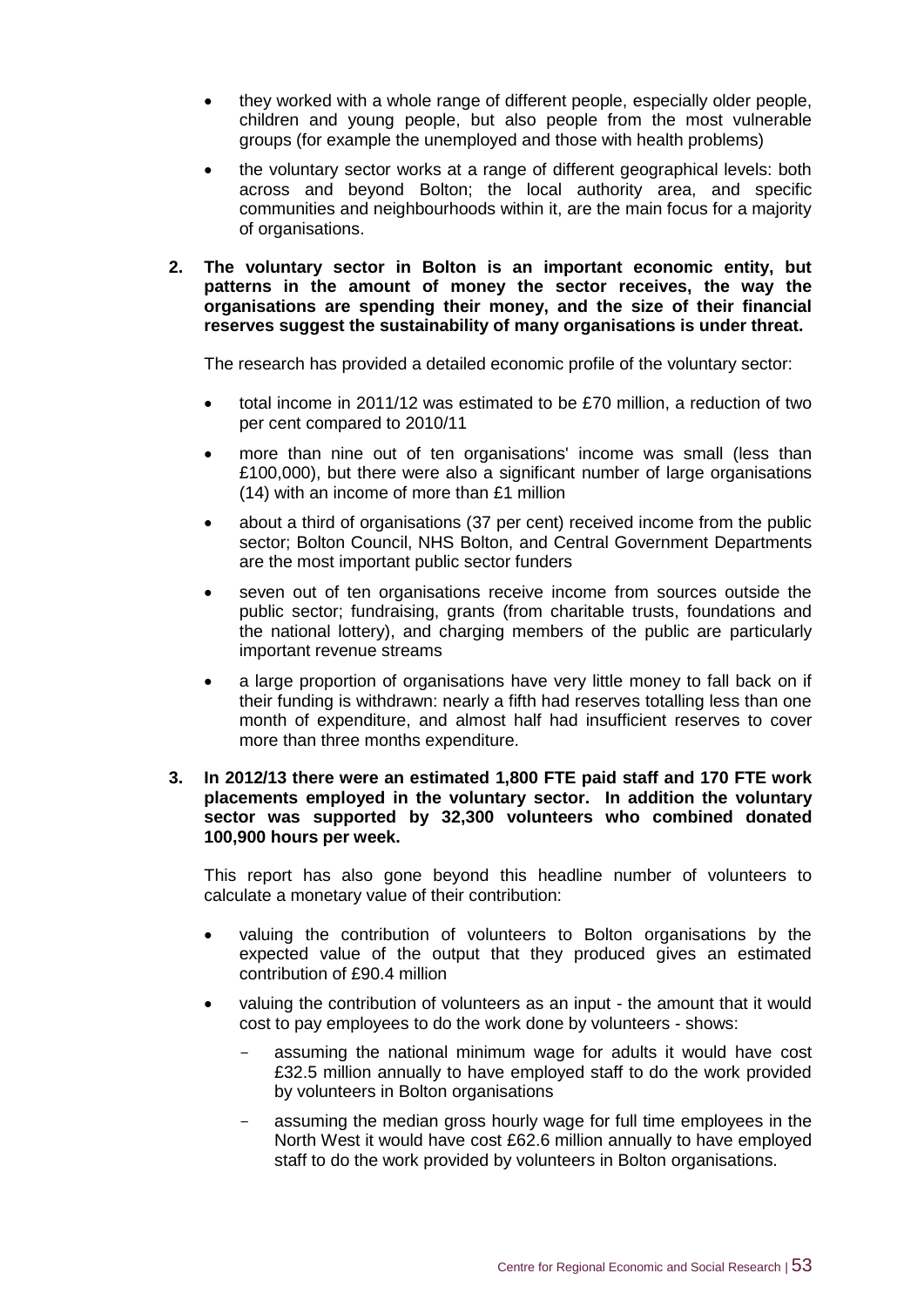- they worked with a whole range of different people, especially older people, children and young people, but also people from the most vulnerable groups (for example the unemployed and those with health problems)
- the voluntary sector works at a range of different geographical levels: both across and beyond Bolton; the local authority area, and specific communities and neighbourhoods within it, are the main focus for a majority of organisations.

**2. The voluntary sector in Bolton is an important economic entity, but patterns in the amount of money the sector receives, the way the organisations are spending their money, and the size of their financial reserves suggest the sustainability of many organisations is under threat.**

The research has provided a detailed economic profile of the voluntary sector:

- total income in 2011/12 was estimated to be £70 million, a reduction of two per cent compared to 2010/11
- more than nine out of ten organisations' income was small (less than £100,000), but there were also a significant number of large organisations (14) with an income of more than £1 million
- about a third of organisations (37 per cent) received income from the public sector; Bolton Council, NHS Bolton, and Central Government Departments are the most important public sector funders
- seven out of ten organisations receive income from sources outside the public sector; fundraising, grants (from charitable trusts, foundations and the national lottery), and charging members of the public are particularly important revenue streams
- a large proportion of organisations have very little money to fall back on if their funding is withdrawn: nearly a fifth had reserves totalling less than one month of expenditure, and almost half had insufficient reserves to cover more than three months expenditure.

**3. In 2012/13 there were an estimated 1,800 FTE paid staff and 170 FTE work placements employed in the voluntary sector. In addition the voluntary sector was supported by 32,300 volunteers who combined donated 100,900 hours per week.**

This report has also gone beyond this headline number of volunteers to calculate a monetary value of their contribution:

- valuing the contribution of volunteers to Bolton organisations by the expected value of the output that they produced gives an estimated contribution of £90.4 million
- valuing the contribution of volunteers as an input - the amount that it would cost to pay employees to do the work done by volunteers - shows:
  - assuming the national minimum wage for adults it would have cost £32.5 million annually to have employed staff to do the work provided by volunteers in Bolton organisations
  - assuming the median gross hourly wage for full time employees in the North West it would have cost £62.6 million annually to have employed staff to do the work provided by volunteers in Bolton organisations.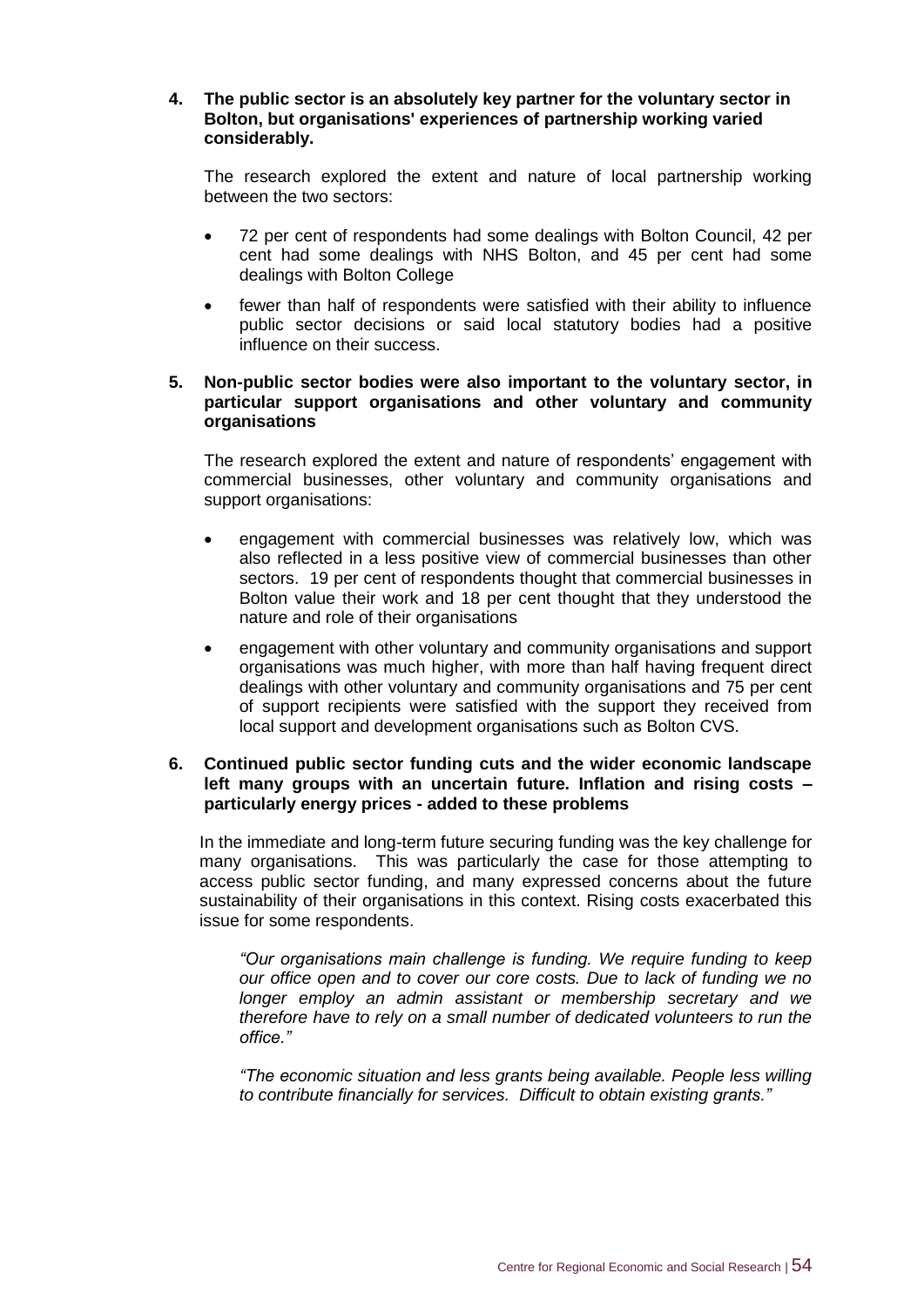**4. The public sector is an absolutely key partner for the voluntary sector in Bolton, but organisations' experiences of partnership working varied considerably.**

The research explored the extent and nature of local partnership working between the two sectors:

- 72 per cent of respondents had some dealings with Bolton Council, 42 per cent had some dealings with NHS Bolton, and 45 per cent had some dealings with Bolton College
- fewer than half of respondents were satisfied with their ability to influence public sector decisions or said local statutory bodies had a positive influence on their success.

**5. Non-public sector bodies were also important to the voluntary sector, in particular support organisations and other voluntary and community organisations**

The research explored the extent and nature of respondents' engagement with commercial businesses, other voluntary and community organisations and support organisations:

- engagement with commercial businesses was relatively low, which was also reflected in a less positive view of commercial businesses than other sectors. 19 per cent of respondents thought that commercial businesses in Bolton value their work and 18 per cent thought that they understood the nature and role of their organisations
- engagement with other voluntary and community organisations and support organisations was much higher, with more than half having frequent direct dealings with other voluntary and community organisations and 75 per cent of support recipients were satisfied with the support they received from local support and development organisations such as Bolton CVS.

**6. Continued public sector funding cuts and the wider economic landscape left many groups with an uncertain future. Inflation and rising costs – particularly energy prices - added to these problems**

In the immediate and long-term future securing funding was the key challenge for many organisations. This was particularly the case for those attempting to access public sector funding, and many expressed concerns about the future sustainability of their organisations in this context. Rising costs exacerbated this issue for some respondents.

> *"Our organisations main challenge is funding. We require funding to keep our office open and to cover our core costs. Due to lack of funding we no longer employ an admin assistant or membership secretary and we therefore have to rely on a small number of dedicated volunteers to run the office."*

> *"The economic situation and less grants being available. People less willing to contribute financially for services. Difficult to obtain existing grants."*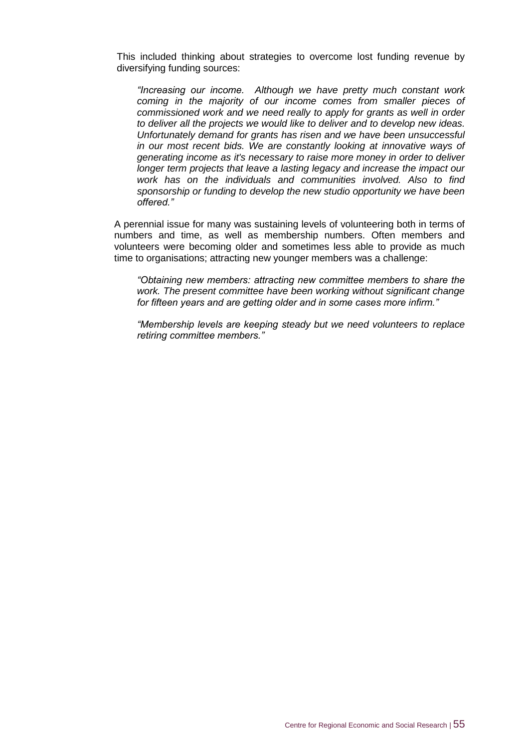This included thinking about strategies to overcome lost funding revenue by diversifying funding sources:

> *"Increasing our income. Although we have pretty much constant work coming in the majority of our income comes from smaller pieces of commissioned work and we need really to apply for grants as well in order to deliver all the projects we would like to deliver and to develop new ideas. Unfortunately demand for grants has risen and we have been unsuccessful in our most recent bids. We are constantly looking at innovative ways of generating income as it's necessary to raise more money in order to deliver longer term projects that leave a lasting legacy and increase the impact our work has on the individuals and communities involved. Also to find sponsorship or funding to develop the new studio opportunity we have been offered."*

A perennial issue for many was sustaining levels of volunteering both in terms of numbers and time, as well as membership numbers. Often members and volunteers were becoming older and sometimes less able to provide as much time to organisations; attracting new younger members was a challenge:

> *"Obtaining new members: attracting new committee members to share the work. The present committee have been working without significant change for fifteen years and are getting older and in some cases more infirm."*

> *"Membership levels are keeping steady but we need volunteers to replace retiring committee members."*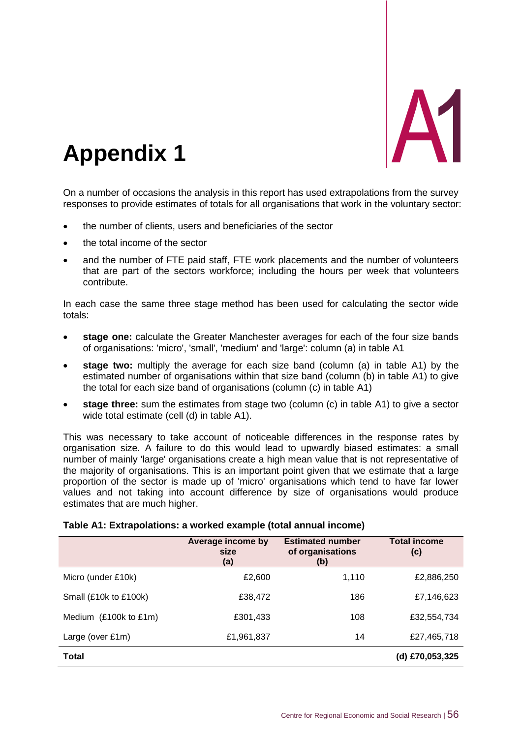# Appendix 1

On a number of occasions the analysis in this report has used extrapolations from the survey responses to provide estimates of totals for all organisations that work in the voluntary sector:

- the number of clients, users and beneficiaries of the sector
- the total income of the sector
- and the number of FTE paid staff, FTE work placements and the number of volunteers that are part of the sectors workforce; including the hours per week that volunteers contribute.

In each case the same three stage method has been used for calculating the sector wide totals:

- **stage one:** calculate the Greater Manchester averages for each of the four size bands of organisations: 'micro', 'small', 'medium' and 'large': column (a) in table A1
- **stage two:** multiply the average for each size band (column (a) in table A1) by the estimated number of organisations within that size band (column (b) in table A1) to give the total for each size band of organisations (column (c) in table A1)
- **stage three:** sum the estimates from stage two (column (c) in table A1) to give a sector wide total estimate (cell (d) in table A1).

This was necessary to take account of noticeable differences in the response rates by organisation size. A failure to do this would lead to upwardly biased estimates: a small number of mainly 'large' organisations create a high mean value that is not representative of the majority of organisations. This is an important point given that we estimate that a large proportion of the sector is made up of 'micro' organisations which tend to have far lower values and not taking into account difference by size of organisations would produce estimates that are much higher.

**Table A1: Extrapolations: a worked example (total annual income)**

| | Average income by size (a) | Estimated number of organisations (b) | Total income (c) |
|---|---|---|---|
| Micro (under £10k) | £2,600 | 1,110 | £2,886,250 |
| Small (£10k to £100k) | £38,472 | 186 | £7,146,623 |
| Medium (£100k to £1m) | £301,433 | 108 | £32,554,734 |
| Large (over £1m) | £1,961,837 | 14 | £27,465,718 |
| **Total** | | | **(d) £70,053,325** |